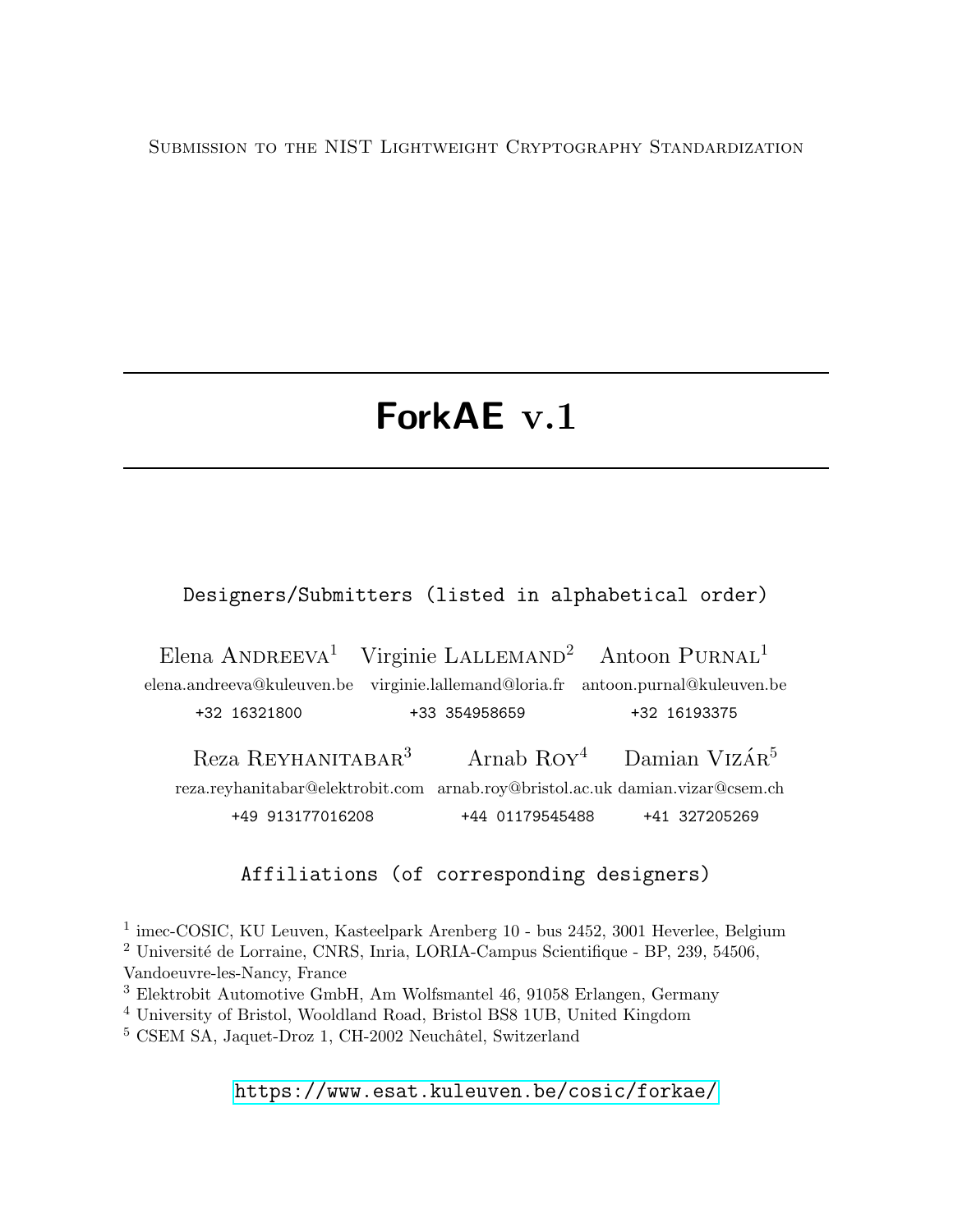Submission to the NIST Lightweight Cryptography Standardization

# ForkAE v.1

Designers/Submitters (listed in alphabetical order)

Elena Andreeva[1] elena.andreeva@kuleuven.be +32 16321800

Virginie Lallemand[2] virginie.lallemand@loria.fr +33 354958659

Antoon Purnal[1] antoon.purnal@kuleuven.be +32 16193375

Reza Reyhanitabar[3] reza.reyhanitabar@elektrobit.com +49 913177016208

Arnab Roy[4] arnab.roy@bristol.ac.uk +44 01179545488

Damian Vizár[5] damian.vizar@csem.ch +41 327205269

Affiliations (of corresponding designers)

[1] imec-COSIC, KU Leuven, Kasteelpark Arenberg 10 - bus 2452, 3001 Heverlee, Belgium
[2] Université de Lorraine, CNRS, Inria, LORIA-Campus Scientifique - BP, 239, 54506, Vandoeuvre-les-Nancy, France
[3] Elektrobit Automotive GmbH, Am Wolfsmantel 46, 91058 Erlangen, Germany
[4] University of Bristol, Wooldland Road, Bristol BS8 1UB, United Kingdom
[5] CSEM SA, Jaquet-Droz 1, CH-2002 Neuchâtel, Switzerland

https://www.esat.kuleuven.be/cosic/forkae/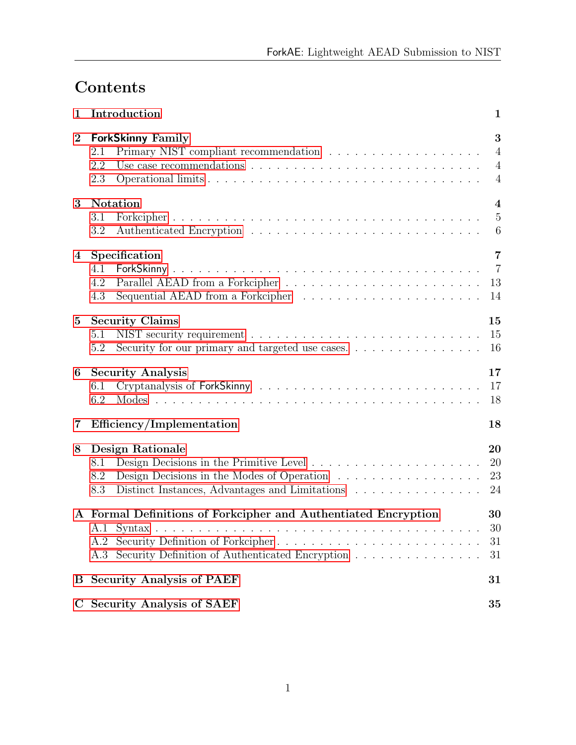# Contents

1 Introduction 1

2 ForkSkinny Family 3
- 2.1 Primary NIST compliant recommendation . . . 4
- 2.2 Use case recommendations . . . 4
- 2.3 Operational limits . . . 4

3 Notation 4
- 3.1 Forkcipher . . . 5
- 3.2 Authenticated Encryption . . . 6

4 Specification 7
- 4.1 ForkSkinny . . . 7
- 4.2 Parallel AEAD from a Forkcipher . . . 13
- 4.3 Sequential AEAD from a Forkcipher . . . 14

5 Security Claims 15
- 5.1 NIST security requirement . . . 15
- 5.2 Security for our primary and targeted use cases. . . . 16

6 Security Analysis 17
- 6.1 Cryptanalysis of ForkSkinny . . . 17
- 6.2 Modes . . . 18

7 Efficiency/Implementation 18

8 Design Rationale 20
- 8.1 Design Decisions in the Primitive Level . . . 20
- 8.2 Design Decisions in the Modes of Operation . . . 23
- 8.3 Distinct Instances, Advantages and Limitations . . . 24

A Formal Definitions of Forkcipher and Authentiated Encryption 30
- A.1 Syntax . . . 30
- A.2 Security Definition of Forkcipher . . . 31
- A.3 Security Definition of Authenticated Encryption . . . 31

B Security Analysis of PAEF 31

C Security Analysis of SAEF 35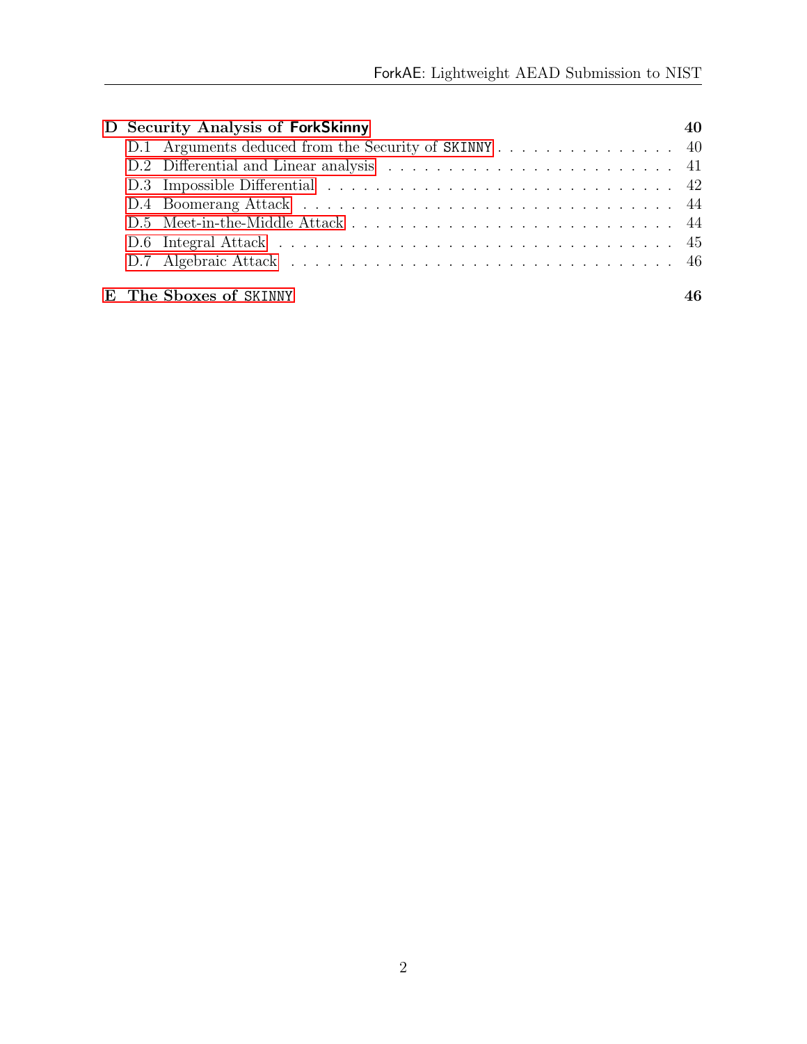- **D Security Analysis of ForkSkinny** — 40
  - D.1 Arguments deduced from the Security of SKINNY — 40
  - D.2 Differential and Linear analysis — 41
  - D.3 Impossible Differential — 42
  - D.4 Boomerang Attack — 44
  - D.5 Meet-in-the-Middle Attack — 44
  - D.6 Integral Attack — 45
  - D.7 Algebraic Attack — 46
- **E The Sboxes of SKINNY** — 46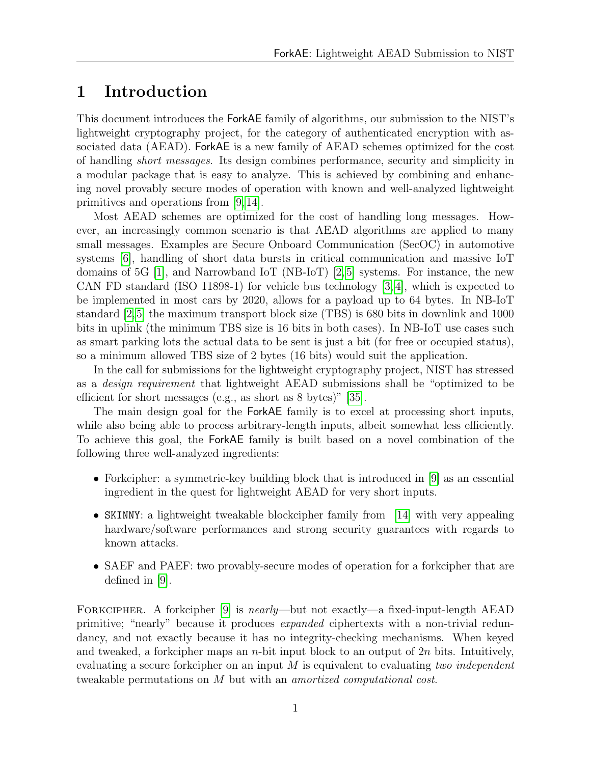# 1 Introduction

This document introduces the ForkAE family of algorithms, our submission to the NIST's lightweight cryptography project, for the category of authenticated encryption with associated data (AEAD). ForkAE is a new family of AEAD schemes optimized for the cost of handling *short messages*. Its design combines performance, security and simplicity in a modular package that is easy to analyze. This is achieved by combining and enhancing novel provably secure modes of operation with known and well-analyzed lightweight primitives and operations from [9,14].

Most AEAD schemes are optimized for the cost of handling long messages. However, an increasingly common scenario is that AEAD algorithms are applied to many small messages. Examples are Secure Onboard Communication (SecOC) in automotive systems [6], handling of short data bursts in critical communication and massive IoT domains of 5G [1], and Narrowband IoT (NB-IoT) [2,5] systems. For instance, the new CAN FD standard (ISO 11898-1) for vehicle bus technology [3,4], which is expected to be implemented in most cars by 2020, allows for a payload up to 64 bytes. In NB-IoT standard [2,5] the maximum transport block size (TBS) is 680 bits in downlink and 1000 bits in uplink (the minimum TBS size is 16 bits in both cases). In NB-IoT use cases such as smart parking lots the actual data to be sent is just a bit (for free or occupied status), so a minimum allowed TBS size of 2 bytes (16 bits) would suit the application.

In the call for submissions for the lightweight cryptography project, NIST has stressed as a *design requirement* that lightweight AEAD submissions shall be "optimized to be efficient for short messages (e.g., as short as 8 bytes)" [35].

The main design goal for the ForkAE family is to excel at processing short inputs, while also being able to process arbitrary-length inputs, albeit somewhat less efficiently. To achieve this goal, the ForkAE family is built based on a novel combination of the following three well-analyzed ingredients:

- Forkcipher: a symmetric-key building block that is introduced in [9] as an essential ingredient in the quest for lightweight AEAD for very short inputs.
- SKINNY: a lightweight tweakable blockcipher family from [14] with very appealing hardware/software performances and strong security guarantees with regards to known attacks.
- SAEF and PAEF: two provably-secure modes of operation for a forkcipher that are defined in [9].

Forkcipher. A forkcipher [9] is *nearly*—but not exactly—a fixed-input-length AEAD primitive; "nearly" because it produces *expanded* ciphertexts with a non-trivial redundancy, and not exactly because it has no integrity-checking mechanisms. When keyed and tweaked, a forkcipher maps an $n$-bit input block to an output of $2n$ bits. Intuitively, evaluating a secure forkcipher on an input $M$ is equivalent to evaluating *two independent* tweakable permutations on $M$ but with an *amortized computational cost*.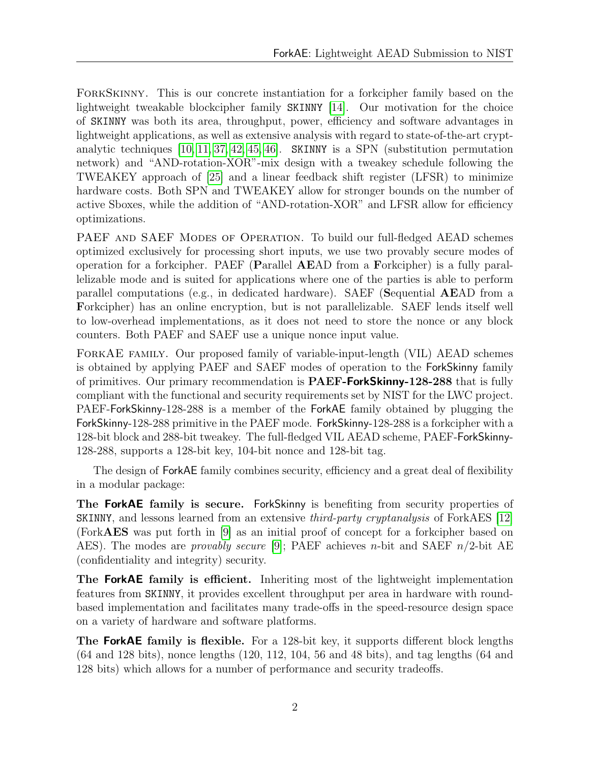**ForkSkinny.** This is our concrete instantiation for a forkcipher family based on the lightweight tweakable blockcipher family SKINNY [14]. Our motivation for the choice of SKINNY was both its area, throughput, power, efficiency and software advantages in lightweight applications, as well as extensive analysis with regard to state-of-the-art cryptanalytic techniques [10, 11, 37, 42, 45, 46]. SKINNY is a SPN (substitution permutation network) and "AND-rotation-XOR"-mix design with a tweakey schedule following the TWEAKEY approach of [25] and a linear feedback shift register (LFSR) to minimize hardware costs. Both SPN and TWEAKEY allow for stronger bounds on the number of active Sboxes, while the addition of "AND-rotation-XOR" and LFSR allow for efficiency optimizations.

**PAEF and SAEF Modes of Operation.** To build our full-fledged AEAD schemes optimized exclusively for processing short inputs, we use two provably secure modes of operation for a forkcipher. PAEF (**P**arallel **AE**AD from a **F**orkcipher) is a fully parallelizable mode and is suited for applications where one of the parties is able to perform parallel computations (e.g., in dedicated hardware). SAEF (**S**equential **AE**AD from a **F**orkcipher) has an online encryption, but is not parallelizable. SAEF lends itself well to low-overhead implementations, as it does not need to store the nonce or any block counters. Both PAEF and SAEF use a unique nonce input value.

**ForkAE family.** Our proposed family of variable-input-length (VIL) AEAD schemes is obtained by applying PAEF and SAEF modes of operation to the ForkSkinny family of primitives. Our primary recommendation is **PAEF-ForkSkinny-128-288** that is fully compliant with the functional and security requirements set by NIST for the LWC project. PAEF-ForkSkinny-128-288 is a member of the ForkAE family obtained by plugging the ForkSkinny-128-288 primitive in the PAEF mode. ForkSkinny-128-288 is a forkcipher with a 128-bit block and 288-bit tweakey. The full-fledged VIL AEAD scheme, PAEF-ForkSkinny-128-288, supports a 128-bit key, 104-bit nonce and 128-bit tag.

The design of ForkAE family combines security, efficiency and a great deal of flexibility in a modular package:

**The ForkAE family is secure.** ForkSkinny is benefiting from security properties of SKINNY, and lessons learned from an extensive *third-party cryptanalysis* of ForkAES [12] (Fork**AES** was put forth in [9] as an initial proof of concept for a forkcipher based on AES). The modes are *provably secure* [9]; PAEF achieves $n$-bit and SAEF $n/2$-bit AE (confidentiality and integrity) security.

**The ForkAE family is efficient.** Inheriting most of the lightweight implementation features from SKINNY, it provides excellent throughput per area in hardware with round-based implementation and facilitates many trade-offs in the speed-resource design space on a variety of hardware and software platforms.

**The ForkAE family is flexible.** For a 128-bit key, it supports different block lengths (64 and 128 bits), nonce lengths (120, 112, 104, 56 and 48 bits), and tag lengths (64 and 128 bits) which allows for a number of performance and security tradeoffs.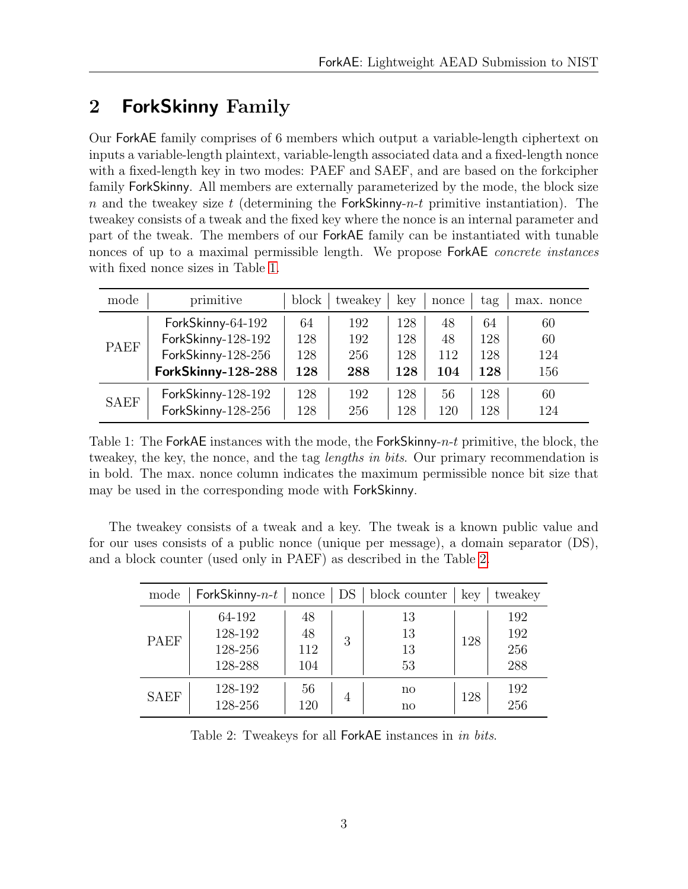## 2 ForkSkinny Family

Our ForkAE family comprises of 6 members which output a variable-length ciphertext on inputs a variable-length plaintext, variable-length associated data and a fixed-length nonce with a fixed-length key in two modes: PAEF and SAEF, and are based on the forkcipher family ForkSkinny. All members are externally parameterized by the mode, the block size $n$ and the tweakey size $t$ (determining the ForkSkinny-$n$-$t$ primitive instantiation). The tweakey consists of a tweak and the fixed key where the nonce is an internal parameter and part of the tweak. The members of our ForkAE family can be instantiated with tunable nonces of up to a maximal permissible length. We propose ForkAE *concrete instances* with fixed nonce sizes in Table 1.

| mode | primitive | block | tweakey | key | nonce | tag | max. nonce |
|---|---|---|---|---|---|---|---|
| PAEF | ForkSkinny-64-192 | 64 | 192 | 128 | 48 | 64 | 60 |
| | ForkSkinny-128-192 | 128 | 192 | 128 | 48 | 128 | 60 |
| | ForkSkinny-128-256 | 128 | 256 | 128 | 112 | 128 | 124 |
| | **ForkSkinny-128-288** | **128** | **288** | **128** | **104** | **128** | 156 |
| SAEF | ForkSkinny-128-192 | 128 | 192 | 128 | 56 | 128 | 60 |
| | ForkSkinny-128-256 | 128 | 256 | 128 | 120 | 128 | 124 |

Table 1: The ForkAE instances with the mode, the ForkSkinny-$n$-$t$ primitive, the block, the tweakey, the key, the nonce, and the tag *lengths in bits*. Our primary recommendation is in bold. The max. nonce column indicates the maximum permissible nonce bit size that may be used in the corresponding mode with ForkSkinny.

The tweakey consists of a tweak and a key. The tweak is a known public value and for our uses consists of a public nonce (unique per message), a domain separator (DS), and a block counter (used only in PAEF) as described in the Table 2.

| mode | ForkSkinny-$n$-$t$ | nonce | DS | block counter | key | tweakey |
|---|---|---|---|---|---|---|
| PAEF | 64-192 | 48 | 3 | 13 | 128 | 192 |
| | 128-192 | 48 | | 13 | | 192 |
| | 128-256 | 112 | | 13 | | 256 |
| | 128-288 | 104 | | 53 | | 288 |
| SAEF | 128-192 | 56 | 4 | no | 128 | 192 |
| | 128-256 | 120 | | no | | 256 |

Table 2: Tweakeys for all ForkAE instances in *in bits*.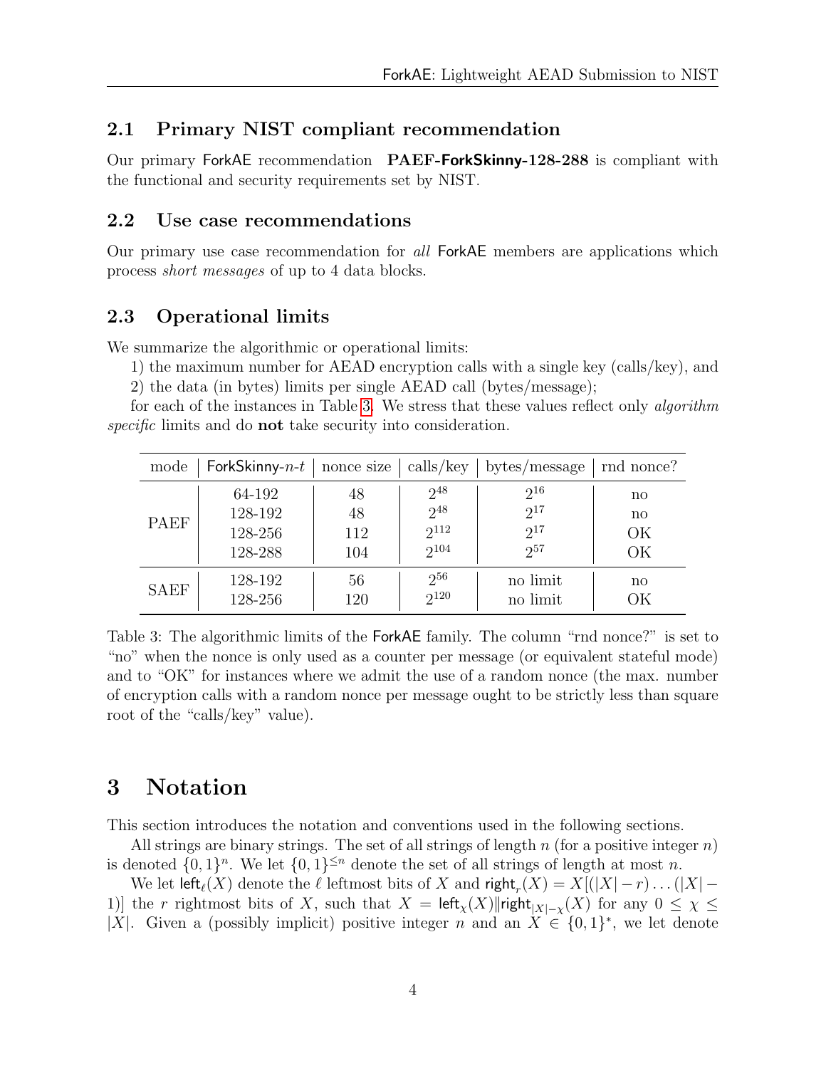## 2.1 Primary NIST compliant recommendation

Our primary ForkAE recommendation **PAEF-ForkSkinny-128-288** is compliant with the functional and security requirements set by NIST.

## 2.2 Use case recommendations

Our primary use case recommendation for *all* ForkAE members are applications which process *short messages* of up to 4 data blocks.

## 2.3 Operational limits

We summarize the algorithmic or operational limits:

1) the maximum number for AEAD encryption calls with a single key (calls/key), and

2) the data (in bytes) limits per single AEAD call (bytes/message);

for each of the instances in Table 3. We stress that these values reflect only *algorithm specific* limits and do **not** take security into consideration.

| mode | ForkSkinny-$n$-$t$ | nonce size | calls/key | bytes/message | rnd nonce? |
|---|---|---|---|---|---|
| PAEF | 64-192 | 48 | $2^{48}$ | $2^{16}$ | no |
| | 128-192 | 48 | $2^{48}$ | $2^{17}$ | no |
| | 128-256 | 112 | $2^{112}$ | $2^{17}$ | OK |
| | 128-288 | 104 | $2^{104}$ | $2^{57}$ | OK |
| SAEF | 128-192 | 56 | $2^{56}$ | no limit | no |
| | 128-256 | 120 | $2^{120}$ | no limit | OK |

Table 3: The algorithmic limits of the ForkAE family. The column "rnd nonce?" is set to "no" when the nonce is only used as a counter per message (or equivalent stateful mode) and to "OK" for instances where we admit the use of a random nonce (the max. number of encryption calls with a random nonce per message ought to be strictly less than square root of the "calls/key" value).

# 3 Notation

This section introduces the notation and conventions used in the following sections.

All strings are binary strings. The set of all strings of length $n$ (for a positive integer $n$) is denoted $\{0,1\}^n$. We let $\{0,1\}^{\leq n}$ denote the set of all strings of length at most $n$.

We let $\mathsf{left}_\ell(X)$ denote the $\ell$ leftmost bits of $X$ and $\mathsf{right}_r(X) = X[(|X|-r)\ldots(|X|-1)]$ the $r$ rightmost bits of $X$, such that $X = \mathsf{left}_\chi(X)\|\mathsf{right}_{|X|-\chi}(X)$ for any $0 \leq \chi \leq |X|$. Given a (possibly implicit) positive integer $n$ and an $X \in \{0,1\}^*$, we let denote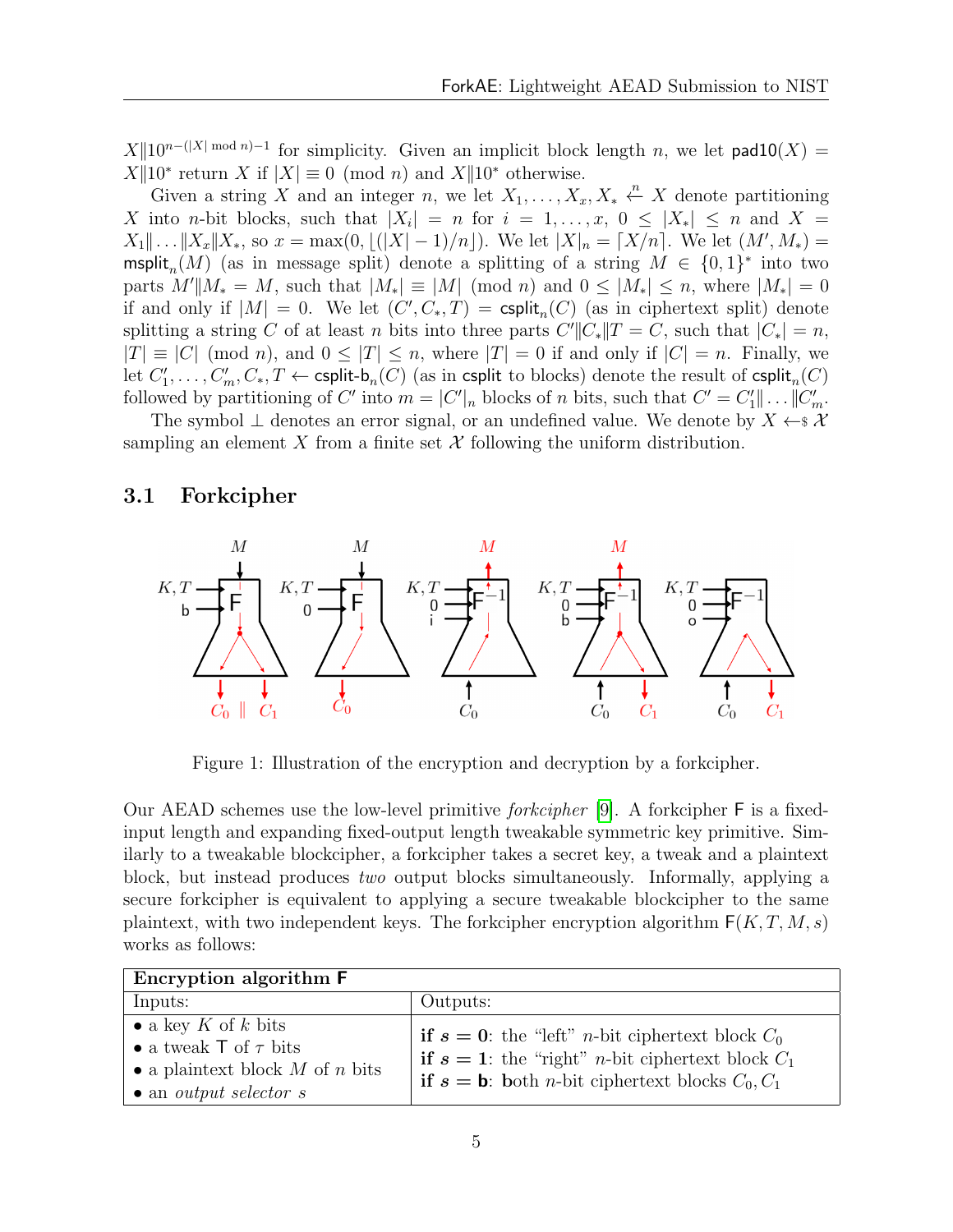$X\|10^{n-(|X| \bmod n)-1}$ for simplicity. Given an implicit block length $n$, we let $\mathsf{pad10}(X) = X\|10^*$ return $X$ if $|X| \equiv 0 \pmod n$ and $X\|10^*$ otherwise.

Given a string $X$ and an integer $n$, we let $X_1, \ldots, X_x, X_* \overset{n}{\leftarrow} X$ denote partitioning $X$ into $n$-bit blocks, such that $|X_i| = n$ for $i = 1, \ldots, x$, $0 \leq |X_*| \leq n$ and $X = X_1\|\ldots\|X_x\|X_*$, so $x = \max(0, \lfloor(|X| - 1)/n\rfloor)$. We let $|X|_n = \lceil X/n \rceil$. We let $(M', M_*) = \mathsf{msplit}_n(M)$ (as in message split) denote a splitting of a string $M \in \{0,1\}^*$ into two parts $M'\|M_* = M$, such that $|M_*| \equiv |M| \pmod n$ and $0 \leq |M_*| \leq n$, where $|M_*| = 0$ if and only if $|M| = 0$. We let $(C', C_*, T) = \mathsf{csplit}_n(C)$ (as in ciphertext split) denote splitting a string $C$ of at least $n$ bits into three parts $C'\|C_*\|T = C$, such that $|C_*| = n$, $|T| \equiv |C| \pmod n$, and $0 \leq |T| \leq n$, where $|T| = 0$ if and only if $|C| = n$. Finally, we let $C'_1, \ldots, C'_m, C_*, T \leftarrow \mathsf{csplit\text{-}b}_n(C)$ (as in $\mathsf{csplit}$ to blocks) denote the result of $\mathsf{csplit}_n(C)$ followed by partitioning of $C'$ into $m = |C'|_n$ blocks of $n$ bits, such that $C' = C'_1\|\ldots\|C'_m$.

The symbol $\perp$ denotes an error signal, or an undefined value. We denote by $X \leftarrow\!\!\$\ \mathcal{X}$ sampling an element $X$ from a finite set $\mathcal{X}$ following the uniform distribution.

## 3.1 Forkcipher

Figure 1: Illustration of the encryption and decryption by a forkcipher.

Our AEAD schemes use the low-level primitive *forkcipher* [9]. A forkcipher $\mathsf{F}$ is a fixed-input length and expanding fixed-output length tweakable symmetric key primitive. Similarly to a tweakable blockcipher, a forkcipher takes a secret key, a tweak and a plaintext block, but instead produces *two* output blocks simultaneously. Informally, applying a secure forkcipher is equivalent to applying a secure tweakable blockcipher to the same plaintext, with two independent keys. The forkcipher encryption algorithm $\mathsf{F}(K, T, M, s)$ works as follows:

| **Encryption algorithm F** | |
|---|---|
| Inputs: | Outputs: |
| • a key $K$ of $k$ bits<br>• a tweak $\mathsf{T}$ of $\tau$ bits<br>• a plaintext block $M$ of $n$ bits<br>• an *output selector* $s$ | **if** $\boldsymbol{s} = \mathbf{0}$: the "left" $n$-bit ciphertext block $C_0$<br>**if** $\boldsymbol{s} = \mathbf{1}$: the "right" $n$-bit ciphertext block $C_1$<br>**if** $\boldsymbol{s} = \mathbf{b}$: both $n$-bit ciphertext blocks $C_0, C_1$ |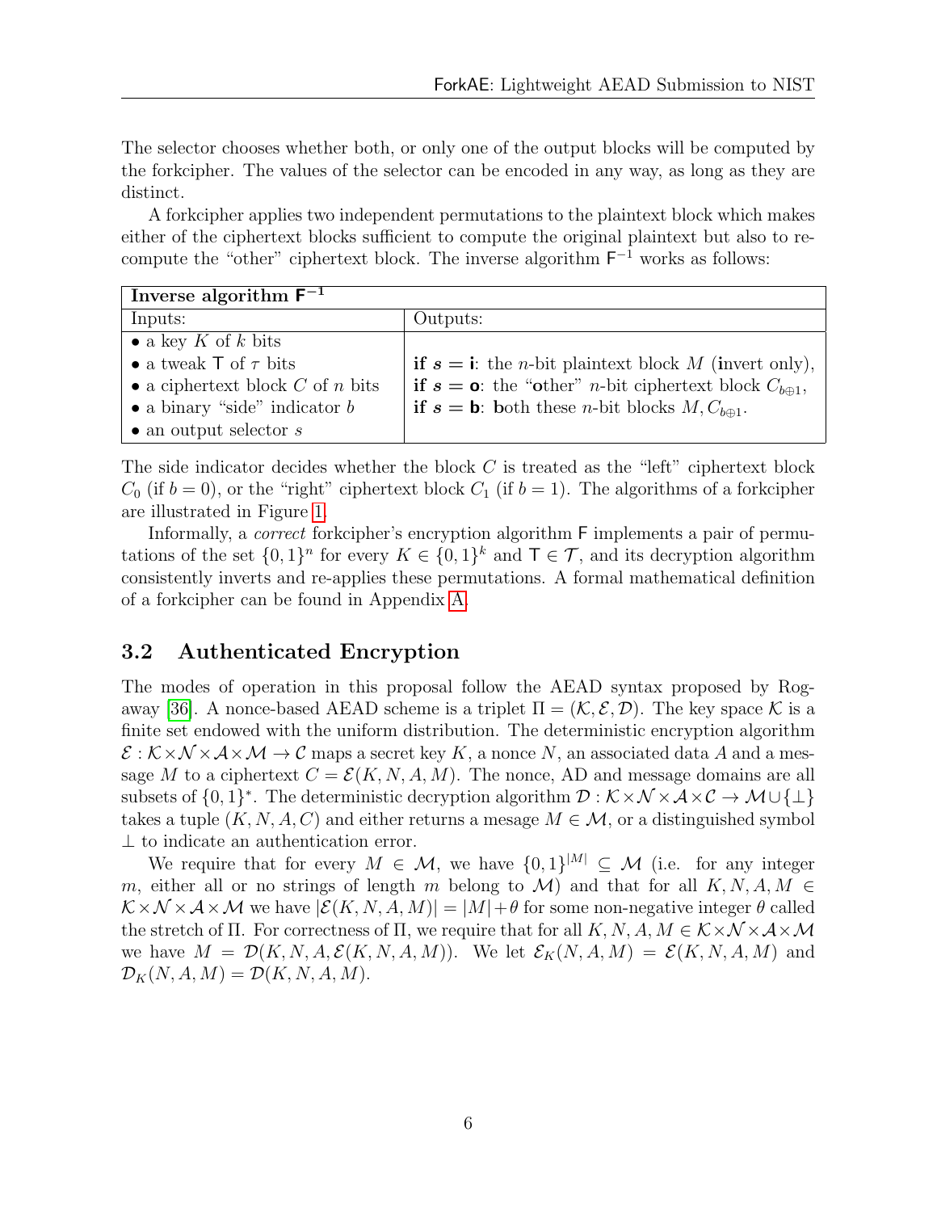The selector chooses whether both, or only one of the output blocks will be computed by the forkcipher. The values of the selector can be encoded in any way, as long as they are distinct.

A forkcipher applies two independent permutations to the plaintext block which makes either of the ciphertext blocks sufficient to compute the original plaintext but also to re-compute the "other" ciphertext block. The inverse algorithm $\mathsf{F}^{-1}$ works as follows:

| **Inverse algorithm $\mathsf{F}^{-1}$** | |
|---|---|
| Inputs: | Outputs: |
| • a key $K$ of $k$ bits<br>• a tweak $\mathsf{T}$ of $\tau$ bits<br>• a ciphertext block $C$ of $n$ bits<br>• a binary "side" indicator $b$<br>• an output selector $s$ | **if** $s = \mathsf{i}$: the $n$-bit plaintext block $M$ (**i**nvert only),<br>**if** $s = \mathsf{o}$: the "**o**ther" $n$-bit ciphertext block $C_{b\oplus 1}$,<br>**if** $s = \mathsf{b}$: **b**oth these $n$-bit blocks $M, C_{b\oplus 1}$. |

The side indicator decides whether the block $C$ is treated as the "left" ciphertext block $C_0$ (if $b = 0$), or the "right" ciphertext block $C_1$ (if $b = 1$). The algorithms of a forkcipher are illustrated in Figure 1.

Informally, a *correct* forkcipher's encryption algorithm $\mathsf{F}$ implements a pair of permutations of the set $\{0,1\}^n$ for every $K \in \{0,1\}^k$ and $\mathsf{T} \in \mathcal{T}$, and its decryption algorithm consistently inverts and re-applies these permutations. A formal mathematical definition of a forkcipher can be found in Appendix A.

## 3.2 Authenticated Encryption

The modes of operation in this proposal follow the AEAD syntax proposed by Rogaway [36]. A nonce-based AEAD scheme is a triplet $\Pi = (\mathcal{K}, \mathcal{E}, \mathcal{D})$. The key space $\mathcal{K}$ is a finite set endowed with the uniform distribution. The deterministic encryption algorithm $\mathcal{E} : \mathcal{K} \times \mathcal{N} \times \mathcal{A} \times \mathcal{M} \to \mathcal{C}$ maps a secret key $K$, a nonce $N$, an associated data $A$ and a message $M$ to a ciphertext $C = \mathcal{E}(K, N, A, M)$. The nonce, AD and message domains are all subsets of $\{0,1\}^*$. The deterministic decryption algorithm $\mathcal{D} : \mathcal{K} \times \mathcal{N} \times \mathcal{A} \times \mathcal{C} \to \mathcal{M} \cup \{\bot\}$ takes a tuple $(K, N, A, C)$ and either returns a mesage $M \in \mathcal{M}$, or a distinguished symbol $\bot$ to indicate an authentication error.

We require that for every $M \in \mathcal{M}$, we have $\{0,1\}^{|M|} \subseteq \mathcal{M}$ (i.e. for any integer $m$, either all or no strings of length $m$ belong to $\mathcal{M}$) and that for all $K, N, A, M \in \mathcal{K} \times \mathcal{N} \times \mathcal{A} \times \mathcal{M}$ we have $|\mathcal{E}(K, N, A, M)| = |M| + \theta$ for some non-negative integer $\theta$ called the stretch of $\Pi$. For correctness of $\Pi$, we require that for all $K, N, A, M \in \mathcal{K} \times \mathcal{N} \times \mathcal{A} \times \mathcal{M}$ we have $M = \mathcal{D}(K, N, A, \mathcal{E}(K, N, A, M))$. We let $\mathcal{E}_K(N, A, M) = \mathcal{E}(K, N, A, M)$ and $\mathcal{D}_K(N, A, M) = \mathcal{D}(K, N, A, M)$.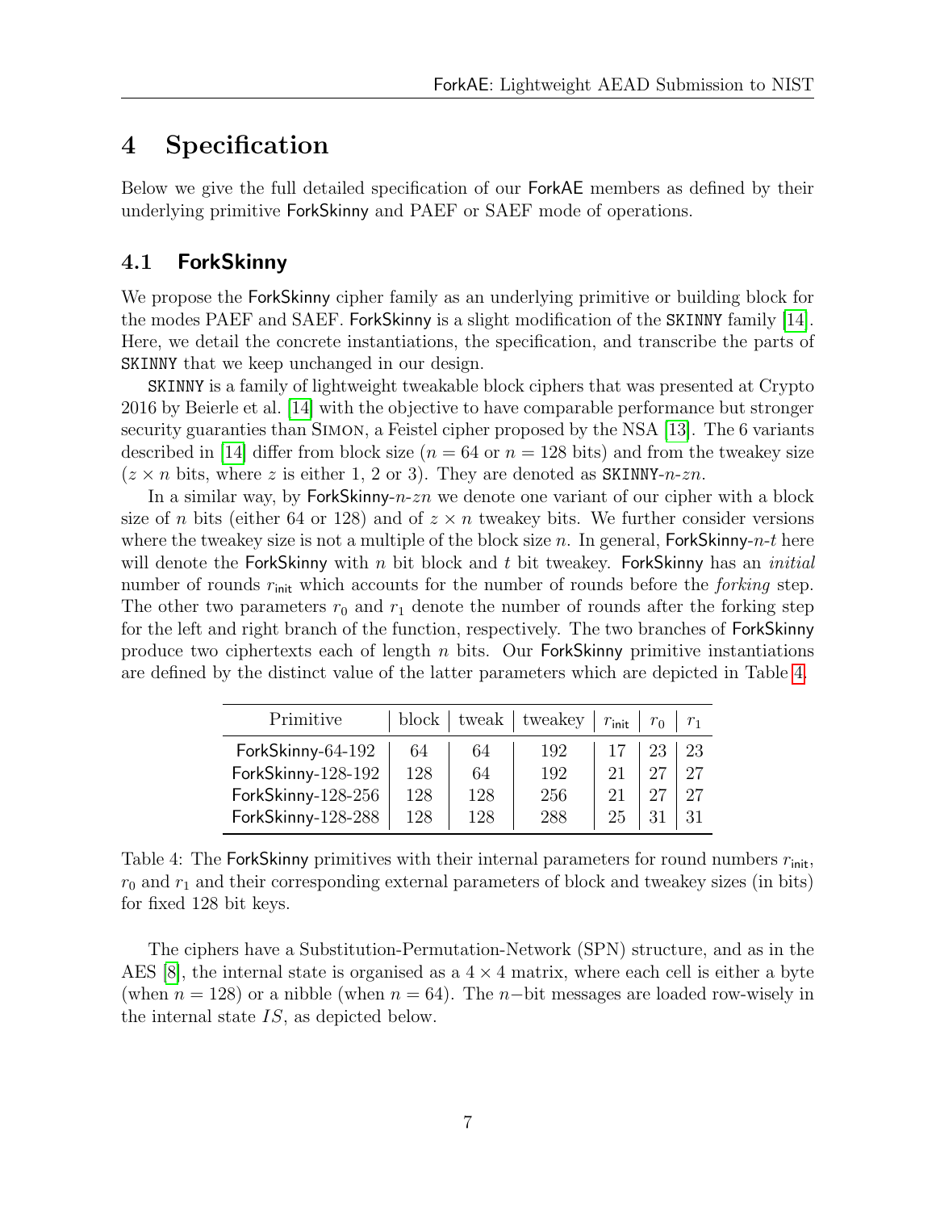# 4 Specification

Below we give the full detailed specification of our ForkAE members as defined by their underlying primitive ForkSkinny and PAEF or SAEF mode of operations.

## 4.1 ForkSkinny

We propose the ForkSkinny cipher family as an underlying primitive or building block for the modes PAEF and SAEF. ForkSkinny is a slight modification of the SKINNY family [14]. Here, we detail the concrete instantiations, the specification, and transcribe the parts of SKINNY that we keep unchanged in our design.

SKINNY is a family of lightweight tweakable block ciphers that was presented at Crypto 2016 by Beierle et al. [14] with the objective to have comparable performance but stronger security guaranties than Simon, a Feistel cipher proposed by the NSA [13]. The 6 variants described in [14] differ from block size ($n = 64$ or $n = 128$ bits) and from the tweakey size ($z \times n$ bits, where $z$ is either 1, 2 or 3). They are denoted as SKINNY-$n$-$zn$.

In a similar way, by ForkSkinny-$n$-$zn$ we denote one variant of our cipher with a block size of $n$ bits (either 64 or 128) and of $z \times n$ tweakey bits. We further consider versions where the tweakey size is not a multiple of the block size $n$. In general, ForkSkinny-$n$-$t$ here will denote the ForkSkinny with $n$ bit block and $t$ bit tweakey. ForkSkinny has an *initial* number of rounds $r_{\mathsf{init}}$ which accounts for the number of rounds before the *forking* step. The other two parameters $r_0$ and $r_1$ denote the number of rounds after the forking step for the left and right branch of the function, respectively. The two branches of ForkSkinny produce two ciphertexts each of length $n$ bits. Our ForkSkinny primitive instantiations are defined by the distinct value of the latter parameters which are depicted in Table 4.

| Primitive | block | tweak | tweakey | $r_{\mathsf{init}}$ | $r_0$ | $r_1$ |
|---|---|---|---|---|---|---|
| ForkSkinny-64-192 | 64 | 64 | 192 | 17 | 23 | 23 |
| ForkSkinny-128-192 | 128 | 64 | 192 | 21 | 27 | 27 |
| ForkSkinny-128-256 | 128 | 128 | 256 | 21 | 27 | 27 |
| ForkSkinny-128-288 | 128 | 128 | 288 | 25 | 31 | 31 |

Table 4: The ForkSkinny primitives with their internal parameters for round numbers $r_{\mathsf{init}}$, $r_0$ and $r_1$ and their corresponding external parameters of block and tweakey sizes (in bits) for fixed 128 bit keys.

The ciphers have a Substitution-Permutation-Network (SPN) structure, and as in the AES [8], the internal state is organised as a $4 \times 4$ matrix, where each cell is either a byte (when $n = 128$) or a nibble (when $n = 64$). The $n-$bit messages are loaded row-wisely in the internal state $IS$, as depicted below.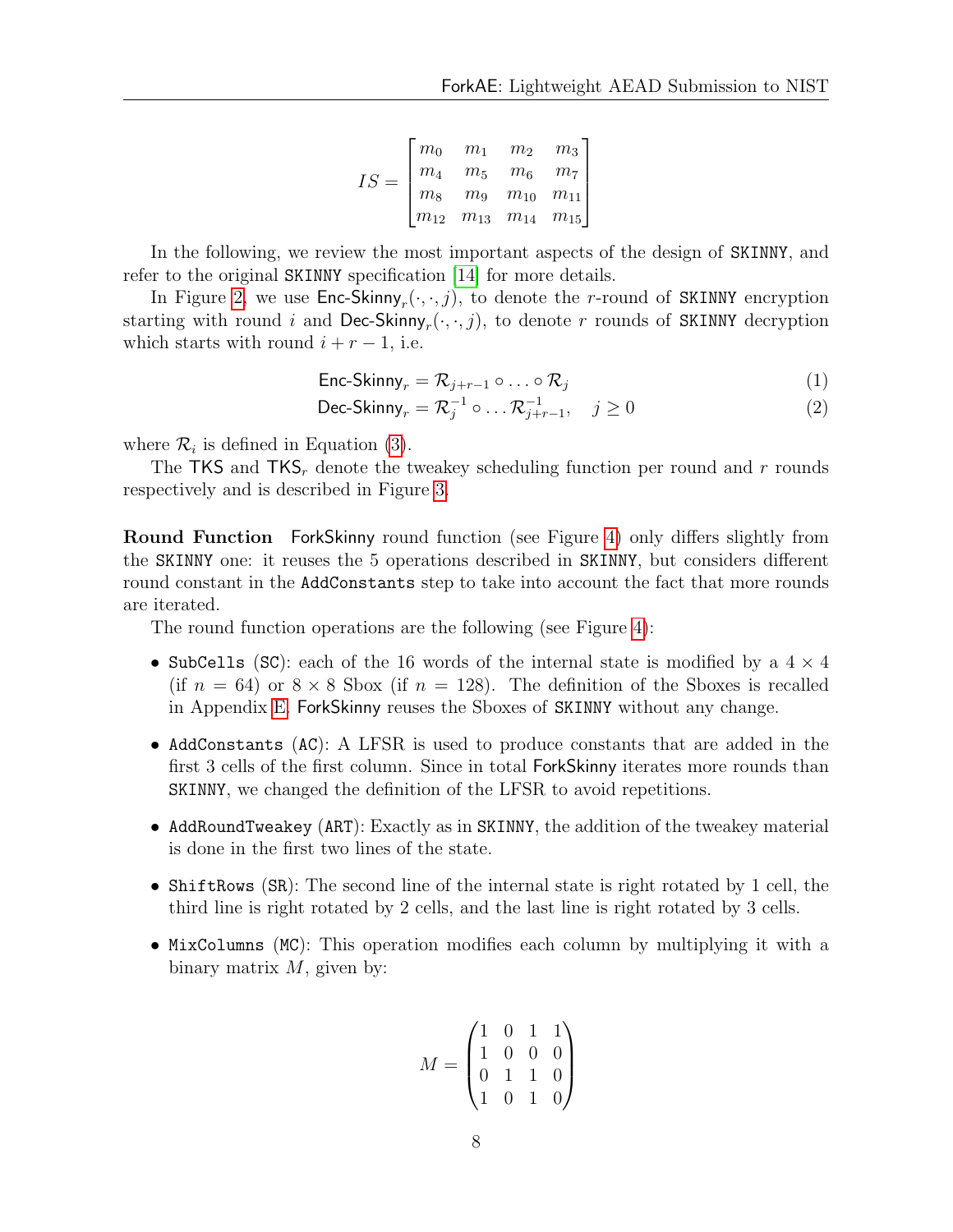$$IS = \begin{bmatrix} m_0 & m_1 & m_2 & m_3 \\ m_4 & m_5 & m_6 & m_7 \\ m_8 & m_9 & m_{10} & m_{11} \\ m_{12} & m_{13} & m_{14} & m_{15} \end{bmatrix}$$

In the following, we review the most important aspects of the design of SKINNY, and refer to the original SKINNY specification [14] for more details.

In Figure 2, we use $\text{Enc-Skinny}_r(\cdot,\cdot,j)$, to denote the $r$-round of SKINNY encryption starting with round $i$ and $\text{Dec-Skinny}_r(\cdot,\cdot,j)$, to denote $r$ rounds of SKINNY decryption which starts with round $i+r-1$, i.e.

$$\text{Enc-Skinny}_r = \mathcal{R}_{j+r-1} \circ \ldots \circ \mathcal{R}_j \tag{1}$$

$$\text{Dec-Skinny}_r = \mathcal{R}_j^{-1} \circ \ldots \mathcal{R}_{j+r-1}^{-1}, \quad j \geq 0 \tag{2}$$

where $\mathcal{R}_i$ is defined in Equation (3).

The TKS and $\text{TKS}_r$ denote the tweakey scheduling function per round and $r$ rounds respectively and is described in Figure 3.

**Round Function** ForkSkinny round function (see Figure 4) only differs slightly from the SKINNY one: it reuses the 5 operations described in SKINNY, but considers different round constant in the AddConstants step to take into account the fact that more rounds are iterated.

The round function operations are the following (see Figure 4):

- SubCells (SC): each of the 16 words of the internal state is modified by a $4 \times 4$ (if $n = 64$) or $8 \times 8$ Sbox (if $n = 128$). The definition of the Sboxes is recalled in Appendix E. ForkSkinny reuses the Sboxes of SKINNY without any change.
- AddConstants (AC): A LFSR is used to produce constants that are added in the first 3 cells of the first column. Since in total ForkSkinny iterates more rounds than SKINNY, we changed the definition of the LFSR to avoid repetitions.
- AddRoundTweakey (ART): Exactly as in SKINNY, the addition of the tweakey material is done in the first two lines of the state.
- ShiftRows (SR): The second line of the internal state is right rotated by 1 cell, the third line is right rotated by 2 cells, and the last line is right rotated by 3 cells.
- MixColumns (MC): This operation modifies each column by multiplying it with a binary matrix $M$, given by:

$$M = \begin{pmatrix} 1 & 0 & 1 & 1 \\ 1 & 0 & 0 & 0 \\ 0 & 1 & 1 & 0 \\ 1 & 0 & 1 & 0 \end{pmatrix}$$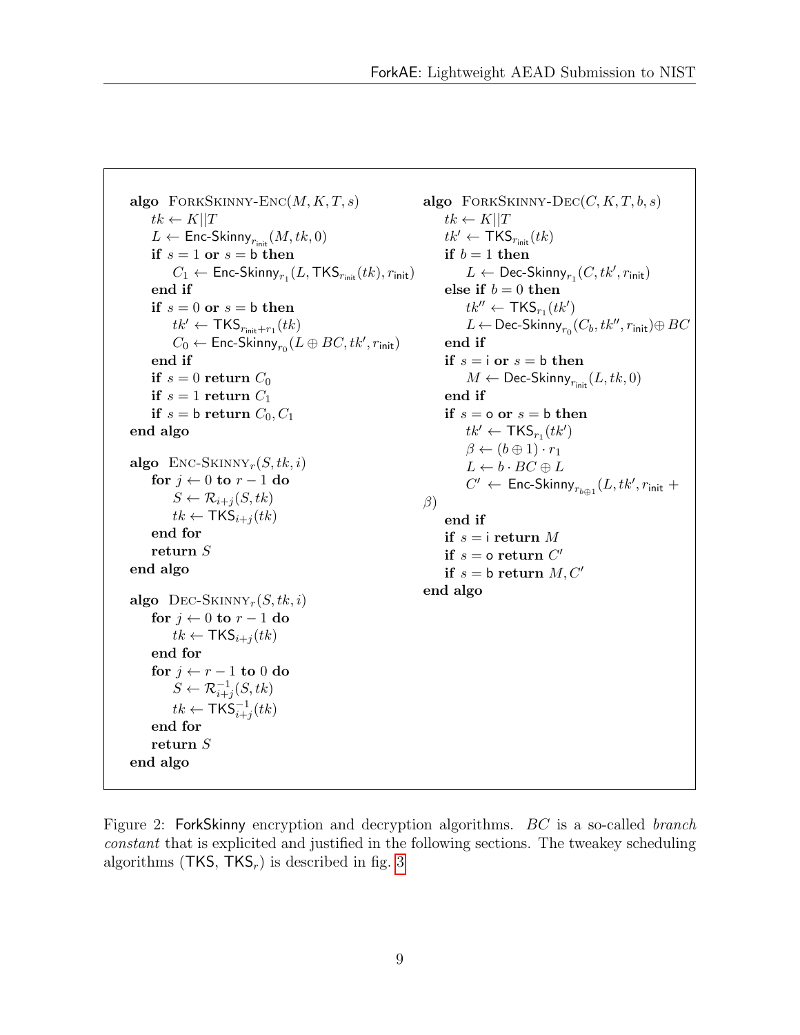```
algo FORKSKINNY-ENC(M, K, T, s)
    tk ← K||T
    L ← Enc-Skinny_{r_init}(M, tk, 0)
    if s = 1 or s = b then
        C_1 ← Enc-Skinny_{r_1}(L, TKS_{r_init}(tk), r_init)
    end if
    if s = 0 or s = b then
        tk' ← TKS_{r_init+r_1}(tk)
        C_0 ← Enc-Skinny_{r_0}(L ⊕ BC, tk', r_init)
    end if
    if s = 0 return C_0
    if s = 1 return C_1
    if s = b return C_0, C_1
end algo

algo ENC-SKINNY_r(S, tk, i)
    for j ← 0 to r − 1 do
        S ← R_{i+j}(S, tk)
        tk ← TKS_{i+j}(tk)
    end for
    return S
end algo

algo DEC-SKINNY_r(S, tk, i)
    for j ← 0 to r − 1 do
        tk ← TKS_{i+j}(tk)
    end for
    for j ← r − 1 to 0 do
        S ← R^{-1}_{i+j}(S, tk)
        tk ← TKS^{-1}_{i+j}(tk)
    end for
    return S
end algo

algo FORKSKINNY-DEC(C, K, T, b, s)
    tk ← K||T
    tk' ← TKS_{r_init}(tk)
    if b = 1 then
        L ← Dec-Skinny_{r_1}(C, tk', r_init)
    else if b = 0 then
        tk'' ← TKS_{r_1}(tk')
        L ← Dec-Skinny_{r_0}(C_b, tk'', r_init) ⊕ BC
    end if
    if s = i or s = b then
        M ← Dec-Skinny_{r_init}(L, tk, 0)
    end if
    if s = o or s = b then
        tk' ← TKS_{r_1}(tk')
        β ← (b ⊕ 1) · r_1
        L ← b · BC ⊕ L
        C' ← Enc-Skinny_{r_{b⊕1}}(L, tk', r_init + β)
    end if
    if s = i return M
    if s = o return C'
    if s = b return M, C'
end algo
```

Figure 2: ForkSkinny encryption and decryption algorithms. $BC$ is a so-called *branch constant* that is explicited and justified in the following sections. The tweakey scheduling algorithms (TKS, $\mathsf{TKS}_r$) is described in fig. 3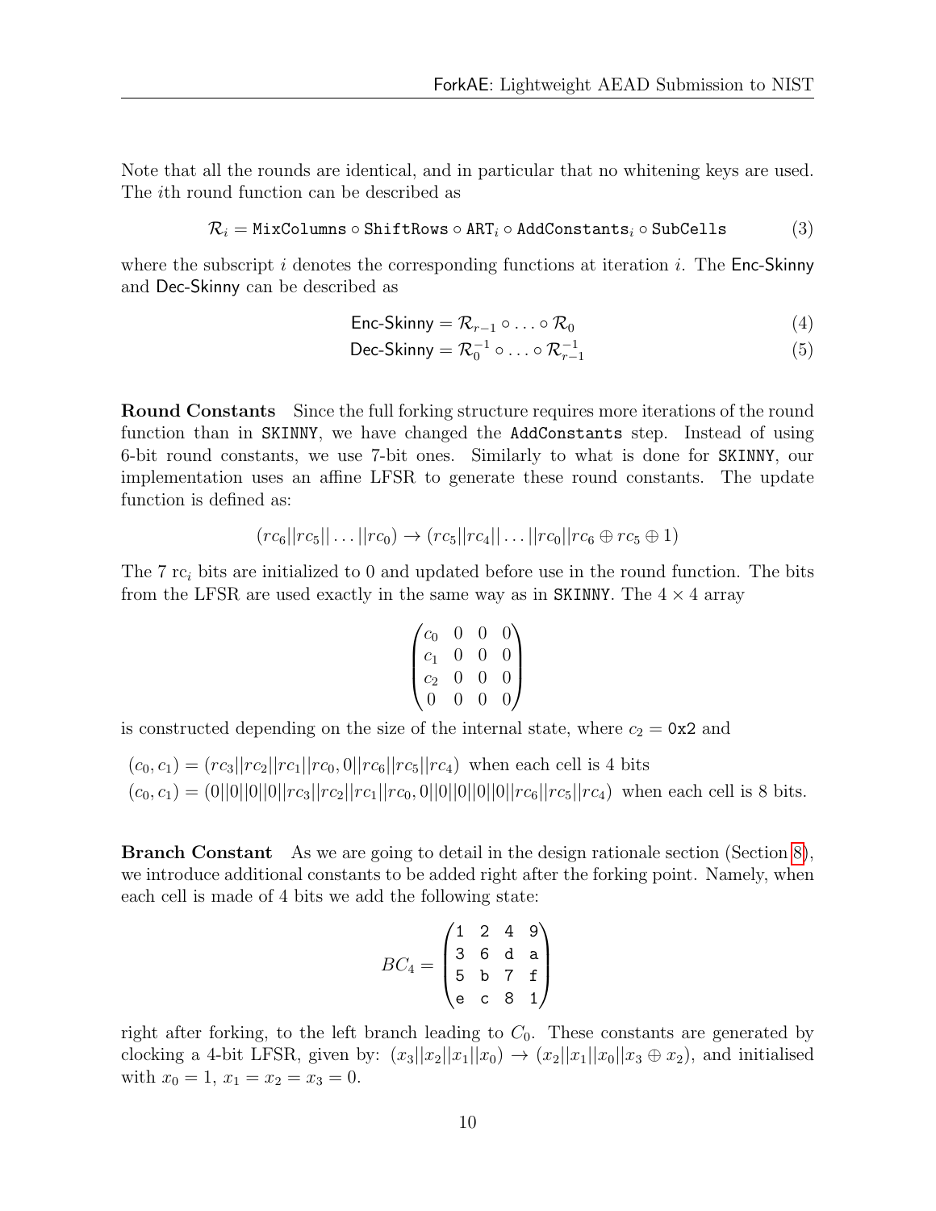Note that all the rounds are identical, and in particular that no whitening keys are used. The $i$th round function can be described as

$$\mathcal{R}_i = \texttt{MixColumns} \circ \texttt{ShiftRows} \circ \texttt{ART}_i \circ \texttt{AddConstants}_i \circ \texttt{SubCells} \tag{3}$$

where the subscript $i$ denotes the corresponding functions at iteration $i$. The Enc-Skinny and Dec-Skinny can be described as

$$\text{Enc-Skinny} = \mathcal{R}_{r-1} \circ \ldots \circ \mathcal{R}_0 \tag{4}$$

$$\text{Dec-Skinny} = \mathcal{R}_0^{-1} \circ \ldots \circ \mathcal{R}_{r-1}^{-1} \tag{5}$$

**Round Constants** Since the full forking structure requires more iterations of the round function than in SKINNY, we have changed the AddConstants step. Instead of using 6-bit round constants, we use 7-bit ones. Similarly to what is done for SKINNY, our implementation uses an affine LFSR to generate these round constants. The update function is defined as:

$$(rc_6||rc_5||\ldots||rc_0) \rightarrow (rc_5||rc_4||\ldots||rc_0||rc_6 \oplus rc_5 \oplus 1)$$

The 7 $\text{rc}_i$ bits are initialized to 0 and updated before use in the round function. The bits from the LFSR are used exactly in the same way as in SKINNY. The $4 \times 4$ array

$$\begin{pmatrix} c_0 & 0 & 0 & 0 \\ c_1 & 0 & 0 & 0 \\ c_2 & 0 & 0 & 0 \\ 0 & 0 & 0 & 0 \end{pmatrix}$$

is constructed depending on the size of the internal state, where $c_2 = \texttt{0x2}$ and

$(c_0, c_1) = (rc_3||rc_2||rc_1||rc_0, 0||rc_6||rc_5||rc_4)$ when each cell is 4 bits
$(c_0, c_1) = (0||0||0||0||rc_3||rc_2||rc_1||rc_0, 0||0||0||0||0||rc_6||rc_5||rc_4)$ when each cell is 8 bits.

**Branch Constant** As we are going to detail in the design rationale section (Section 8), we introduce additional constants to be added right after the forking point. Namely, when each cell is made of 4 bits we add the following state:

$$BC_4 = \begin{pmatrix} \texttt{1} & \texttt{2} & \texttt{4} & \texttt{9} \\ \texttt{3} & \texttt{6} & \texttt{d} & \texttt{a} \\ \texttt{5} & \texttt{b} & \texttt{7} & \texttt{f} \\ \texttt{e} & \texttt{c} & \texttt{8} & \texttt{1} \end{pmatrix}$$

right after forking, to the left branch leading to $C_0$. These constants are generated by clocking a 4-bit LFSR, given by: $(x_3||x_2||x_1||x_0) \rightarrow (x_2||x_1||x_0||x_3 \oplus x_2)$, and initialised with $x_0 = 1$, $x_1 = x_2 = x_3 = 0$.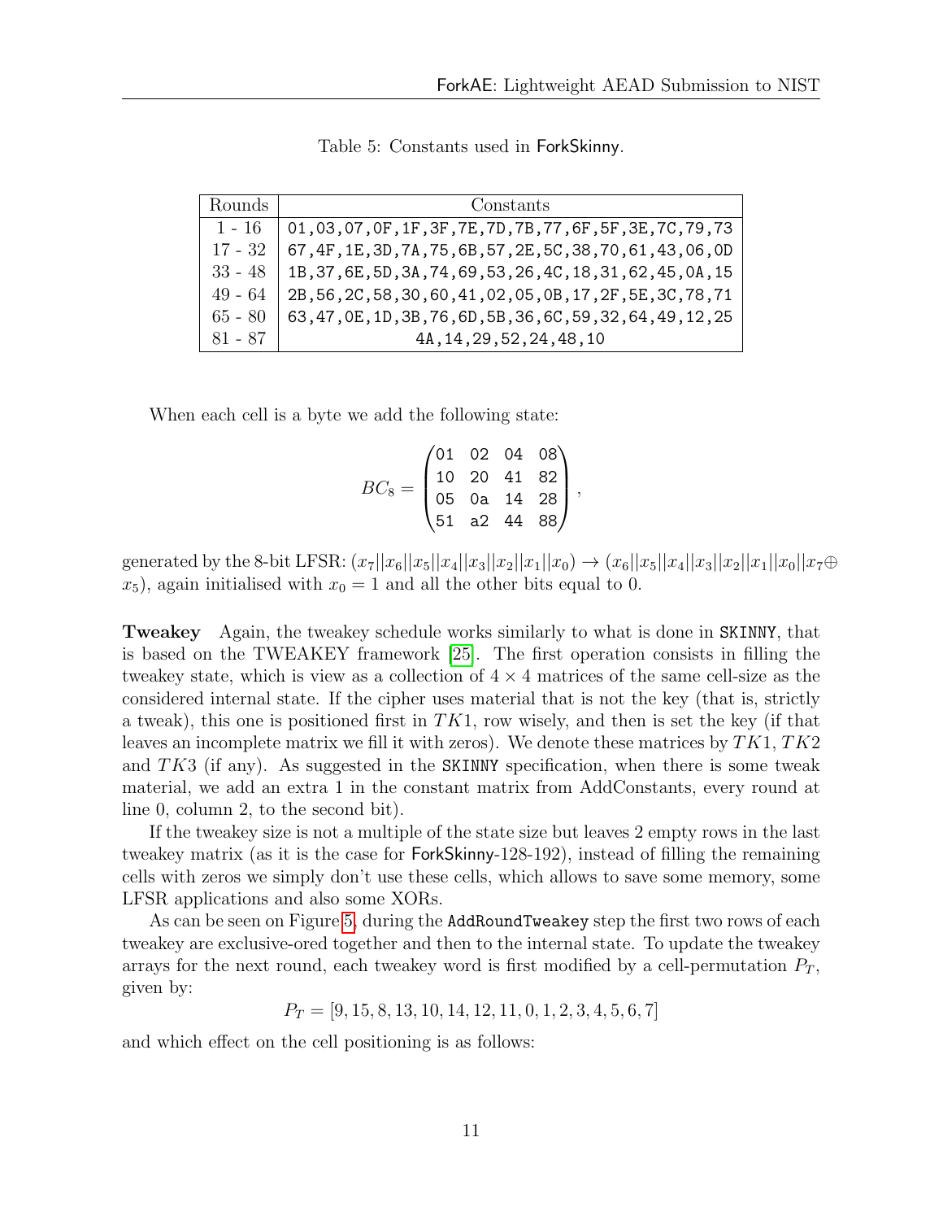Table 5: Constants used in ForkSkinny.

| Rounds | Constants |
|---|---|
| 1 - 16 | 01,03,07,0F,1F,3F,7E,7D,7B,77,6F,5F,3E,7C,79,73 |
| 17 - 32 | 67,4F,1E,3D,7A,75,6B,57,2E,5C,38,70,61,43,06,0D |
| 33 - 48 | 1B,37,6E,5D,3A,74,69,53,26,4C,18,31,62,45,0A,15 |
| 49 - 64 | 2B,56,2C,58,30,60,41,02,05,0B,17,2F,5E,3C,78,71 |
| 65 - 80 | 63,47,0E,1D,3B,76,6D,5B,36,6C,59,32,64,49,12,25 |
| 81 - 87 | 4A,14,29,52,24,48,10 |

When each cell is a byte we add the following state:

$$BC_8 = \begin{pmatrix} \texttt{01} & \texttt{02} & \texttt{04} & \texttt{08} \\ \texttt{10} & \texttt{20} & \texttt{41} & \texttt{82} \\ \texttt{05} & \texttt{0a} & \texttt{14} & \texttt{28} \\ \texttt{51} & \texttt{a2} & \texttt{44} & \texttt{88} \end{pmatrix},$$

generated by the 8-bit LFSR: $(x_7||x_6||x_5||x_4||x_3||x_2||x_1||x_0) \rightarrow (x_6||x_5||x_4||x_3||x_2||x_1||x_0||x_7 \oplus x_5)$, again initialised with $x_0 = 1$ and all the other bits equal to 0.

**Tweakey** Again, the tweakey schedule works similarly to what is done in SKINNY, that is based on the TWEAKEY framework [25]. The first operation consists in filling the tweakey state, which is view as a collection of $4 \times 4$ matrices of the same cell-size as the considered internal state. If the cipher uses material that is not the key (that is, strictly a tweak), this one is positioned first in $TK1$, row wisely, and then is set the key (if that leaves an incomplete matrix we fill it with zeros). We denote these matrices by $TK1$, $TK2$ and $TK3$ (if any). As suggested in the SKINNY specification, when there is some tweak material, we add an extra 1 in the constant matrix from AddConstants, every round at line 0, column 2, to the second bit).

If the tweakey size is not a multiple of the state size but leaves 2 empty rows in the last tweakey matrix (as it is the case for ForkSkinny-128-192), instead of filling the remaining cells with zeros we simply don't use these cells, which allows to save some memory, some LFSR applications and also some XORs.

As can be seen on Figure 5, during the AddRoundTweakey step the first two rows of each tweakey are exclusive-ored together and then to the internal state. To update the tweakey arrays for the next round, each tweakey word is first modified by a cell-permutation $P_T$, given by:

$$P_T = [9, 15, 8, 13, 10, 14, 12, 11, 0, 1, 2, 3, 4, 5, 6, 7]$$

and which effect on the cell positioning is as follows: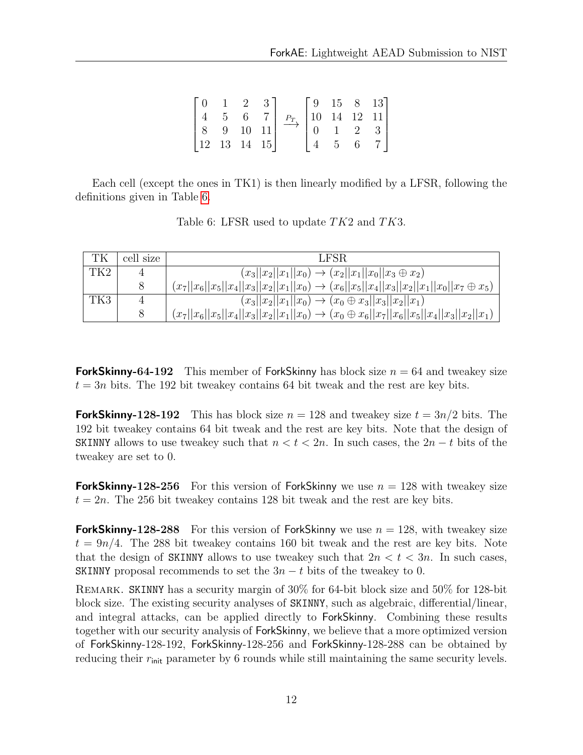$$
\begin{bmatrix} 0 & 1 & 2 & 3 \\ 4 & 5 & 6 & 7 \\ 8 & 9 & 10 & 11 \\ 12 & 13 & 14 & 15 \end{bmatrix} \xrightarrow{P_T} \begin{bmatrix} 9 & 15 & 8 & 13 \\ 10 & 14 & 12 & 11 \\ 0 & 1 & 2 & 3 \\ 4 & 5 & 6 & 7 \end{bmatrix}
$$

Each cell (except the ones in TK1) is then linearly modified by a LFSR, following the definitions given in Table 6.

Table 6: LFSR used to update $TK2$ and $TK3$.

| TK | cell size | LFSR |
|---|---|---|
| TK2 | 4 | $(x_3\|\|x_2\|\|x_1\|\|x_0) \to (x_2\|\|x_1\|\|x_0\|\|x_3 \oplus x_2)$ |
| | 8 | $(x_7\|\|x_6\|\|x_5\|\|x_4\|\|x_3\|\|x_2\|\|x_1\|\|x_0) \to (x_6\|\|x_5\|\|x_4\|\|x_3\|\|x_2\|\|x_1\|\|x_0\|\|x_7 \oplus x_5)$ |
| TK3 | 4 | $(x_3\|\|x_2\|\|x_1\|\|x_0) \to (x_0 \oplus x_3\|\|x_3\|\|x_2\|\|x_1)$ |
| | 8 | $(x_7\|\|x_6\|\|x_5\|\|x_4\|\|x_3\|\|x_2\|\|x_1\|\|x_0) \to (x_0 \oplus x_6\|\|x_7\|\|x_6\|\|x_5\|\|x_4\|\|x_3\|\|x_2\|\|x_1)$ |

**ForkSkinny-64-192** This member of ForkSkinny has block size $n = 64$ and tweakey size $t = 3n$ bits. The 192 bit tweakey contains 64 bit tweak and the rest are key bits.

**ForkSkinny-128-192** This has block size $n = 128$ and tweakey size $t = 3n/2$ bits. The 192 bit tweakey contains 64 bit tweak and the rest are key bits. Note that the design of SKINNY allows to use tweakey such that $n < t < 2n$. In such cases, the $2n - t$ bits of the tweakey are set to 0.

**ForkSkinny-128-256** For this version of ForkSkinny we use $n = 128$ with tweakey size $t = 2n$. The 256 bit tweakey contains 128 bit tweak and the rest are key bits.

**ForkSkinny-128-288** For this version of ForkSkinny we use $n = 128$, with tweakey size $t = 9n/4$. The 288 bit tweakey contains 160 bit tweak and the rest are key bits. Note that the design of SKINNY allows to use tweakey such that $2n < t < 3n$. In such cases, SKINNY proposal recommends to set the $3n - t$ bits of the tweakey to 0.

REMARK. SKINNY has a security margin of 30% for 64-bit block size and 50% for 128-bit block size. The existing security analyses of SKINNY, such as algebraic, differential/linear, and integral attacks, can be applied directly to ForkSkinny. Combining these results together with our security analysis of ForkSkinny, we believe that a more optimized version of ForkSkinny-128-192, ForkSkinny-128-256 and ForkSkinny-128-288 can be obtained by reducing their $r_{\mathsf{init}}$ parameter by 6 rounds while still maintaining the same security levels.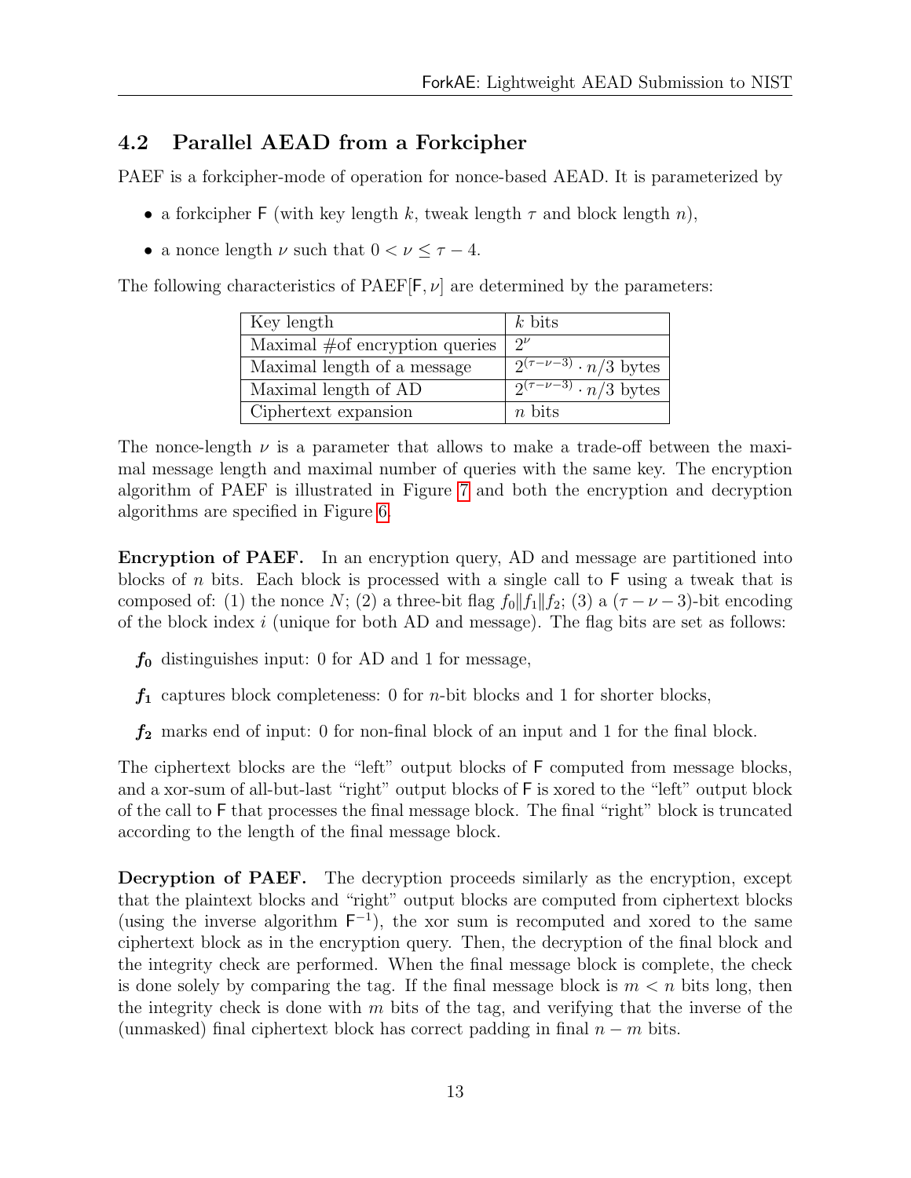## 4.2 Parallel AEAD from a Forkcipher

PAEF is a forkcipher-mode of operation for nonce-based AEAD. It is parameterized by

- a forkcipher $\mathsf{F}$ (with key length $k$, tweak length $\tau$ and block length $n$),
- a nonce length $\nu$ such that $0 < \nu \leq \tau - 4$.

The following characteristics of PAEF[$\mathsf{F}, \nu$] are determined by the parameters:

| Key length | $k$ bits |
|---|---|
| Maximal #of encryption queries | $2^{\nu}$ |
| Maximal length of a message | $2^{(\tau-\nu-3)} \cdot n/3$ bytes |
| Maximal length of AD | $2^{(\tau-\nu-3)} \cdot n/3$ bytes |
| Ciphertext expansion | $n$ bits |

The nonce-length $\nu$ is a parameter that allows to make a trade-off between the maximal message length and maximal number of queries with the same key. The encryption algorithm of PAEF is illustrated in Figure 7 and both the encryption and decryption algorithms are specified in Figure 6.

**Encryption of PAEF.** In an encryption query, AD and message are partitioned into blocks of $n$ bits. Each block is processed with a single call to $\mathsf{F}$ using a tweak that is composed of: (1) the nonce $N$; (2) a three-bit flag $f_0 \| f_1 \| f_2$; (3) a $(\tau - \nu - 3)$-bit encoding of the block index $i$ (unique for both AD and message). The flag bits are set as follows:

- $\boldsymbol{f_0}$ distinguishes input: 0 for AD and 1 for message,
- $\boldsymbol{f_1}$ captures block completeness: 0 for $n$-bit blocks and 1 for shorter blocks,
- $\boldsymbol{f_2}$ marks end of input: 0 for non-final block of an input and 1 for the final block.

The ciphertext blocks are the "left" output blocks of $\mathsf{F}$ computed from message blocks, and a xor-sum of all-but-last "right" output blocks of $\mathsf{F}$ is xored to the "left" output block of the call to $\mathsf{F}$ that processes the final message block. The final "right" block is truncated according to the length of the final message block.

**Decryption of PAEF.** The decryption proceeds similarly as the encryption, except that the plaintext blocks and "right" output blocks are computed from ciphertext blocks (using the inverse algorithm $\mathsf{F}^{-1}$), the xor sum is recomputed and xored to the same ciphertext block as in the encryption query. Then, the decryption of the final block and the integrity check are performed. When the final message block is complete, the check is done solely by comparing the tag. If the final message block is $m < n$ bits long, then the integrity check is done with $m$ bits of the tag, and verifying that the inverse of the (unmasked) final ciphertext block has correct padding in final $n - m$ bits.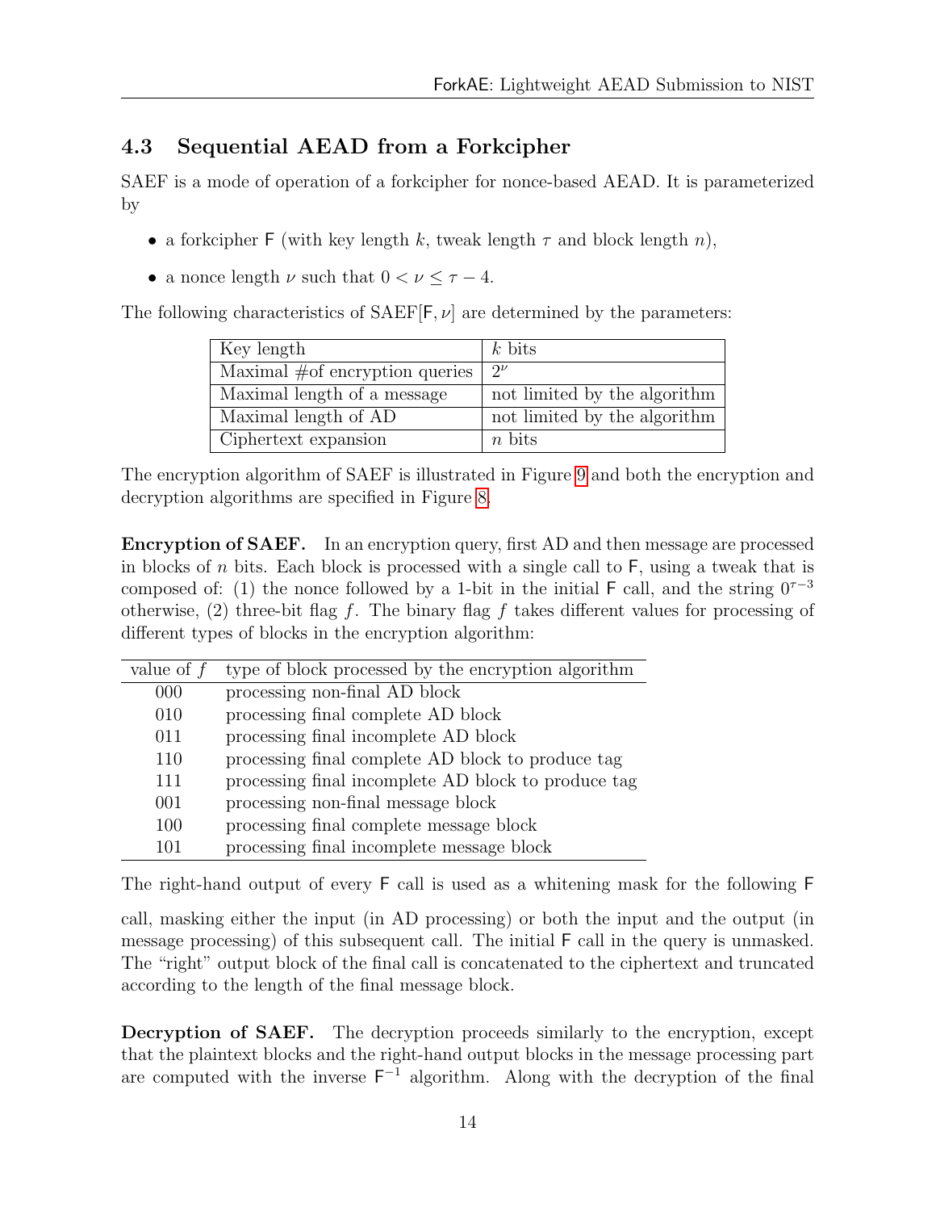## 4.3 Sequential AEAD from a Forkcipher

SAEF is a mode of operation of a forkcipher for nonce-based AEAD. It is parameterized by

- a forkcipher $\mathsf{F}$ (with key length $k$, tweak length $\tau$ and block length $n$),
- a nonce length $\nu$ such that $0 < \nu \leq \tau - 4$.

The following characteristics of SAEF$[\mathsf{F}, \nu]$ are determined by the parameters:

| Key length | $k$ bits |
|---|---|
| Maximal #of encryption queries | $2^{\nu}$ |
| Maximal length of a message | not limited by the algorithm |
| Maximal length of AD | not limited by the algorithm |
| Ciphertext expansion | $n$ bits |

The encryption algorithm of SAEF is illustrated in Figure 9 and both the encryption and decryption algorithms are specified in Figure 8.

**Encryption of SAEF.** In an encryption query, first AD and then message are processed in blocks of $n$ bits. Each block is processed with a single call to $\mathsf{F}$, using a tweak that is composed of: (1) the nonce followed by a 1-bit in the initial $\mathsf{F}$ call, and the string $0^{\tau-3}$ otherwise, (2) three-bit flag $f$. The binary flag $f$ takes different values for processing of different types of blocks in the encryption algorithm:

| value of $f$ | type of block processed by the encryption algorithm |
|---|---|
| 000 | processing non-final AD block |
| 010 | processing final complete AD block |
| 011 | processing final incomplete AD block |
| 110 | processing final complete AD block to produce tag |
| 111 | processing final incomplete AD block to produce tag |
| 001 | processing non-final message block |
| 100 | processing final complete message block |
| 101 | processing final incomplete message block |

The right-hand output of every $\mathsf{F}$ call is used as a whitening mask for the following $\mathsf{F}$ call, masking either the input (in AD processing) or both the input and the output (in message processing) of this subsequent call. The initial $\mathsf{F}$ call in the query is unmasked. The "right" output block of the final call is concatenated to the ciphertext and truncated according to the length of the final message block.

**Decryption of SAEF.** The decryption proceeds similarly to the encryption, except that the plaintext blocks and the right-hand output blocks in the message processing part are computed with the inverse $\mathsf{F}^{-1}$ algorithm. Along with the decryption of the final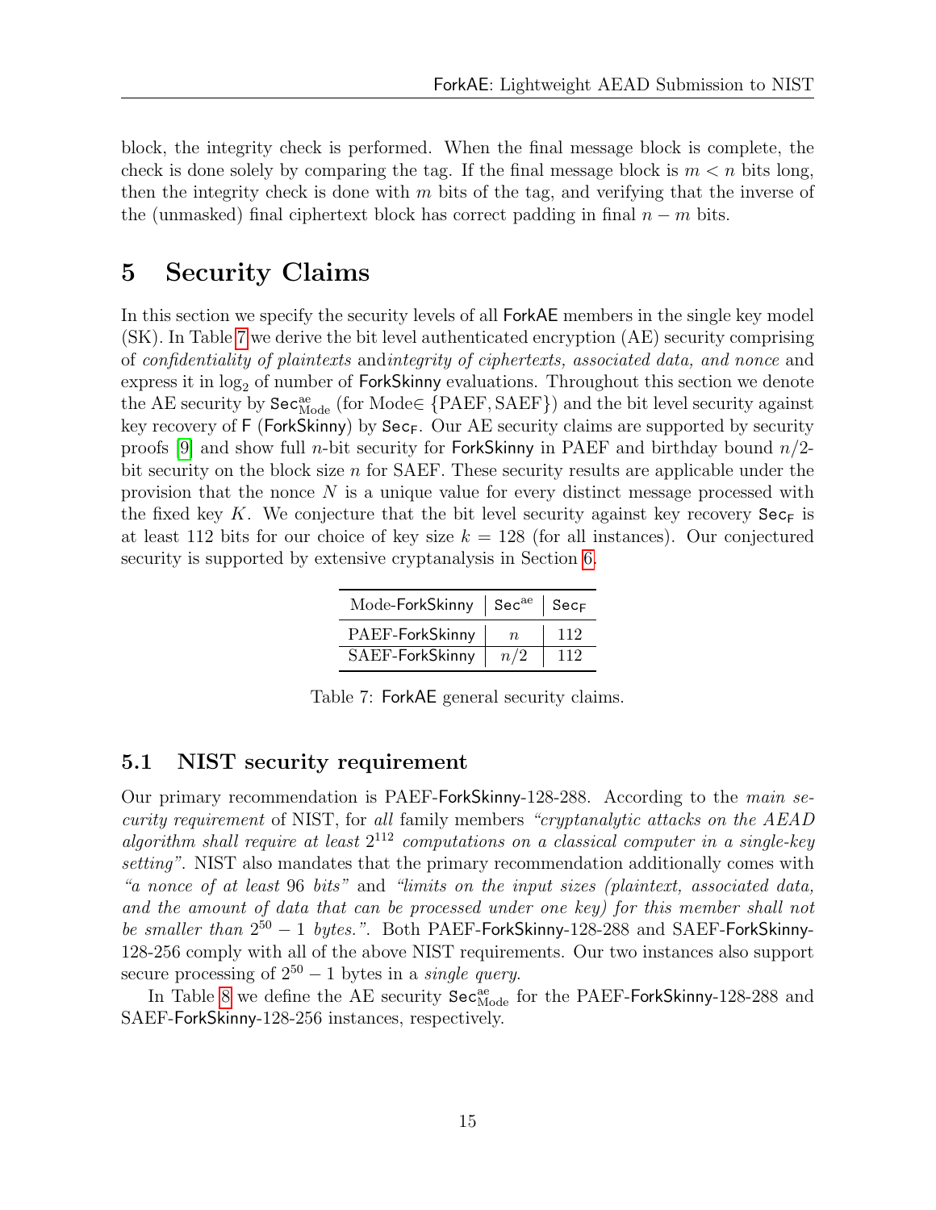block, the integrity check is performed. When the final message block is complete, the check is done solely by comparing the tag. If the final message block is $m < n$ bits long, then the integrity check is done with $m$ bits of the tag, and verifying that the inverse of the (unmasked) final ciphertext block has correct padding in final $n - m$ bits.

# 5 Security Claims

In this section we specify the security levels of all ForkAE members in the single key model (SK). In Table 7 we derive the bit level authenticated encryption (AE) security comprising of *confidentiality of plaintexts* and*integrity of ciphertexts, associated data, and nonce* and express it in $\log_2$ of number of ForkSkinny evaluations. Throughout this section we denote the AE security by $\mathsf{Sec}^{\text{ae}}_{\text{Mode}}$ (for Mode$\in \{\text{PAEF}, \text{SAEF}\}$) and the bit level security against key recovery of $\mathsf{F}$ (ForkSkinny) by $\mathsf{Sec}_{\mathsf{F}}$. Our AE security claims are supported by security proofs [9] and show full $n$-bit security for ForkSkinny in PAEF and birthday bound $n/2$-bit security on the block size $n$ for SAEF. These security results are applicable under the provision that the nonce $N$ is a unique value for every distinct message processed with the fixed key $K$. We conjecture that the bit level security against key recovery $\mathsf{Sec}_{\mathsf{F}}$ is at least 112 bits for our choice of key size $k = 128$ (for all instances). Our conjectured security is supported by extensive cryptanalysis in Section 6.

| Mode-ForkSkinny | $\mathsf{Sec}^{\text{ae}}$ | $\mathsf{Sec}_{\mathsf{F}}$ |
|---|---|---|
| PAEF-ForkSkinny | $n$ | 112 |
| SAEF-ForkSkinny | $n/2$ | 112 |

Table 7: ForkAE general security claims.

## 5.1 NIST security requirement

Our primary recommendation is PAEF-ForkSkinny-128-288. According to the *main security requirement* of NIST, for *all* family members *"cryptanalytic attacks on the AEAD algorithm shall require at least* $2^{112}$ *computations on a classical computer in a single-key setting"*. NIST also mandates that the primary recommendation additionally comes with *"a nonce of at least* 96 *bits"* and *"limits on the input sizes (plaintext, associated data, and the amount of data that can be processed under one key) for this member shall not be smaller than* $2^{50} - 1$ *bytes."*. Both PAEF-ForkSkinny-128-288 and SAEF-ForkSkinny-128-256 comply with all of the above NIST requirements. Our two instances also support secure processing of $2^{50} - 1$ bytes in a *single query*.

In Table 8 we define the AE security $\mathsf{Sec}^{\text{ae}}_{\text{Mode}}$ for the PAEF-ForkSkinny-128-288 and SAEF-ForkSkinny-128-256 instances, respectively.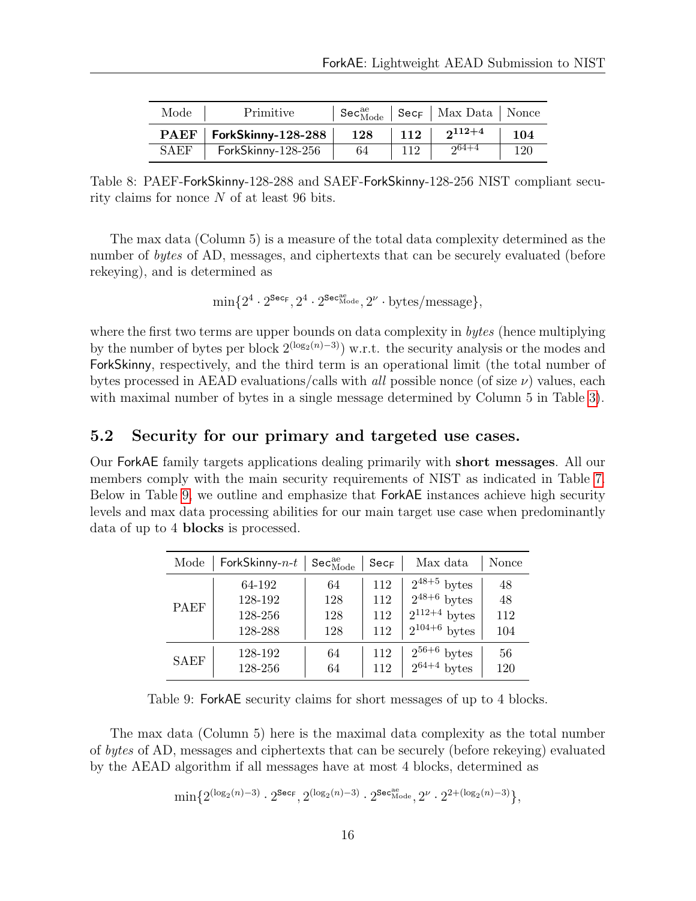| Mode | Primitive | $\mathsf{Sec}^{\text{ae}}_{\text{Mode}}$ | $\mathsf{Sec}_{\mathsf{F}}$ | Max Data | Nonce |
|---|---|---|---|---|---|
| **PAEF** | **ForkSkinny-128-288** | **128** | **112** | $\mathbf{2^{112+4}}$ | **104** |
| SAEF | ForkSkinny-128-256 | 64 | 112 | $2^{64+4}$ | 120 |

Table 8: PAEF-ForkSkinny-128-288 and SAEF-ForkSkinny-128-256 NIST compliant security claims for nonce $N$ of at least 96 bits.

The max data (Column 5) is a measure of the total data complexity determined as the number of *bytes* of AD, messages, and ciphertexts that can be securely evaluated (before rekeying), and is determined as

$$\min\{2^4 \cdot 2^{\mathsf{Sec}_{\mathsf{F}}}, 2^4 \cdot 2^{\mathsf{Sec}^{\text{ae}}_{\text{Mode}}}, 2^{\nu} \cdot \text{bytes/message}\},$$

where the first two terms are upper bounds on data complexity in *bytes* (hence multiplying by the number of bytes per block $2^{(\log_2(n)-3)}$) w.r.t. the security analysis or the modes and ForkSkinny, respectively, and the third term is an operational limit (the total number of bytes processed in AEAD evaluations/calls with *all* possible nonce (of size $\nu$) values, each with maximal number of bytes in a single message determined by Column 5 in Table 3).

## 5.2 Security for our primary and targeted use cases.

Our ForkAE family targets applications dealing primarily with **short messages**. All our members comply with the main security requirements of NIST as indicated in Table 7. Below in Table 9, we outline and emphasize that ForkAE instances achieve high security levels and max data processing abilities for our main target use case when predominantly data of up to 4 **blocks** is processed.

| Mode | ForkSkinny-$n$-$t$ | $\mathsf{Sec}^{\text{ae}}_{\text{Mode}}$ | $\mathsf{Sec}_{\mathsf{F}}$ | Max data | Nonce |
|---|---|---|---|---|---|
| PAEF | 64-192 | 64 | 112 | $2^{48+5}$ bytes | 48 |
| | 128-192 | 128 | 112 | $2^{48+6}$ bytes | 48 |
| | 128-256 | 128 | 112 | $2^{112+4}$ bytes | 112 |
| | 128-288 | 128 | 112 | $2^{104+6}$ bytes | 104 |
| SAEF | 128-192 | 64 | 112 | $2^{56+6}$ bytes | 56 |
| | 128-256 | 64 | 112 | $2^{64+4}$ bytes | 120 |

Table 9: ForkAE security claims for short messages of up to 4 blocks.

The max data (Column 5) here is the maximal data complexity as the total number of *bytes* of AD, messages and ciphertexts that can be securely (before rekeying) evaluated by the AEAD algorithm if all messages have at most 4 blocks, determined as

$$\min\{2^{(\log_2(n)-3)} \cdot 2^{\mathsf{Sec}_{\mathsf{F}}}, 2^{(\log_2(n)-3)} \cdot 2^{\mathsf{Sec}^{\text{ae}}_{\text{Mode}}}, 2^{\nu} \cdot 2^{2+(\log_2(n)-3)}\},$$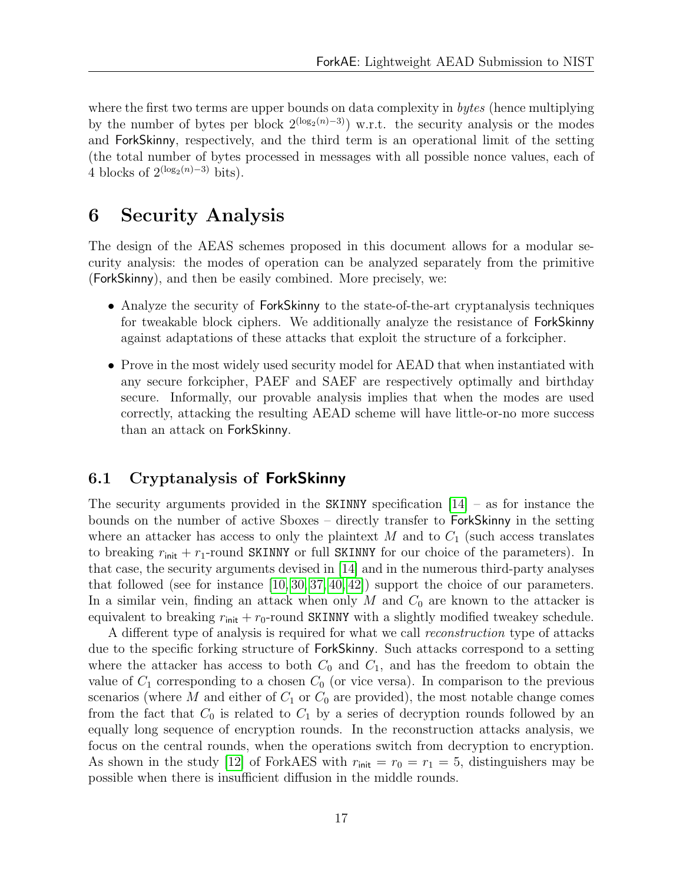where the first two terms are upper bounds on data complexity in *bytes* (hence multiplying by the number of bytes per block $2^{(\log_2(n)-3)}$) w.r.t. the security analysis or the modes and ForkSkinny, respectively, and the third term is an operational limit of the setting (the total number of bytes processed in messages with all possible nonce values, each of 4 blocks of $2^{(\log_2(n)-3)}$ bits).

# 6 Security Analysis

The design of the AEAS schemes proposed in this document allows for a modular security analysis: the modes of operation can be analyzed separately from the primitive (ForkSkinny), and then be easily combined. More precisely, we:

- Analyze the security of ForkSkinny to the state-of-the-art cryptanalysis techniques for tweakable block ciphers. We additionally analyze the resistance of ForkSkinny against adaptations of these attacks that exploit the structure of a forkcipher.
- Prove in the most widely used security model for AEAD that when instantiated with any secure forkcipher, PAEF and SAEF are respectively optimally and birthday secure. Informally, our provable analysis implies that when the modes are used correctly, attacking the resulting AEAD scheme will have little-or-no more success than an attack on ForkSkinny.

## 6.1 Cryptanalysis of ForkSkinny

The security arguments provided in the SKINNY specification [14] – as for instance the bounds on the number of active Sboxes – directly transfer to ForkSkinny in the setting where an attacker has access to only the plaintext $M$ and to $C_1$ (such access translates to breaking $r_{\mathsf{init}} + r_1$-round SKINNY or full SKINNY for our choice of the parameters). In that case, the security arguments devised in [14] and in the numerous third-party analyses that followed (see for instance [10, 30, 37, 40, 42]) support the choice of our parameters. In a similar vein, finding an attack when only $M$ and $C_0$ are known to the attacker is equivalent to breaking $r_{\mathsf{init}} + r_0$-round SKINNY with a slightly modified tweakey schedule.

A different type of analysis is required for what we call *reconstruction* type of attacks due to the specific forking structure of ForkSkinny. Such attacks correspond to a setting where the attacker has access to both $C_0$ and $C_1$, and has the freedom to obtain the value of $C_1$ corresponding to a chosen $C_0$ (or vice versa). In comparison to the previous scenarios (where $M$ and either of $C_1$ or $C_0$ are provided), the most notable change comes from the fact that $C_0$ is related to $C_1$ by a series of decryption rounds followed by an equally long sequence of encryption rounds. In the reconstruction attacks analysis, we focus on the central rounds, when the operations switch from decryption to encryption. As shown in the study [12] of ForkAES with $r_{\mathsf{init}} = r_0 = r_1 = 5$, distinguishers may be possible when there is insufficient diffusion in the middle rounds.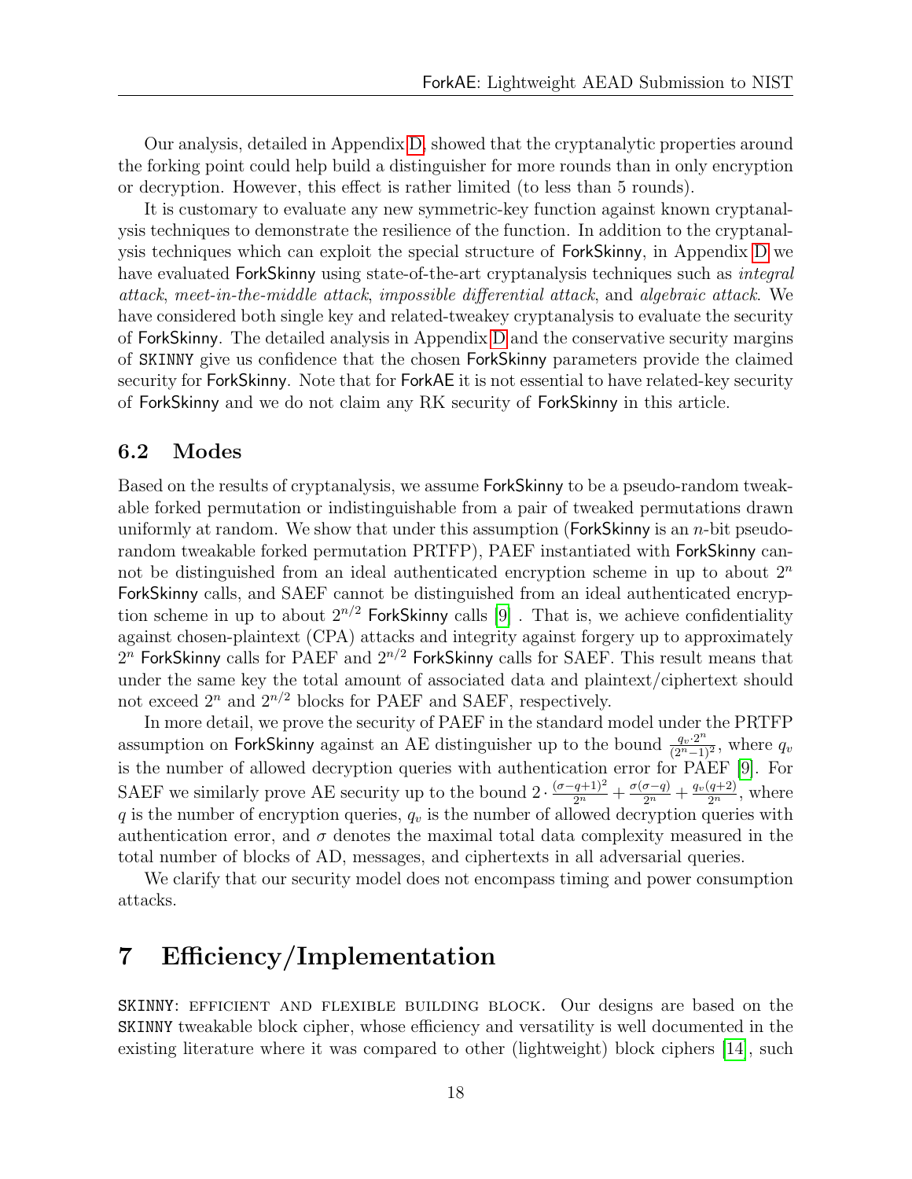Our analysis, detailed in Appendix D, showed that the cryptanalytic properties around the forking point could help build a distinguisher for more rounds than in only encryption or decryption. However, this effect is rather limited (to less than 5 rounds).

It is customary to evaluate any new symmetric-key function against known cryptanalysis techniques to demonstrate the resilience of the function. In addition to the cryptanalysis techniques which can exploit the special structure of ForkSkinny, in Appendix D we have evaluated ForkSkinny using state-of-the-art cryptanalysis techniques such as *integral attack*, *meet-in-the-middle attack*, *impossible differential attack*, and *algebraic attack*. We have considered both single key and related-tweakey cryptanalysis to evaluate the security of ForkSkinny. The detailed analysis in Appendix D and the conservative security margins of SKINNY give us confidence that the chosen ForkSkinny parameters provide the claimed security for ForkSkinny. Note that for ForkAE it is not essential to have related-key security of ForkSkinny and we do not claim any RK security of ForkSkinny in this article.

### 6.2 Modes

Based on the results of cryptanalysis, we assume ForkSkinny to be a pseudo-random tweakable forked permutation or indistinguishable from a pair of tweaked permutations drawn uniformly at random. We show that under this assumption (ForkSkinny is an $n$-bit pseudo-random tweakable forked permutation PRTFP), PAEF instantiated with ForkSkinny cannot be distinguished from an ideal authenticated encryption scheme in up to about $2^n$ ForkSkinny calls, and SAEF cannot be distinguished from an ideal authenticated encryption scheme in up to about $2^{n/2}$ ForkSkinny calls [9] . That is, we achieve confidentiality against chosen-plaintext (CPA) attacks and integrity against forgery up to approximately $2^n$ ForkSkinny calls for PAEF and $2^{n/2}$ ForkSkinny calls for SAEF. This result means that under the same key the total amount of associated data and plaintext/ciphertext should not exceed $2^n$ and $2^{n/2}$ blocks for PAEF and SAEF, respectively.

In more detail, we prove the security of PAEF in the standard model under the PRTFP assumption on ForkSkinny against an AE distinguisher up to the bound $\frac{q_v \cdot 2^n}{(2^n-1)^2}$, where $q_v$ is the number of allowed decryption queries with authentication error for PAEF [9]. For SAEF we similarly prove AE security up to the bound $2 \cdot \frac{(\sigma-q+1)^2}{2^n} + \frac{\sigma(\sigma-q)}{2^n} + \frac{q_v(q+2)}{2^n}$, where $q$ is the number of encryption queries, $q_v$ is the number of allowed decryption queries with authentication error, and $\sigma$ denotes the maximal total data complexity measured in the total number of blocks of AD, messages, and ciphertexts in all adversarial queries.

We clarify that our security model does not encompass timing and power consumption attacks.

## 7 Efficiency/Implementation

SKINNY: EFFICIENT AND FLEXIBLE BUILDING BLOCK. Our designs are based on the SKINNY tweakable block cipher, whose efficiency and versatility is well documented in the existing literature where it was compared to other (lightweight) block ciphers [14], such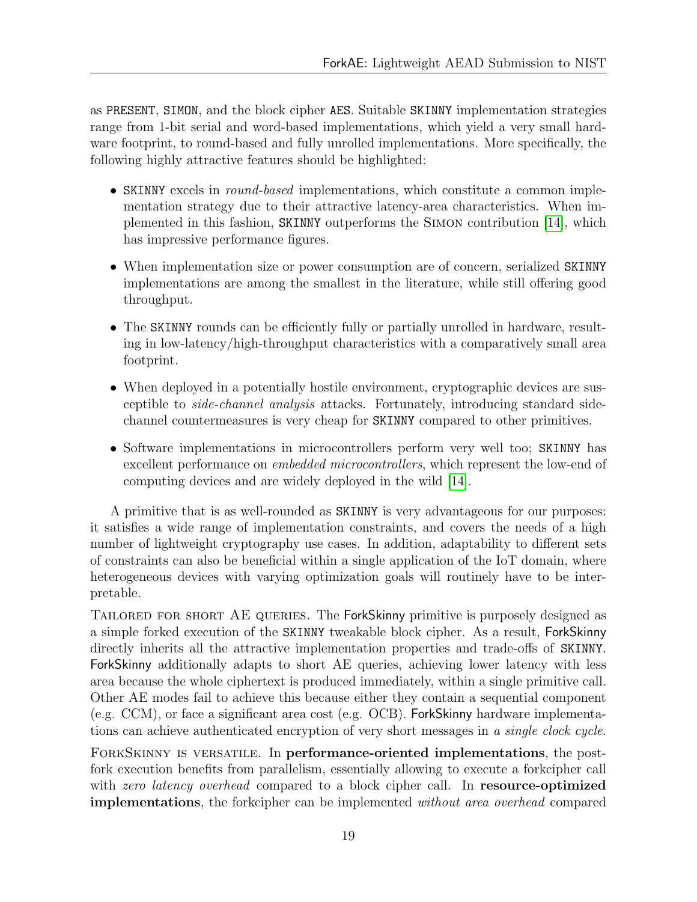as PRESENT, SIMON, and the block cipher AES. Suitable SKINNY implementation strategies range from 1-bit serial and word-based implementations, which yield a very small hardware footprint, to round-based and fully unrolled implementations. More specifically, the following highly attractive features should be highlighted:

- SKINNY excels in *round-based* implementations, which constitute a common implementation strategy due to their attractive latency-area characteristics. When implemented in this fashion, SKINNY outperforms the SIMON contribution [14], which has impressive performance figures.
- When implementation size or power consumption are of concern, serialized SKINNY implementations are among the smallest in the literature, while still offering good throughput.
- The SKINNY rounds can be efficiently fully or partially unrolled in hardware, resulting in low-latency/high-throughput characteristics with a comparatively small area footprint.
- When deployed in a potentially hostile environment, cryptographic devices are susceptible to *side-channel analysis* attacks. Fortunately, introducing standard side-channel countermeasures is very cheap for SKINNY compared to other primitives.
- Software implementations in microcontrollers perform very well too; SKINNY has excellent performance on *embedded microcontrollers*, which represent the low-end of computing devices and are widely deployed in the wild [14].

A primitive that is as well-rounded as SKINNY is very advantageous for our purposes: it satisfies a wide range of implementation constraints, and covers the needs of a high number of lightweight cryptography use cases. In addition, adaptability to different sets of constraints can also be beneficial within a single application of the IoT domain, where heterogeneous devices with varying optimization goals will routinely have to be interpretable.

TAILORED FOR SHORT AE QUERIES. The ForkSkinny primitive is purposely designed as a simple forked execution of the SKINNY tweakable block cipher. As a result, ForkSkinny directly inherits all the attractive implementation properties and trade-offs of SKINNY. ForkSkinny additionally adapts to short AE queries, achieving lower latency with less area because the whole ciphertext is produced immediately, within a single primitive call. Other AE modes fail to achieve this because either they contain a sequential component (e.g. CCM), or face a significant area cost (e.g. OCB). ForkSkinny hardware implementations can achieve authenticated encryption of very short messages in *a single clock cycle*.

FORKSKINNY IS VERSATILE. In **performance-oriented implementations**, the post-fork execution benefits from parallelism, essentially allowing to execute a forkcipher call with *zero latency overhead* compared to a block cipher call. In **resource-optimized implementations**, the forkcipher can be implemented *without area overhead* compared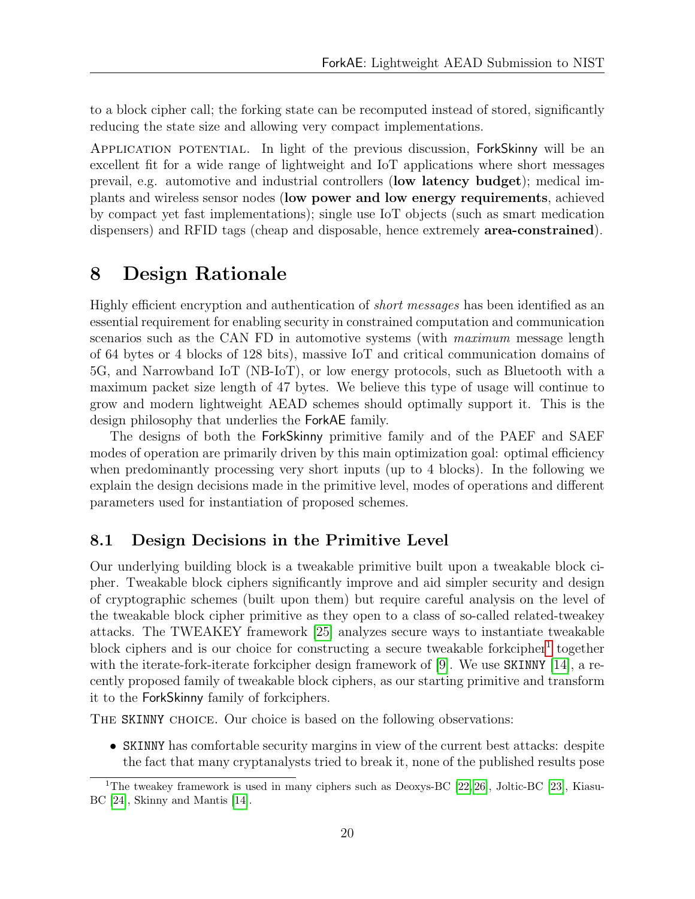to a block cipher call; the forking state can be recomputed instead of stored, significantly reducing the state size and allowing very compact implementations.

Application potential. In light of the previous discussion, ForkSkinny will be an excellent fit for a wide range of lightweight and IoT applications where short messages prevail, e.g. automotive and industrial controllers (**low latency budget**); medical implants and wireless sensor nodes (**low power and low energy requirements**, achieved by compact yet fast implementations); single use IoT objects (such as smart medication dispensers) and RFID tags (cheap and disposable, hence extremely **area-constrained**).

# 8 Design Rationale

Highly efficient encryption and authentication of *short messages* has been identified as an essential requirement for enabling security in constrained computation and communication scenarios such as the CAN FD in automotive systems (with *maximum* message length of 64 bytes or 4 blocks of 128 bits), massive IoT and critical communication domains of 5G, and Narrowband IoT (NB-IoT), or low energy protocols, such as Bluetooth with a maximum packet size length of 47 bytes. We believe this type of usage will continue to grow and modern lightweight AEAD schemes should optimally support it. This is the design philosophy that underlies the ForkAE family.

The designs of both the ForkSkinny primitive family and of the PAEF and SAEF modes of operation are primarily driven by this main optimization goal: optimal efficiency when predominantly processing very short inputs (up to 4 blocks). In the following we explain the design decisions made in the primitive level, modes of operations and different parameters used for instantiation of proposed schemes.

## 8.1 Design Decisions in the Primitive Level

Our underlying building block is a tweakable primitive built upon a tweakable block cipher. Tweakable block ciphers significantly improve and aid simpler security and design of cryptographic schemes (built upon them) but require careful analysis on the level of the tweakable block cipher primitive as they open to a class of so-called related-tweakey attacks. The TWEAKEY framework [25] analyzes secure ways to instantiate tweakable block ciphers and is our choice for constructing a secure tweakable forkcipher[1] together with the iterate-fork-iterate forkcipher design framework of [9]. We use `SKINNY` [14], a recently proposed family of tweakable block ciphers, as our starting primitive and transform it to the ForkSkinny family of forkciphers.

The `SKINNY` choice. Our choice is based on the following observations:

- `SKINNY` has comfortable security margins in view of the current best attacks: despite the fact that many cryptanalysts tried to break it, none of the published results pose

[1] The tweakey framework is used in many ciphers such as Deoxys-BC [22,26], Joltic-BC [23], Kiasu-BC [24], Skinny and Mantis [14].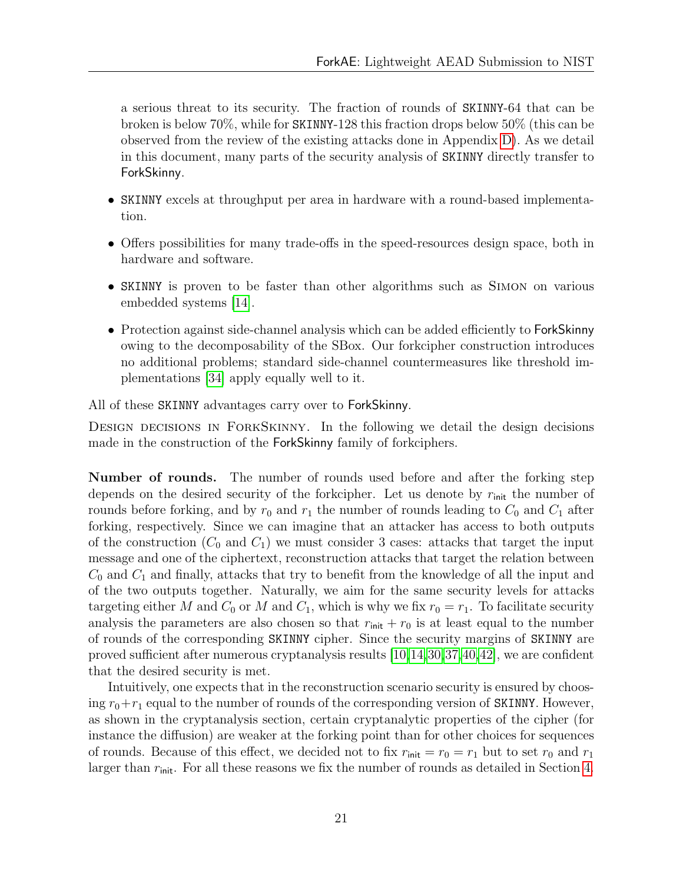a serious threat to its security. The fraction of rounds of SKINNY-64 that can be broken is below 70%, while for SKINNY-128 this fraction drops below 50% (this can be observed from the review of the existing attacks done in Appendix D). As we detail in this document, many parts of the security analysis of SKINNY directly transfer to ForkSkinny.

- SKINNY excels at throughput per area in hardware with a round-based implementation.
- Offers possibilities for many trade-offs in the speed-resources design space, both in hardware and software.
- SKINNY is proven to be faster than other algorithms such as Simon on various embedded systems [14].
- Protection against side-channel analysis which can be added efficiently to ForkSkinny owing to the decomposability of the SBox. Our forkcipher construction introduces no additional problems; standard side-channel countermeasures like threshold implementations [34] apply equally well to it.

All of these SKINNY advantages carry over to ForkSkinny.

Design decisions in ForkSkinny. In the following we detail the design decisions made in the construction of the ForkSkinny family of forkciphers.

**Number of rounds.** The number of rounds used before and after the forking step depends on the desired security of the forkcipher. Let us denote by $r_{\mathsf{init}}$ the number of rounds before forking, and by $r_0$ and $r_1$ the number of rounds leading to $C_0$ and $C_1$ after forking, respectively. Since we can imagine that an attacker has access to both outputs of the construction ($C_0$ and $C_1$) we must consider 3 cases: attacks that target the input message and one of the ciphertext, reconstruction attacks that target the relation between $C_0$ and $C_1$ and finally, attacks that try to benefit from the knowledge of all the input and of the two outputs together. Naturally, we aim for the same security levels for attacks targeting either $M$ and $C_0$ or $M$ and $C_1$, which is why we fix $r_0 = r_1$. To facilitate security analysis the parameters are also chosen so that $r_{\mathsf{init}} + r_0$ is at least equal to the number of rounds of the corresponding SKINNY cipher. Since the security margins of SKINNY are proved sufficient after numerous cryptanalysis results [10,14,30,37,40,42], we are confident that the desired security is met.

Intuitively, one expects that in the reconstruction scenario security is ensured by choosing $r_0 + r_1$ equal to the number of rounds of the corresponding version of SKINNY. However, as shown in the cryptanalysis section, certain cryptanalytic properties of the cipher (for instance the diffusion) are weaker at the forking point than for other choices for sequences of rounds. Because of this effect, we decided not to fix $r_{\mathsf{init}} = r_0 = r_1$ but to set $r_0$ and $r_1$ larger than $r_{\mathsf{init}}$. For all these reasons we fix the number of rounds as detailed in Section 4.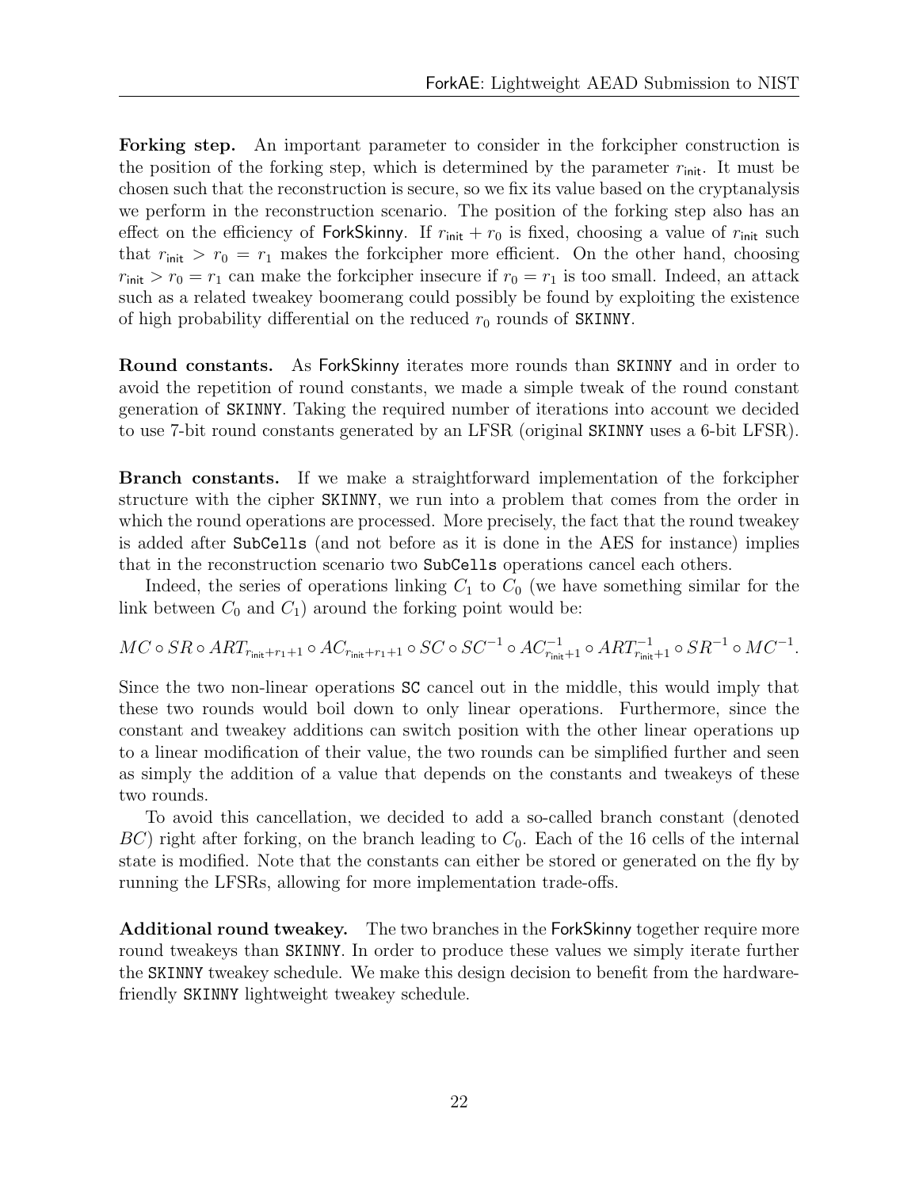**Forking step.** An important parameter to consider in the forkcipher construction is the position of the forking step, which is determined by the parameter $r_{\mathsf{init}}$. It must be chosen such that the reconstruction is secure, so we fix its value based on the cryptanalysis we perform in the reconstruction scenario. The position of the forking step also has an effect on the efficiency of ForkSkinny. If $r_{\mathsf{init}} + r_0$ is fixed, choosing a value of $r_{\mathsf{init}}$ such that $r_{\mathsf{init}} > r_0 = r_1$ makes the forkcipher more efficient. On the other hand, choosing $r_{\mathsf{init}} > r_0 = r_1$ can make the forkcipher insecure if $r_0 = r_1$ is too small. Indeed, an attack such as a related tweakey boomerang could possibly be found by exploiting the existence of high probability differential on the reduced $r_0$ rounds of `SKINNY`.

**Round constants.** As ForkSkinny iterates more rounds than `SKINNY` and in order to avoid the repetition of round constants, we made a simple tweak of the round constant generation of `SKINNY`. Taking the required number of iterations into account we decided to use 7-bit round constants generated by an LFSR (original `SKINNY` uses a 6-bit LFSR).

**Branch constants.** If we make a straightforward implementation of the forkcipher structure with the cipher `SKINNY`, we run into a problem that comes from the order in which the round operations are processed. More precisely, the fact that the round tweakey is added after `SubCells` (and not before as it is done in the AES for instance) implies that in the reconstruction scenario two `SubCells` operations cancel each others.

Indeed, the series of operations linking $C_1$ to $C_0$ (we have something similar for the link between $C_0$ and $C_1$) around the forking point would be:

$$MC \circ SR \circ ART_{r_{\mathsf{init}}+r_1+1} \circ AC_{r_{\mathsf{init}}+r_1+1} \circ SC \circ SC^{-1} \circ AC^{-1}_{r_{\mathsf{init}}+1} \circ ART^{-1}_{r_{\mathsf{init}}+1} \circ SR^{-1} \circ MC^{-1}.$$

Since the two non-linear operations `SC` cancel out in the middle, this would imply that these two rounds would boil down to only linear operations. Furthermore, since the constant and tweakey additions can switch position with the other linear operations up to a linear modification of their value, the two rounds can be simplified further and seen as simply the addition of a value that depends on the constants and tweakeys of these two rounds.

To avoid this cancellation, we decided to add a so-called branch constant (denoted $BC$) right after forking, on the branch leading to $C_0$. Each of the 16 cells of the internal state is modified. Note that the constants can either be stored or generated on the fly by running the LFSRs, allowing for more implementation trade-offs.

**Additional round tweakey.** The two branches in the ForkSkinny together require more round tweakeys than `SKINNY`. In order to produce these values we simply iterate further the `SKINNY` tweakey schedule. We make this design decision to benefit from the hardware-friendly `SKINNY` lightweight tweakey schedule.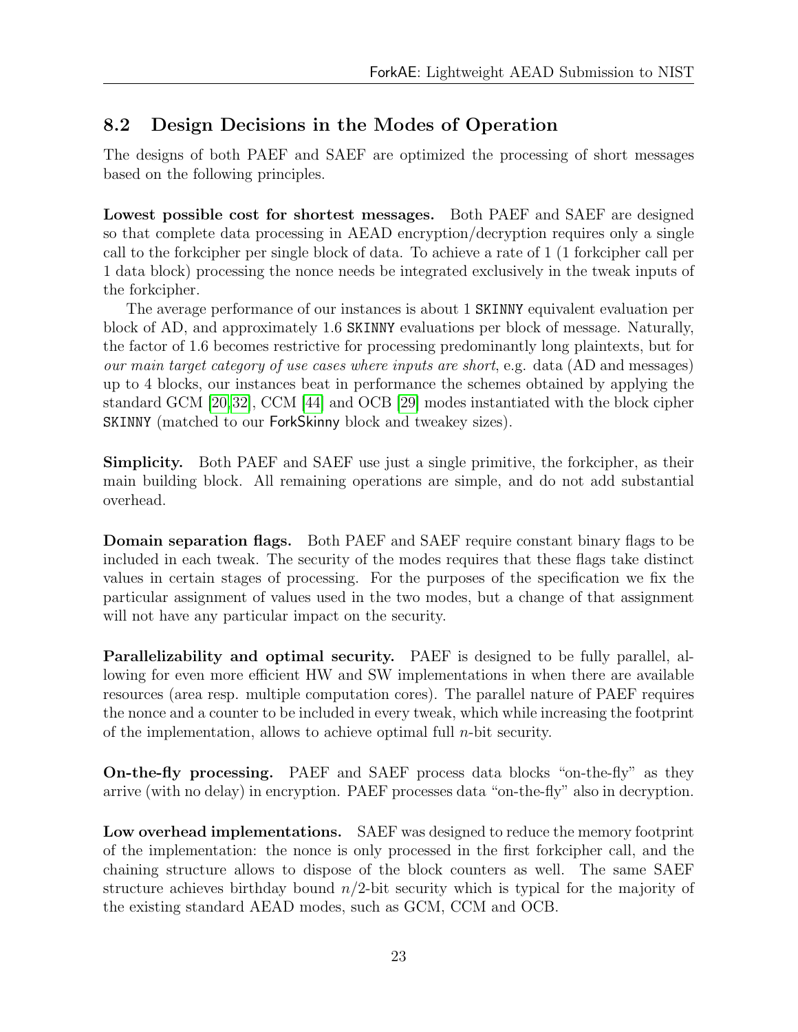## 8.2 Design Decisions in the Modes of Operation

The designs of both PAEF and SAEF are optimized the processing of short messages based on the following principles.

**Lowest possible cost for shortest messages.** Both PAEF and SAEF are designed so that complete data processing in AEAD encryption/decryption requires only a single call to the forkcipher per single block of data. To achieve a rate of 1 (1 forkcipher call per 1 data block) processing the nonce needs be integrated exclusively in the tweak inputs of the forkcipher.

The average performance of our instances is about 1 SKINNY equivalent evaluation per block of AD, and approximately 1.6 SKINNY evaluations per block of message. Naturally, the factor of 1.6 becomes restrictive for processing predominantly long plaintexts, but for *our main target category of use cases where inputs are short*, e.g. data (AD and messages) up to 4 blocks, our instances beat in performance the schemes obtained by applying the standard GCM [20,32], CCM [44] and OCB [29] modes instantiated with the block cipher SKINNY (matched to our ForkSkinny block and tweakey sizes).

**Simplicity.** Both PAEF and SAEF use just a single primitive, the forkcipher, as their main building block. All remaining operations are simple, and do not add substantial overhead.

**Domain separation flags.** Both PAEF and SAEF require constant binary flags to be included in each tweak. The security of the modes requires that these flags take distinct values in certain stages of processing. For the purposes of the specification we fix the particular assignment of values used in the two modes, but a change of that assignment will not have any particular impact on the security.

**Parallelizability and optimal security.** PAEF is designed to be fully parallel, allowing for even more efficient HW and SW implementations in when there are available resources (area resp. multiple computation cores). The parallel nature of PAEF requires the nonce and a counter to be included in every tweak, which while increasing the footprint of the implementation, allows to achieve optimal full $n$-bit security.

**On-the-fly processing.** PAEF and SAEF process data blocks "on-the-fly" as they arrive (with no delay) in encryption. PAEF processes data "on-the-fly" also in decryption.

**Low overhead implementations.** SAEF was designed to reduce the memory footprint of the implementation: the nonce is only processed in the first forkcipher call, and the chaining structure allows to dispose of the block counters as well. The same SAEF structure achieves birthday bound $n/2$-bit security which is typical for the majority of the existing standard AEAD modes, such as GCM, CCM and OCB.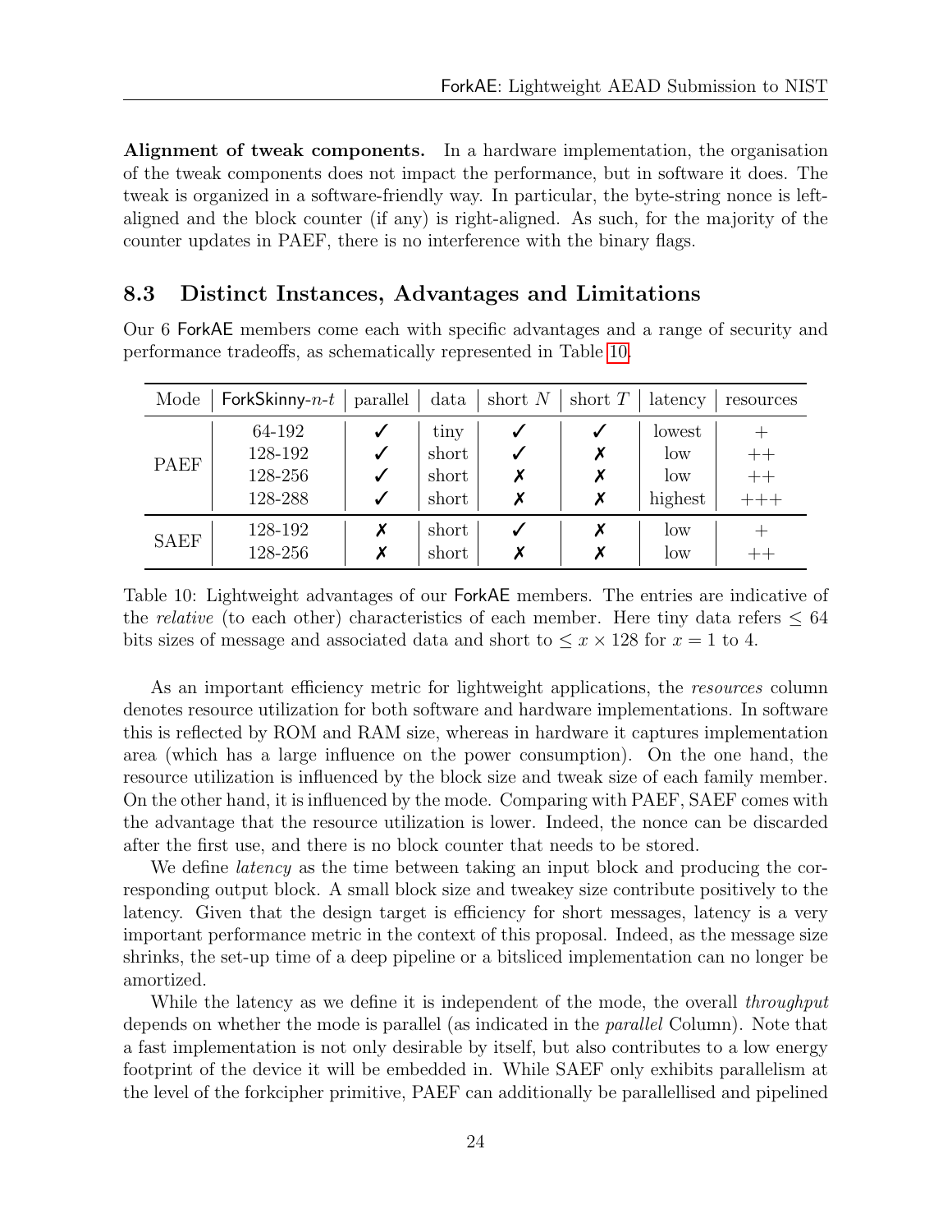**Alignment of tweak components.** In a hardware implementation, the organisation of the tweak components does not impact the performance, but in software it does. The tweak is organized in a software-friendly way. In particular, the byte-string nonce is left-aligned and the block counter (if any) is right-aligned. As such, for the majority of the counter updates in PAEF, there is no interference with the binary flags.

## 8.3 Distinct Instances, Advantages and Limitations

Our 6 ForkAE members come each with specific advantages and a range of security and performance tradeoffs, as schematically represented in Table 10.

| Mode | ForkSkinny-$n$-$t$ | parallel | data | short $N$ | short $T$ | latency | resources |
|---|---|---|---|---|---|---|---|
| PAEF | 64-192 | ✓ | tiny | ✓ | ✓ | lowest | + |
| | 128-192 | ✓ | short | ✓ | ✗ | low | ++ |
| | 128-256 | ✓ | short | ✗ | ✗ | low | ++ |
| | 128-288 | ✓ | short | ✗ | ✗ | highest | +++ |
| SAEF | 128-192 | ✗ | short | ✓ | ✗ | low | + |
| | 128-256 | ✗ | short | ✗ | ✗ | low | ++ |

Table 10: Lightweight advantages of our ForkAE members. The entries are indicative of the *relative* (to each other) characteristics of each member. Here tiny data refers $\leq 64$ bits sizes of message and associated data and short to $\leq x \times 128$ for $x = 1$ to 4.

As an important efficiency metric for lightweight applications, the *resources* column denotes resource utilization for both software and hardware implementations. In software this is reflected by ROM and RAM size, whereas in hardware it captures implementation area (which has a large influence on the power consumption). On the one hand, the resource utilization is influenced by the block size and tweak size of each family member. On the other hand, it is influenced by the mode. Comparing with PAEF, SAEF comes with the advantage that the resource utilization is lower. Indeed, the nonce can be discarded after the first use, and there is no block counter that needs to be stored.

We define *latency* as the time between taking an input block and producing the corresponding output block. A small block size and tweakey size contribute positively to the latency. Given that the design target is efficiency for short messages, latency is a very important performance metric in the context of this proposal. Indeed, as the message size shrinks, the set-up time of a deep pipeline or a bitsliced implementation can no longer be amortized.

While the latency as we define it is independent of the mode, the overall *throughput* depends on whether the mode is parallel (as indicated in the *parallel* Column). Note that a fast implementation is not only desirable by itself, but also contributes to a low energy footprint of the device it will be embedded in. While SAEF only exhibits parallelism at the level of the forkcipher primitive, PAEF can additionally be parallellised and pipelined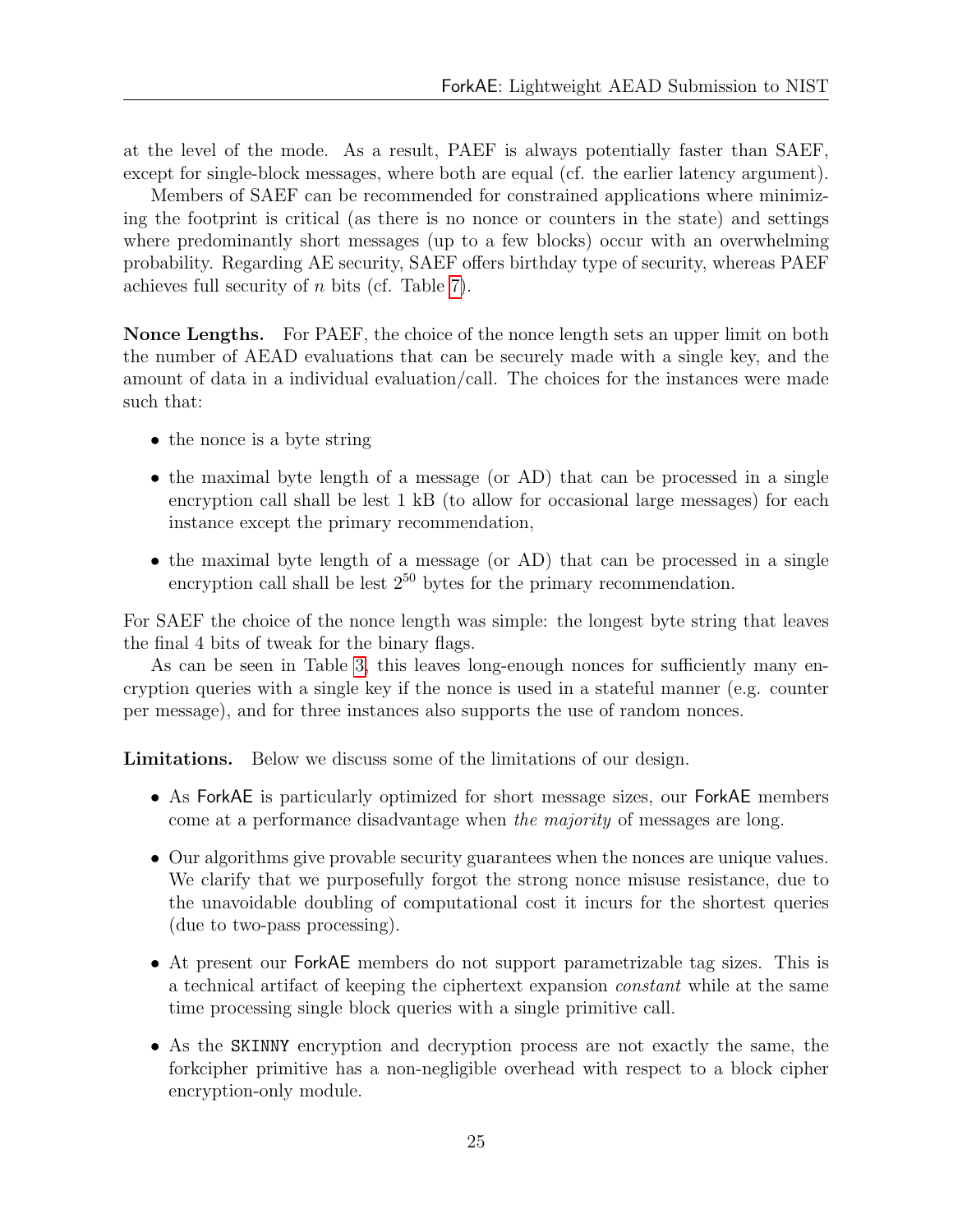at the level of the mode. As a result, PAEF is always potentially faster than SAEF, except for single-block messages, where both are equal (cf. the earlier latency argument).

Members of SAEF can be recommended for constrained applications where minimizing the footprint is critical (as there is no nonce or counters in the state) and settings where predominantly short messages (up to a few blocks) occur with an overwhelming probability. Regarding AE security, SAEF offers birthday type of security, whereas PAEF achieves full security of $n$ bits (cf. Table 7).

**Nonce Lengths.** For PAEF, the choice of the nonce length sets an upper limit on both the number of AEAD evaluations that can be securely made with a single key, and the amount of data in a individual evaluation/call. The choices for the instances were made such that:

- the nonce is a byte string
- the maximal byte length of a message (or AD) that can be processed in a single encryption call shall be lest 1 kB (to allow for occasional large messages) for each instance except the primary recommendation,
- the maximal byte length of a message (or AD) that can be processed in a single encryption call shall be lest $2^{50}$ bytes for the primary recommendation.

For SAEF the choice of the nonce length was simple: the longest byte string that leaves the final 4 bits of tweak for the binary flags.

As can be seen in Table 3, this leaves long-enough nonces for sufficiently many encryption queries with a single key if the nonce is used in a stateful manner (e.g. counter per message), and for three instances also supports the use of random nonces.

**Limitations.** Below we discuss some of the limitations of our design.

- As ForkAE is particularly optimized for short message sizes, our ForkAE members come at a performance disadvantage when *the majority* of messages are long.
- Our algorithms give provable security guarantees when the nonces are unique values. We clarify that we purposefully forgot the strong nonce misuse resistance, due to the unavoidable doubling of computational cost it incurs for the shortest queries (due to two-pass processing).
- At present our ForkAE members do not support parametrizable tag sizes. This is a technical artifact of keeping the ciphertext expansion *constant* while at the same time processing single block queries with a single primitive call.
- As the SKINNY encryption and decryption process are not exactly the same, the forkcipher primitive has a non-negligible overhead with respect to a block cipher encryption-only module.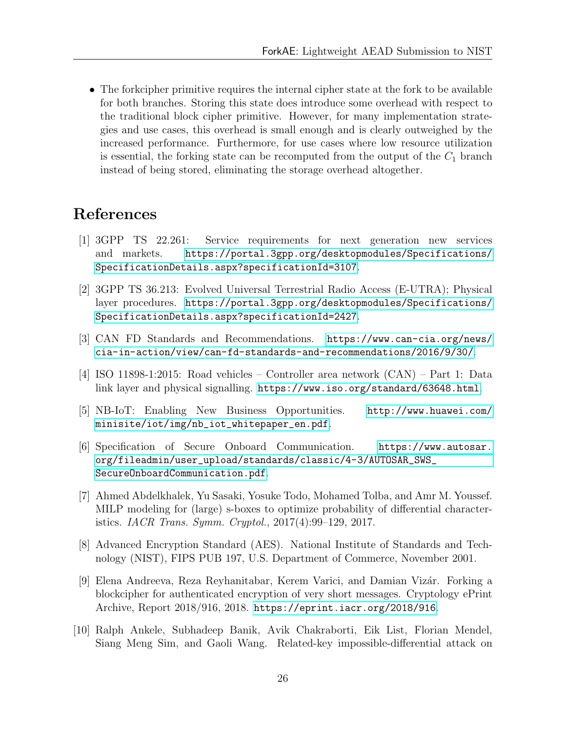- The forkcipher primitive requires the internal cipher state at the fork to be available for both branches. Storing this state does introduce some overhead with respect to the traditional block cipher primitive. However, for many implementation strategies and use cases, this overhead is small enough and is clearly outweighed by the increased performance. Furthermore, for use cases where low resource utilization is essential, the forking state can be recomputed from the output of the $C_1$ branch instead of being stored, eliminating the storage overhead altogether.

# References

[1] 3GPP TS 22.261: Service requirements for next generation new services and markets. https://portal.3gpp.org/desktopmodules/Specifications/SpecificationDetails.aspx?specificationId=3107.

[2] 3GPP TS 36.213: Evolved Universal Terrestrial Radio Access (E-UTRA); Physical layer procedures. https://portal.3gpp.org/desktopmodules/Specifications/SpecificationDetails.aspx?specificationId=2427.

[3] CAN FD Standards and Recommendations. https://www.can-cia.org/news/cia-in-action/view/can-fd-standards-and-recommendations/2016/9/30/.

[4] ISO 11898-1:2015: Road vehicles – Controller area network (CAN) – Part 1: Data link layer and physical signalling. https://www.iso.org/standard/63648.html.

[5] NB-IoT: Enabling New Business Opportunities. http://www.huawei.com/minisite/iot/img/nb_iot_whitepaper_en.pdf.

[6] Specification of Secure Onboard Communication. https://www.autosar.org/fileadmin/user_upload/standards/classic/4-3/AUTOSAR_SWS_SecureOnboardCommunication.pdf.

[7] Ahmed Abdelkhalek, Yu Sasaki, Yosuke Todo, Mohamed Tolba, and Amr M. Youssef. MILP modeling for (large) s-boxes to optimize probability of differential characteristics. *IACR Trans. Symm. Cryptol.*, 2017(4):99–129, 2017.

[8] Advanced Encryption Standard (AES). National Institute of Standards and Technology (NIST), FIPS PUB 197, U.S. Department of Commerce, November 2001.

[9] Elena Andreeva, Reza Reyhanitabar, Kerem Varici, and Damian Vizár. Forking a blockcipher for authenticated encryption of very short messages. Cryptology ePrint Archive, Report 2018/916, 2018. https://eprint.iacr.org/2018/916.

[10] Ralph Ankele, Subhadeep Banik, Avik Chakraborti, Eik List, Florian Mendel, Siang Meng Sim, and Gaoli Wang. Related-key impossible-differential attack on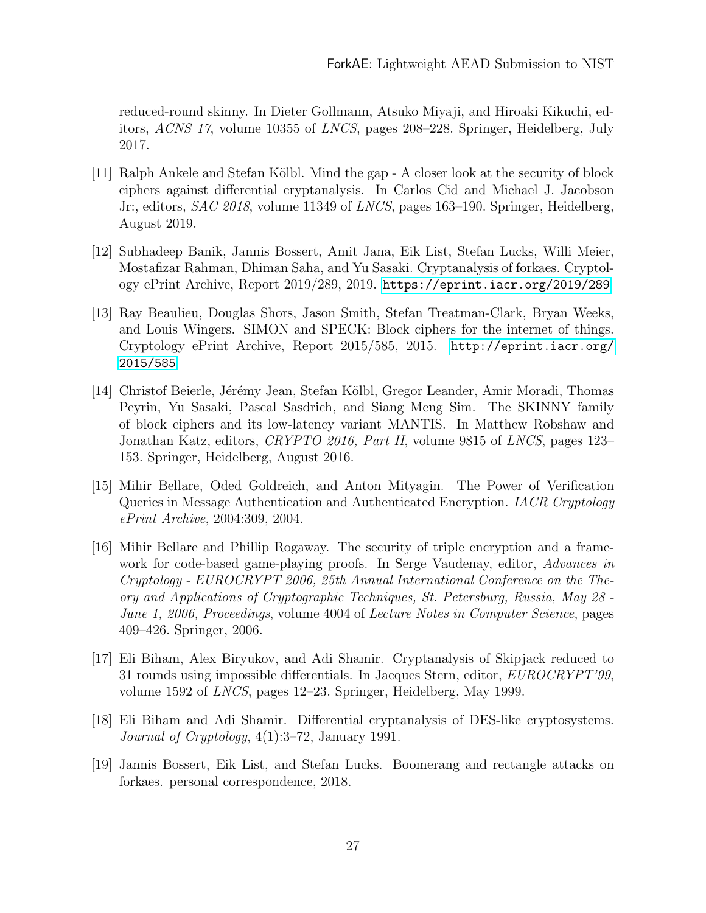reduced-round skinny. In Dieter Gollmann, Atsuko Miyaji, and Hiroaki Kikuchi, editors, *ACNS 17*, volume 10355 of *LNCS*, pages 208–228. Springer, Heidelberg, July 2017.

[11] Ralph Ankele and Stefan Kölbl. Mind the gap - A closer look at the security of block ciphers against differential cryptanalysis. In Carlos Cid and Michael J. Jacobson Jr:, editors, *SAC 2018*, volume 11349 of *LNCS*, pages 163–190. Springer, Heidelberg, August 2019.

[12] Subhadeep Banik, Jannis Bossert, Amit Jana, Eik List, Stefan Lucks, Willi Meier, Mostafizar Rahman, Dhiman Saha, and Yu Sasaki. Cryptanalysis of forkaes. Cryptology ePrint Archive, Report 2019/289, 2019. https://eprint.iacr.org/2019/289.

[13] Ray Beaulieu, Douglas Shors, Jason Smith, Stefan Treatman-Clark, Bryan Weeks, and Louis Wingers. SIMON and SPECK: Block ciphers for the internet of things. Cryptology ePrint Archive, Report 2015/585, 2015. http://eprint.iacr.org/2015/585.

[14] Christof Beierle, Jérémy Jean, Stefan Kölbl, Gregor Leander, Amir Moradi, Thomas Peyrin, Yu Sasaki, Pascal Sasdrich, and Siang Meng Sim. The SKINNY family of block ciphers and its low-latency variant MANTIS. In Matthew Robshaw and Jonathan Katz, editors, *CRYPTO 2016, Part II*, volume 9815 of *LNCS*, pages 123–153. Springer, Heidelberg, August 2016.

[15] Mihir Bellare, Oded Goldreich, and Anton Mityagin. The Power of Verification Queries in Message Authentication and Authenticated Encryption. *IACR Cryptology ePrint Archive*, 2004:309, 2004.

[16] Mihir Bellare and Phillip Rogaway. The security of triple encryption and a framework for code-based game-playing proofs. In Serge Vaudenay, editor, *Advances in Cryptology - EUROCRYPT 2006, 25th Annual International Conference on the Theory and Applications of Cryptographic Techniques, St. Petersburg, Russia, May 28 - June 1, 2006, Proceedings*, volume 4004 of *Lecture Notes in Computer Science*, pages 409–426. Springer, 2006.

[17] Eli Biham, Alex Biryukov, and Adi Shamir. Cryptanalysis of Skipjack reduced to 31 rounds using impossible differentials. In Jacques Stern, editor, *EUROCRYPT'99*, volume 1592 of *LNCS*, pages 12–23. Springer, Heidelberg, May 1999.

[18] Eli Biham and Adi Shamir. Differential cryptanalysis of DES-like cryptosystems. *Journal of Cryptology*, 4(1):3–72, January 1991.

[19] Jannis Bossert, Eik List, and Stefan Lucks. Boomerang and rectangle attacks on forkaes. personal correspondence, 2018.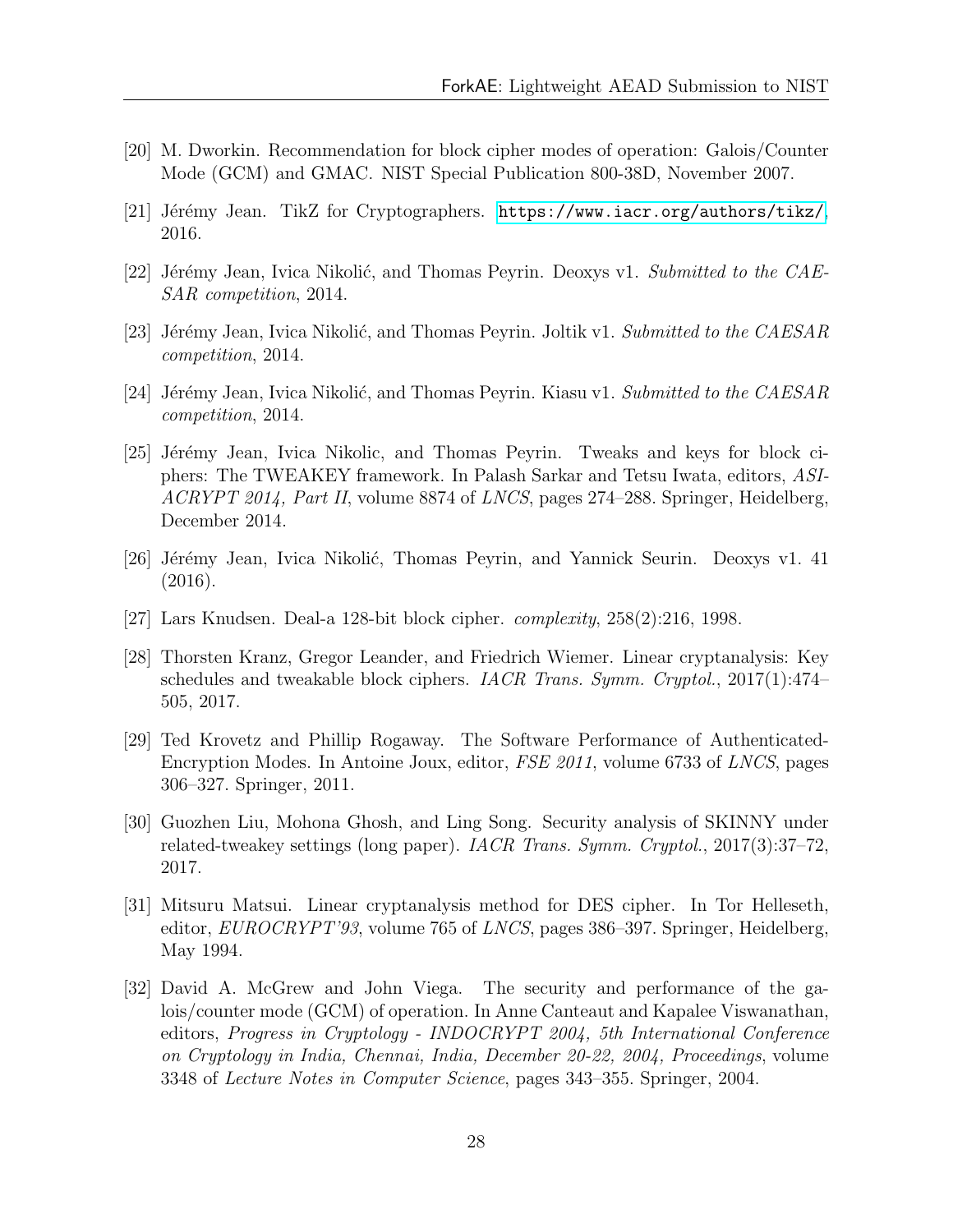[20] M. Dworkin. Recommendation for block cipher modes of operation: Galois/Counter Mode (GCM) and GMAC. NIST Special Publication 800-38D, November 2007.

[21] Jérémy Jean. TikZ for Cryptographers. https://www.iacr.org/authors/tikz/, 2016.

[22] Jérémy Jean, Ivica Nikolić, and Thomas Peyrin. Deoxys v1. *Submitted to the CAESAR competition*, 2014.

[23] Jérémy Jean, Ivica Nikolić, and Thomas Peyrin. Joltik v1. *Submitted to the CAESAR competition*, 2014.

[24] Jérémy Jean, Ivica Nikolić, and Thomas Peyrin. Kiasu v1. *Submitted to the CAESAR competition*, 2014.

[25] Jérémy Jean, Ivica Nikolic, and Thomas Peyrin. Tweaks and keys for block ciphers: The TWEAKEY framework. In Palash Sarkar and Tetsu Iwata, editors, *ASIACRYPT 2014, Part II*, volume 8874 of *LNCS*, pages 274–288. Springer, Heidelberg, December 2014.

[26] Jérémy Jean, Ivica Nikolić, Thomas Peyrin, and Yannick Seurin. Deoxys v1. 41 (2016).

[27] Lars Knudsen. Deal-a 128-bit block cipher. *complexity*, 258(2):216, 1998.

[28] Thorsten Kranz, Gregor Leander, and Friedrich Wiemer. Linear cryptanalysis: Key schedules and tweakable block ciphers. *IACR Trans. Symm. Cryptol.*, 2017(1):474–505, 2017.

[29] Ted Krovetz and Phillip Rogaway. The Software Performance of Authenticated-Encryption Modes. In Antoine Joux, editor, *FSE 2011*, volume 6733 of *LNCS*, pages 306–327. Springer, 2011.

[30] Guozhen Liu, Mohona Ghosh, and Ling Song. Security analysis of SKINNY under related-tweakey settings (long paper). *IACR Trans. Symm. Cryptol.*, 2017(3):37–72, 2017.

[31] Mitsuru Matsui. Linear cryptanalysis method for DES cipher. In Tor Helleseth, editor, *EUROCRYPT'93*, volume 765 of *LNCS*, pages 386–397. Springer, Heidelberg, May 1994.

[32] David A. McGrew and John Viega. The security and performance of the galois/counter mode (GCM) of operation. In Anne Canteaut and Kapalee Viswanathan, editors, *Progress in Cryptology - INDOCRYPT 2004, 5th International Conference on Cryptology in India, Chennai, India, December 20-22, 2004, Proceedings*, volume 3348 of *Lecture Notes in Computer Science*, pages 343–355. Springer, 2004.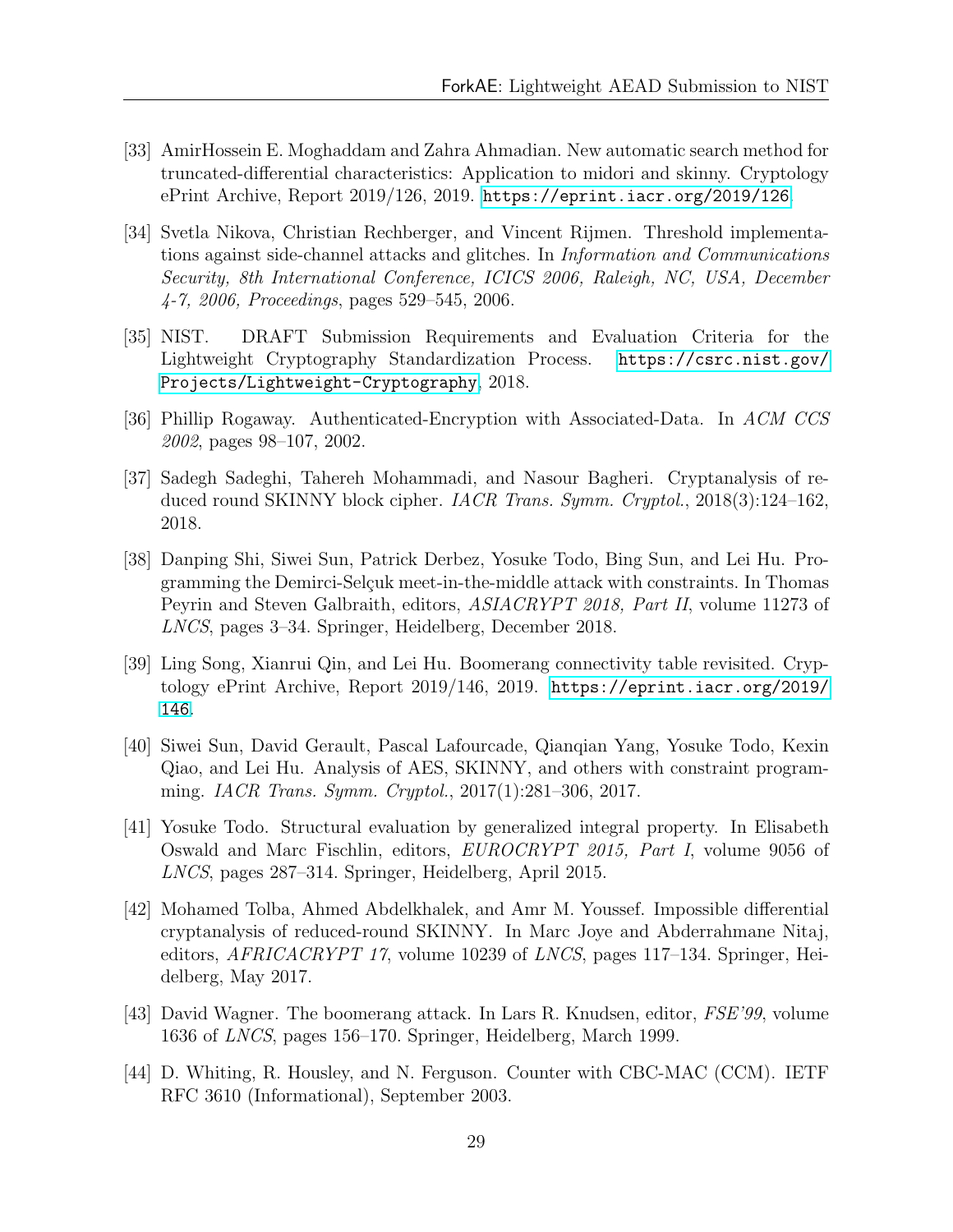[33] AmirHossein E. Moghaddam and Zahra Ahmadian. New automatic search method for truncated-differential characteristics: Application to midori and skinny. Cryptology ePrint Archive, Report 2019/126, 2019. https://eprint.iacr.org/2019/126.

[34] Svetla Nikova, Christian Rechberger, and Vincent Rijmen. Threshold implementations against side-channel attacks and glitches. In *Information and Communications Security, 8th International Conference, ICICS 2006, Raleigh, NC, USA, December 4-7, 2006, Proceedings*, pages 529–545, 2006.

[35] NIST. DRAFT Submission Requirements and Evaluation Criteria for the Lightweight Cryptography Standardization Process. https://csrc.nist.gov/Projects/Lightweight-Cryptography, 2018.

[36] Phillip Rogaway. Authenticated-Encryption with Associated-Data. In *ACM CCS 2002*, pages 98–107, 2002.

[37] Sadegh Sadeghi, Tahereh Mohammadi, and Nasour Bagheri. Cryptanalysis of reduced round SKINNY block cipher. *IACR Trans. Symm. Cryptol.*, 2018(3):124–162, 2018.

[38] Danping Shi, Siwei Sun, Patrick Derbez, Yosuke Todo, Bing Sun, and Lei Hu. Programming the Demirci-Selçuk meet-in-the-middle attack with constraints. In Thomas Peyrin and Steven Galbraith, editors, *ASIACRYPT 2018, Part II*, volume 11273 of *LNCS*, pages 3–34. Springer, Heidelberg, December 2018.

[39] Ling Song, Xianrui Qin, and Lei Hu. Boomerang connectivity table revisited. Cryptology ePrint Archive, Report 2019/146, 2019. https://eprint.iacr.org/2019/146.

[40] Siwei Sun, David Gerault, Pascal Lafourcade, Qianqian Yang, Yosuke Todo, Kexin Qiao, and Lei Hu. Analysis of AES, SKINNY, and others with constraint programming. *IACR Trans. Symm. Cryptol.*, 2017(1):281–306, 2017.

[41] Yosuke Todo. Structural evaluation by generalized integral property. In Elisabeth Oswald and Marc Fischlin, editors, *EUROCRYPT 2015, Part I*, volume 9056 of *LNCS*, pages 287–314. Springer, Heidelberg, April 2015.

[42] Mohamed Tolba, Ahmed Abdelkhalek, and Amr M. Youssef. Impossible differential cryptanalysis of reduced-round SKINNY. In Marc Joye and Abderrahmane Nitaj, editors, *AFRICACRYPT 17*, volume 10239 of *LNCS*, pages 117–134. Springer, Heidelberg, May 2017.

[43] David Wagner. The boomerang attack. In Lars R. Knudsen, editor, *FSE'99*, volume 1636 of *LNCS*, pages 156–170. Springer, Heidelberg, March 1999.

[44] D. Whiting, R. Housley, and N. Ferguson. Counter with CBC-MAC (CCM). IETF RFC 3610 (Informational), September 2003.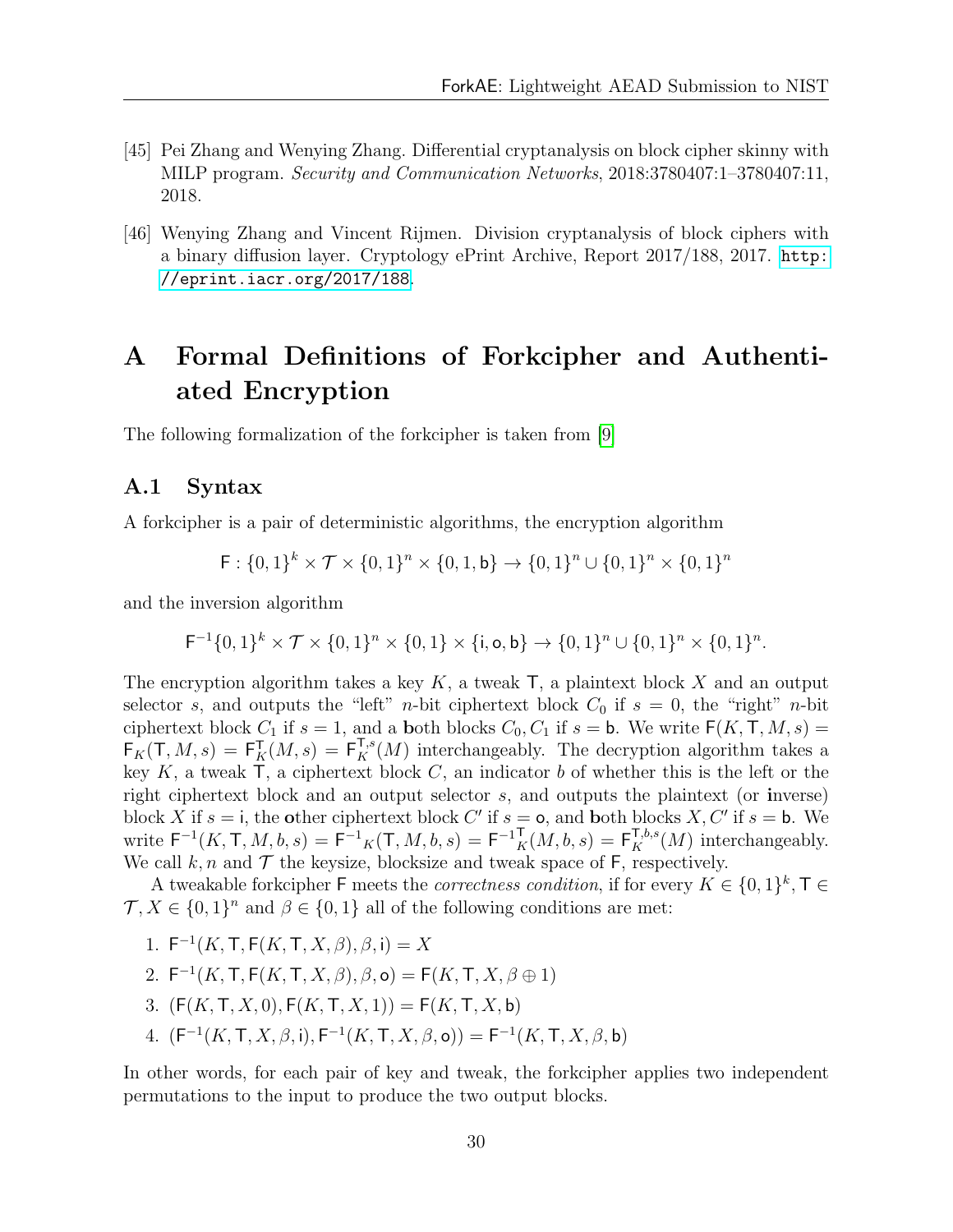[45] Pei Zhang and Wenying Zhang. Differential cryptanalysis on block cipher skinny with MILP program. *Security and Communication Networks*, 2018:3780407:1–3780407:11, 2018.

[46] Wenying Zhang and Vincent Rijmen. Division cryptanalysis of block ciphers with a binary diffusion layer. Cryptology ePrint Archive, Report 2017/188, 2017. http://eprint.iacr.org/2017/188.

# A Formal Definitions of Forkcipher and Authenticated Encryption

The following formalization of the forkcipher is taken from [9]

## A.1 Syntax

A forkcipher is a pair of deterministic algorithms, the encryption algorithm

$$\mathsf{F} : \{0,1\}^k \times \mathcal{T} \times \{0,1\}^n \times \{0,1,\mathsf{b}\} \to \{0,1\}^n \cup \{0,1\}^n \times \{0,1\}^n$$

and the inversion algorithm

$$\mathsf{F}^{-1}\{0,1\}^k \times \mathcal{T} \times \{0,1\}^n \times \{0,1\} \times \{\mathsf{i},\mathsf{o},\mathsf{b}\} \to \{0,1\}^n \cup \{0,1\}^n \times \{0,1\}^n.$$

The encryption algorithm takes a key $K$, a tweak $\mathsf{T}$, a plaintext block $X$ and an output selector $s$, and outputs the "left" $n$-bit ciphertext block $C_0$ if $s = 0$, the "right" $n$-bit ciphertext block $C_1$ if $s = 1$, and a **b**oth blocks $C_0, C_1$ if $s = \mathsf{b}$. We write $\mathsf{F}(K,\mathsf{T},M,s) = \mathsf{F}_K(\mathsf{T},M,s) = \mathsf{F}_K^{\mathsf{T}}(M,s) = \mathsf{F}_K^{\mathsf{T},s}(M)$ interchangeably. The decryption algorithm takes a key $K$, a tweak $\mathsf{T}$, a ciphertext block $C$, an indicator $b$ of whether this is the left or the right ciphertext block and an output selector $s$, and outputs the plaintext (or **i**nverse) block $X$ if $s = \mathsf{i}$, the **o**ther ciphertext block $C'$ if $s = \mathsf{o}$, and **b**oth blocks $X, C'$ if $s = \mathsf{b}$. We write $\mathsf{F}^{-1}(K,\mathsf{T},M,b,s) = \mathsf{F}^{-1}{}_K(\mathsf{T},M,b,s) = \mathsf{F}^{-1}{}_K^{\mathsf{T}}(M,b,s) = \mathsf{F}_K^{\mathsf{T},b,s}(M)$ interchangeably. We call $k, n$ and $\mathcal{T}$ the keysize, blocksize and tweak space of $\mathsf{F}$, respectively.

A tweakable forkcipher $\mathsf{F}$ meets the *correctness condition*, if for every $K \in \{0,1\}^k, \mathsf{T} \in \mathcal{T}, X \in \{0,1\}^n$ and $\beta \in \{0,1\}$ all of the following conditions are met:

1. $\mathsf{F}^{-1}(K,\mathsf{T},\mathsf{F}(K,\mathsf{T},X,\beta),\beta,\mathsf{i}) = X$
2. $\mathsf{F}^{-1}(K,\mathsf{T},\mathsf{F}(K,\mathsf{T},X,\beta),\beta,\mathsf{o}) = \mathsf{F}(K,\mathsf{T},X,\beta \oplus 1)$
3. $(\mathsf{F}(K,\mathsf{T},X,0),\mathsf{F}(K,\mathsf{T},X,1)) = \mathsf{F}(K,\mathsf{T},X,\mathsf{b})$
4. $(\mathsf{F}^{-1}(K,\mathsf{T},X,\beta,\mathsf{i}),\mathsf{F}^{-1}(K,\mathsf{T},X,\beta,\mathsf{o})) = \mathsf{F}^{-1}(K,\mathsf{T},X,\beta,\mathsf{b})$

In other words, for each pair of key and tweak, the forkcipher applies two independent permutations to the input to produce the two output blocks.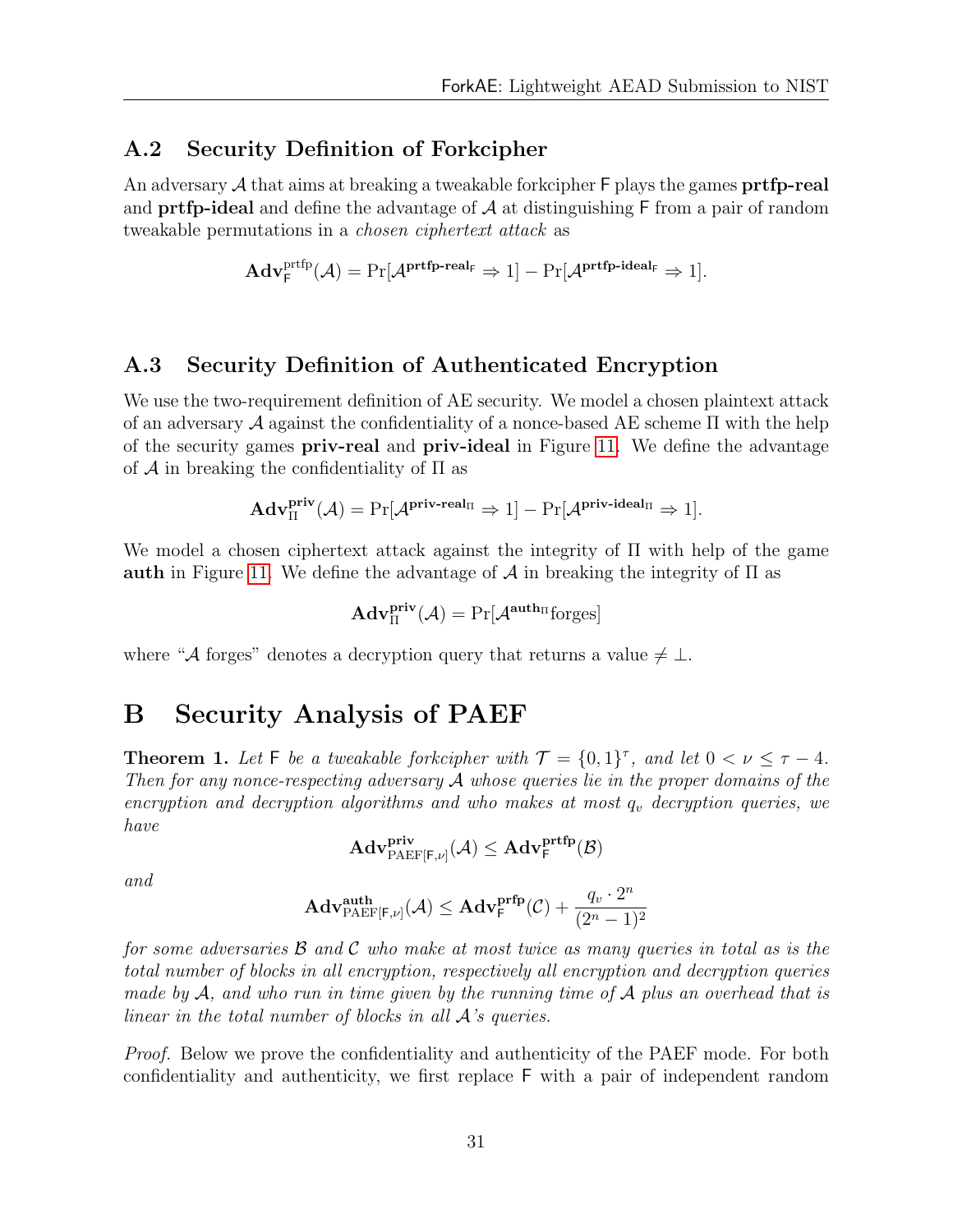## A.2 Security Definition of Forkcipher

An adversary $\mathcal{A}$ that aims at breaking a tweakable forkcipher $\mathsf{F}$ plays the games **prtfp-real** and **prtfp-ideal** and define the advantage of $\mathcal{A}$ at distinguishing $\mathsf{F}$ from a pair of random tweakable permutations in a *chosen ciphertext attack* as

$$\mathbf{Adv}^{\mathrm{prtfp}}_{\mathsf{F}}(\mathcal{A}) = \Pr[\mathcal{A}^{\mathbf{prtfp\text{-}real}_{\mathsf{F}}} \Rightarrow 1] - \Pr[\mathcal{A}^{\mathbf{prtfp\text{-}ideal}_{\mathsf{F}}} \Rightarrow 1].$$

## A.3 Security Definition of Authenticated Encryption

We use the two-requirement definition of AE security. We model a chosen plaintext attack of an adversary $\mathcal{A}$ against the confidentiality of a nonce-based AE scheme $\Pi$ with the help of the security games **priv-real** and **priv-ideal** in Figure 11. We define the advantage of $\mathcal{A}$ in breaking the confidentiality of $\Pi$ as

$$\mathbf{Adv}^{\mathbf{priv}}_{\Pi}(\mathcal{A}) = \Pr[\mathcal{A}^{\mathbf{priv\text{-}real}_{\Pi}} \Rightarrow 1] - \Pr[\mathcal{A}^{\mathbf{priv\text{-}ideal}_{\Pi}} \Rightarrow 1].$$

We model a chosen ciphertext attack against the integrity of $\Pi$ with help of the game **auth** in Figure 11. We define the advantage of $\mathcal{A}$ in breaking the integrity of $\Pi$ as

$$\mathbf{Adv}^{\mathbf{priv}}_{\Pi}(\mathcal{A}) = \Pr[\mathcal{A}^{\mathbf{auth}_{\Pi}} \text{forges}]$$

where "$\mathcal{A}$ forges" denotes a decryption query that returns a value $\neq \perp$.

# B Security Analysis of PAEF

**Theorem 1.** *Let $\mathsf{F}$ be a tweakable forkcipher with $\mathcal{T} = \{0,1\}^{\tau}$, and let $0 < \nu \leq \tau - 4$. Then for any nonce-respecting adversary $\mathcal{A}$ whose queries lie in the proper domains of the encryption and decryption algorithms and who makes at most $q_v$ decryption queries, we have*

$$\mathbf{Adv}^{\mathbf{priv}}_{\mathrm{PAEF}[\mathsf{F},\nu]}(\mathcal{A}) \leq \mathbf{Adv}^{\mathbf{prtfp}}_{\mathsf{F}}(\mathcal{B})$$

*and*

$$\mathbf{Adv}^{\mathbf{auth}}_{\mathrm{PAEF}[\mathsf{F},\nu]}(\mathcal{A}) \leq \mathbf{Adv}^{\mathbf{prfp}}_{\mathsf{F}}(\mathcal{C}) + \frac{q_v \cdot 2^n}{(2^n - 1)^2}$$

*for some adversaries $\mathcal{B}$ and $\mathcal{C}$ who make at most twice as many queries in total as is the total number of blocks in all encryption, respectively all encryption and decryption queries made by $\mathcal{A}$, and who run in time given by the running time of $\mathcal{A}$ plus an overhead that is linear in the total number of blocks in all $\mathcal{A}$'s queries.*

*Proof.* Below we prove the confidentiality and authenticity of the PAEF mode. For both confidentiality and authenticity, we first replace $\mathsf{F}$ with a pair of independent random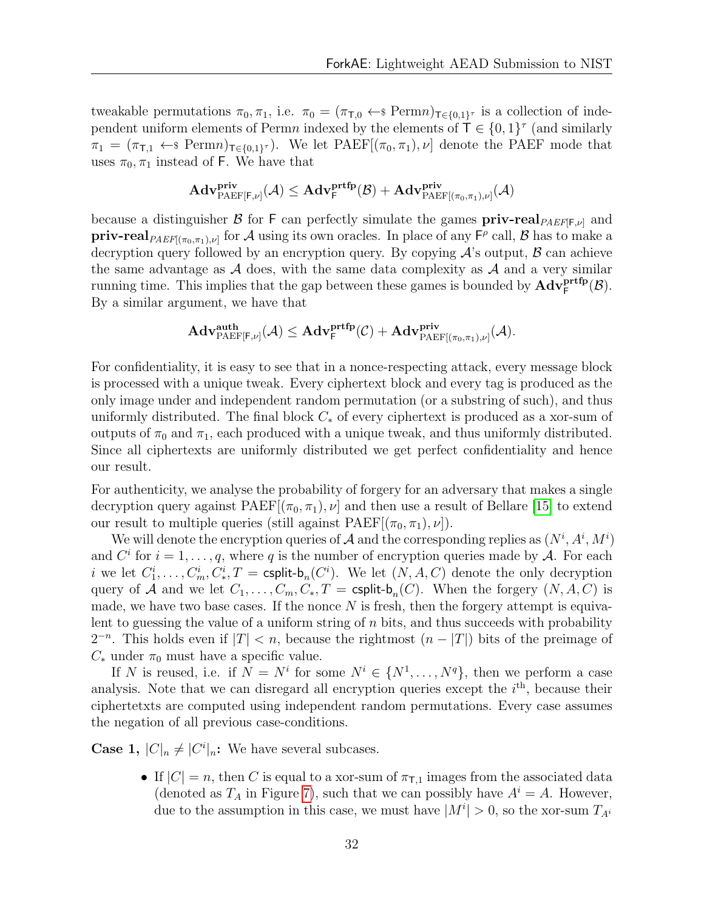tweakable permutations $\pi_0, \pi_1$, i.e. $\pi_0 = (\pi_{\mathsf{T},0} \leftarrow\!\$\ \mathrm{Perm}n)_{\mathsf{T}\in\{0,1\}^\tau}$ is a collection of independent uniform elements of Perm$n$ indexed by the elements of $\mathsf{T} \in \{0,1\}^\tau$ (and similarly $\pi_1 = (\pi_{\mathsf{T},1} \leftarrow\!\$\ \mathrm{Perm}n)_{\mathsf{T}\in\{0,1\}^\tau}$). We let PAEF$[(\pi_0, \pi_1), \nu]$ denote the PAEF mode that uses $\pi_0, \pi_1$ instead of $\mathsf{F}$. We have that

$$\mathbf{Adv}^{\mathbf{priv}}_{\mathrm{PAEF}[\mathsf{F},\nu]}(\mathcal{A}) \leq \mathbf{Adv}^{\mathbf{prtfp}}_{\mathsf{F}}(\mathcal{B}) + \mathbf{Adv}^{\mathbf{priv}}_{\mathrm{PAEF}[(\pi_0,\pi_1),\nu]}(\mathcal{A})$$

because a distinguisher $\mathcal{B}$ for $\mathsf{F}$ can perfectly simulate the games $\mathbf{priv\text{-}real}_{PAEF[\mathsf{F},\nu]}$ and $\mathbf{priv\text{-}real}_{PAEF[(\pi_0,\pi_1),\nu]}$ for $\mathcal{A}$ using its own oracles. In place of any $\mathsf{F}^\rho$ call, $\mathcal{B}$ has to make a decryption query followed by an encryption query. By copying $\mathcal{A}$'s output, $\mathcal{B}$ can achieve the same advantage as $\mathcal{A}$ does, with the same data complexity as $\mathcal{A}$ and a very similar running time. This implies that the gap between these games is bounded by $\mathbf{Adv}^{\mathbf{prtfp}}_{\mathsf{F}}(\mathcal{B})$. By a similar argument, we have that

$$\mathbf{Adv}^{\mathbf{auth}}_{\mathrm{PAEF}[\mathsf{F},\nu]}(\mathcal{A}) \leq \mathbf{Adv}^{\mathbf{prtfp}}_{\mathsf{F}}(\mathcal{C}) + \mathbf{Adv}^{\mathbf{priv}}_{\mathrm{PAEF}[(\pi_0,\pi_1),\nu]}(\mathcal{A}).$$

For confidentiality, it is easy to see that in a nonce-respecting attack, every message block is processed with a unique tweak. Every ciphertext block and every tag is produced as the only image under and independent random permutation (or a substring of such), and thus uniformly distributed. The final block $C_*$ of every ciphertext is produced as a xor-sum of outputs of $\pi_0$ and $\pi_1$, each produced with a unique tweak, and thus uniformly distributed. Since all ciphertexts are uniformly distributed we get perfect confidentiality and hence our result.

For authenticity, we analyse the probability of forgery for an adversary that makes a single decryption query against PAEF$[(\pi_0, \pi_1), \nu]$ and then use a result of Bellare [15] to extend our result to multiple queries (still against PAEF$[(\pi_0, \pi_1), \nu]$).

We will denote the encryption queries of $\mathcal{A}$ and the corresponding replies as $(N^i, A^i, M^i)$ and $C^i$ for $i = 1, \ldots, q$, where $q$ is the number of encryption queries made by $\mathcal{A}$. For each $i$ we let $C^i_1, \ldots, C^i_m, C^i_*, T = \mathsf{csplit\text{-}b}_n(C^i)$. We let $(N, A, C)$ denote the only decryption query of $\mathcal{A}$ and we let $C_1, \ldots, C_m, C_*, T = \mathsf{csplit\text{-}b}_n(C)$. When the forgery $(N, A, C)$ is made, we have two base cases. If the nonce $N$ is fresh, then the forgery attempt is equivalent to guessing the value of a uniform string of $n$ bits, and thus succeeds with probability $2^{-n}$. This holds even if $|T| < n$, because the rightmost $(n - |T|)$ bits of the preimage of $C_*$ under $\pi_0$ must have a specific value.

If $N$ is reused, i.e. if $N = N^i$ for some $N^i \in \{N^1, \ldots, N^q\}$, then we perform a case analysis. Note that we can disregard all encryption queries except the $i^{\text{th}}$, because their ciphertetxts are computed using independent random permutations. Every case assumes the negation of all previous case-conditions.

**Case 1, $|C|_n \neq |C^i|_n$:** We have several subcases.

- If $|C| = n$, then $C$ is equal to a xor-sum of $\pi_{\mathsf{T},1}$ images from the associated data (denoted as $T_A$ in Figure 7), such that we can possibly have $A^i = A$. However, due to the assumption in this case, we must have $|M^i| > 0$, so the xor-sum $T_{A^i}$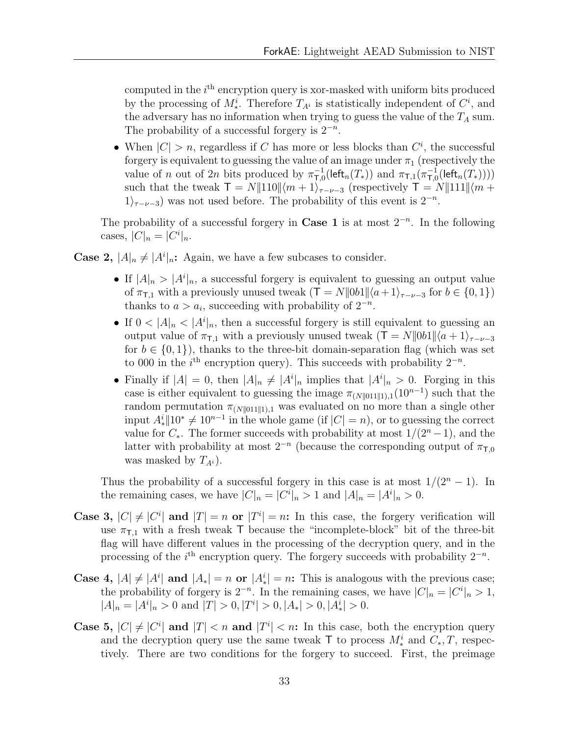computed in the $i^{\text{th}}$ encryption query is xor-masked with uniform bits produced by the processing of $M_*^i$. Therefore $T_{A^i}$ is statistically independent of $C^i$, and the adversary has no information when trying to guess the value of the $T_A$ sum. The probability of a successful forgery is $2^{-n}$.

- When $|C| > n$, regardless if $C$ has more or less blocks than $C^i$, the successful forgery is equivalent to guessing the value of an image under $\pi_1$ (respectively the value of $n$ out of $2n$ bits produced by $\pi^{-1}_{\mathsf{T},0}(\mathsf{left}_n(T_*))$ and $\pi_{\mathsf{T},1}(\pi^{-1}_{\mathsf{T},0}(\mathsf{left}_n(T_*)))$) such that the tweak $\mathsf{T} = N\|110\|\langle m+1\rangle_{\tau-\nu-3}$ (respectively $\mathsf{T} = N\|111\|\langle m+1\rangle_{\tau-\nu-3}$) was not used before. The probability of this event is $2^{-n}$.

The probability of a successful forgery in **Case 1** is at most $2^{-n}$. In the following cases, $|C|_n = |C^i|_n$.

**Case 2, $|A|_n \neq |A^i|_n$:** Again, we have a few subcases to consider.

- If $|A|_n > |A^i|_n$, a successful forgery is equivalent to guessing an output value of $\pi_{\mathsf{T},1}$ with a previously unused tweak ($\mathsf{T} = N\|0b1\|\langle a+1\rangle_{\tau-\nu-3}$ for $b \in \{0,1\}$) thanks to $a > a_i$, succeeding with probability of $2^{-n}$.
- If $0 < |A|_n < |A^i|_n$, then a successful forgery is still equivalent to guessing an output value of $\pi_{\mathsf{T},1}$ with a previously unused tweak ($\mathsf{T} = N\|0b1\|\langle a+1\rangle_{\tau-\nu-3}$ for $b \in \{0,1\}$), thanks to the three-bit domain-separation flag (which was set to 000 in the $i^{\text{th}}$ encryption query). This succeeds with probability $2^{-n}$.
- Finally if $|A| = 0$, then $|A|_n \neq |A^i|_n$ implies that $|A^i|_n > 0$. Forging in this case is either equivalent to guessing the image $\pi_{(N\|011\|1),1}(10^{n-1})$ such that the random permutation $\pi_{(N\|011\|1),1}$ was evaluated on no more than a single other input $A_*^i\|10^* \neq 10^{n-1}$ in the whole game (if $|C| = n$), or to guessing the correct value for $C_*$. The former succeeds with probability at most $1/(2^n - 1)$, and the latter with probability at most $2^{-n}$ (because the corresponding output of $\pi_{\mathsf{T},0}$ was masked by $T_{A^i}$).

Thus the probability of a successful forgery in this case is at most $1/(2^n - 1)$. In the remaining cases, we have $|C|_n = |C^i|_n > 1$ and $|A|_n = |A^i|_n > 0$.

**Case 3, $|C| \neq |C^i|$ and $|T| = n$ or $|T^i| = n$:** In this case, the forgery verification will use $\pi_{\mathsf{T},1}$ with a fresh tweak $\mathsf{T}$ because the "incomplete-block" bit of the three-bit flag will have different values in the processing of the decryption query, and in the processing of the $i^{\text{th}}$ encryption query. The forgery succeeds with probability $2^{-n}$.

**Case 4, $|A| \neq |A^i|$ and $|A_*| = n$ or $|A_*^i| = n$:** This is analogous with the previous case; the probability of forgery is $2^{-n}$. In the remaining cases, we have $|C|_n = |C^i|_n > 1$, $|A|_n = |A^i|_n > 0$ and $|T| > 0, |T^i| > 0, |A_*| > 0, |A_*^i| > 0$.

**Case 5, $|C| \neq |C^i|$ and $|T| < n$ and $|T^i| < n$:** In this case, both the encryption query and the decryption query use the same tweak $\mathsf{T}$ to process $M_*^i$ and $C_*, T$, respectively. There are two conditions for the forgery to succeed. First, the preimage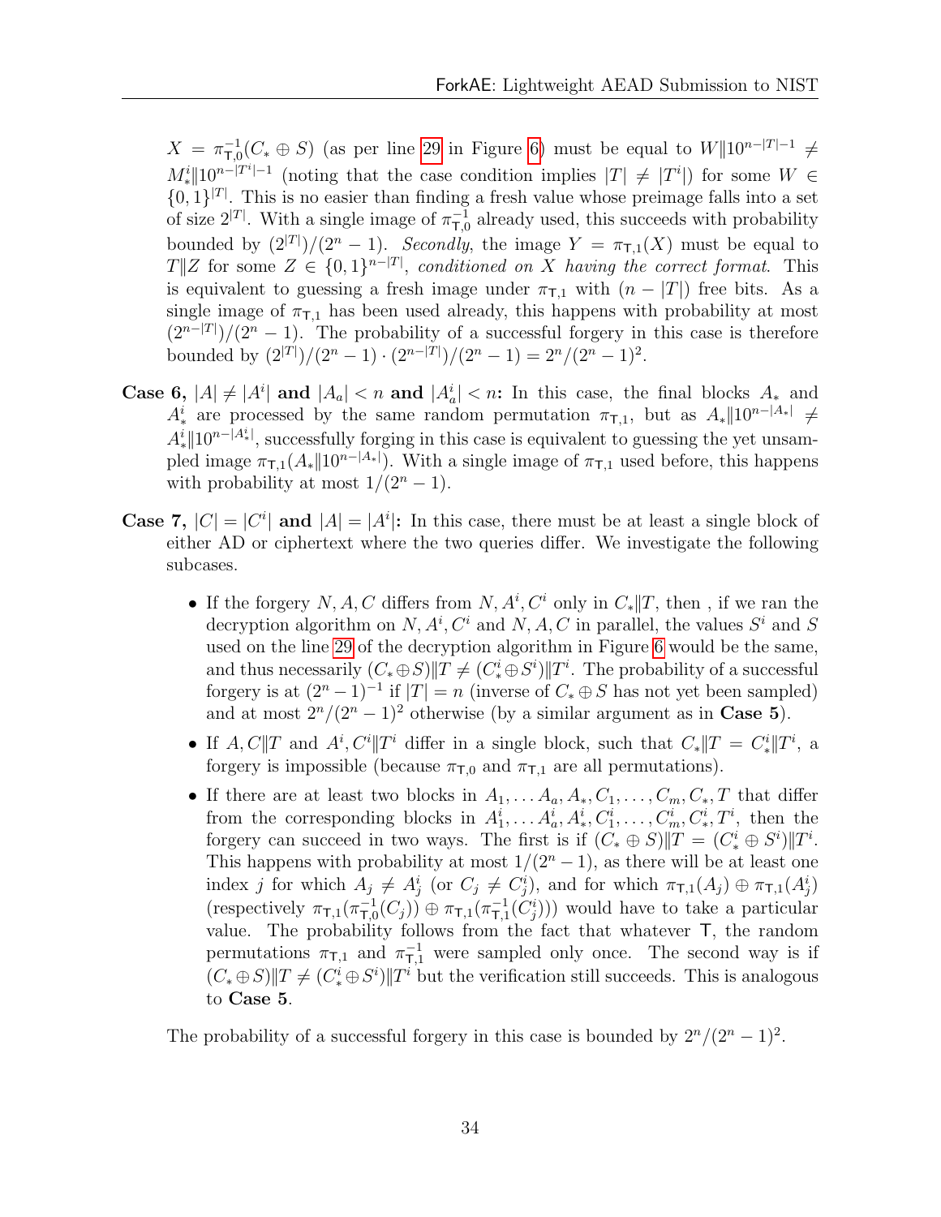$X = \pi^{-1}_{\mathsf{T},0}(C_* \oplus S)$ (as per line 29 in Figure 6) must be equal to $W \| 10^{n-|T|-1} \neq M^i_* \| 10^{n-|T^i|-1}$ (noting that the case condition implies $|T| \neq |T^i|$) for some $W \in \{0,1\}^{|T|}$. This is no easier than finding a fresh value whose preimage falls into a set of size $2^{|T|}$. With a single image of $\pi^{-1}_{\mathsf{T},0}$ already used, this succeeds with probability bounded by $(2^{|T|})/(2^n - 1)$. *Secondly*, the image $Y = \pi_{\mathsf{T},1}(X)$ must be equal to $T \| Z$ for some $Z \in \{0,1\}^{n-|T|}$, *conditioned on X having the correct format*. This is equivalent to guessing a fresh image under $\pi_{\mathsf{T},1}$ with $(n - |T|)$ free bits. As a single image of $\pi_{\mathsf{T},1}$ has been used already, this happens with probability at most $(2^{n-|T|})/(2^n - 1)$. The probability of a successful forgery in this case is therefore bounded by $(2^{|T|})/(2^n - 1) \cdot (2^{n-|T|})/(2^n - 1) = 2^n/(2^n - 1)^2$.

**Case 6, $|A| \neq |A^i|$ and $|A_a| < n$ and $|A^i_a| < n$:** In this case, the final blocks $A_*$ and $A^i_*$ are processed by the same random permutation $\pi_{\mathsf{T},1}$, but as $A_* \| 10^{n-|A_*|} \neq A^i_* \| 10^{n-|A^i_*|}$, successfully forging in this case is equivalent to guessing the yet unsampled image $\pi_{\mathsf{T},1}(A_* \| 10^{n-|A_*|})$. With a single image of $\pi_{\mathsf{T},1}$ used before, this happens with probability at most $1/(2^n - 1)$.

**Case 7, $|C| = |C^i|$ and $|A| = |A^i|$:** In this case, there must be at least a single block of either AD or ciphertext where the two queries differ. We investigate the following subcases.

- If the forgery $N, A, C$ differs from $N, A^i, C^i$ only in $C_* \| T$, then , if we ran the decryption algorithm on $N, A^i, C^i$ and $N, A, C$ in parallel, the values $S^i$ and $S$ used on the line 29 of the decryption algorithm in Figure 6 would be the same, and thus necessarily $(C_* \oplus S) \| T \neq (C^i_* \oplus S^i) \| T^i$. The probability of a successful forgery is at $(2^n - 1)^{-1}$ if $|T| = n$ (inverse of $C_* \oplus S$ has not yet been sampled) and at most $2^n/(2^n - 1)^2$ otherwise (by a similar argument as in **Case 5**).
- If $A, C \| T$ and $A^i, C^i \| T^i$ differ in a single block, such that $C_* \| T = C^i_* \| T^i$, a forgery is impossible (because $\pi_{\mathsf{T},0}$ and $\pi_{\mathsf{T},1}$ are all permutations).
- If there are at least two blocks in $A_1, \ldots A_a, A_*, C_1, \ldots, C_m, C_*, T$ that differ from the corresponding blocks in $A^i_1, \ldots A^i_a, A^i_*, C^i_1, \ldots, C^i_m, C^i_*, T^i$, then the forgery can succeed in two ways. The first is if $(C_* \oplus S) \| T = (C^i_* \oplus S^i) \| T^i$. This happens with probability at most $1/(2^n - 1)$, as there will be at least one index $j$ for which $A_j \neq A^i_j$ (or $C_j \neq C^i_j$), and for which $\pi_{\mathsf{T},1}(A_j) \oplus \pi_{\mathsf{T},1}(A^i_j)$ (respectively $\pi_{\mathsf{T},1}(\pi^{-1}_{\mathsf{T},0}(C_j)) \oplus \pi_{\mathsf{T},1}(\pi^{-1}_{\mathsf{T},1}(C^i_j))$) would have to take a particular value. The probability follows from the fact that whatever $\mathsf{T}$, the random permutations $\pi_{\mathsf{T},1}$ and $\pi^{-1}_{\mathsf{T},1}$ were sampled only once. The second way is if $(C_* \oplus S) \| T \neq (C^i_* \oplus S^i) \| T^i$ but the verification still succeeds. This is analogous to **Case 5**.

The probability of a successful forgery in this case is bounded by $2^n/(2^n - 1)^2$.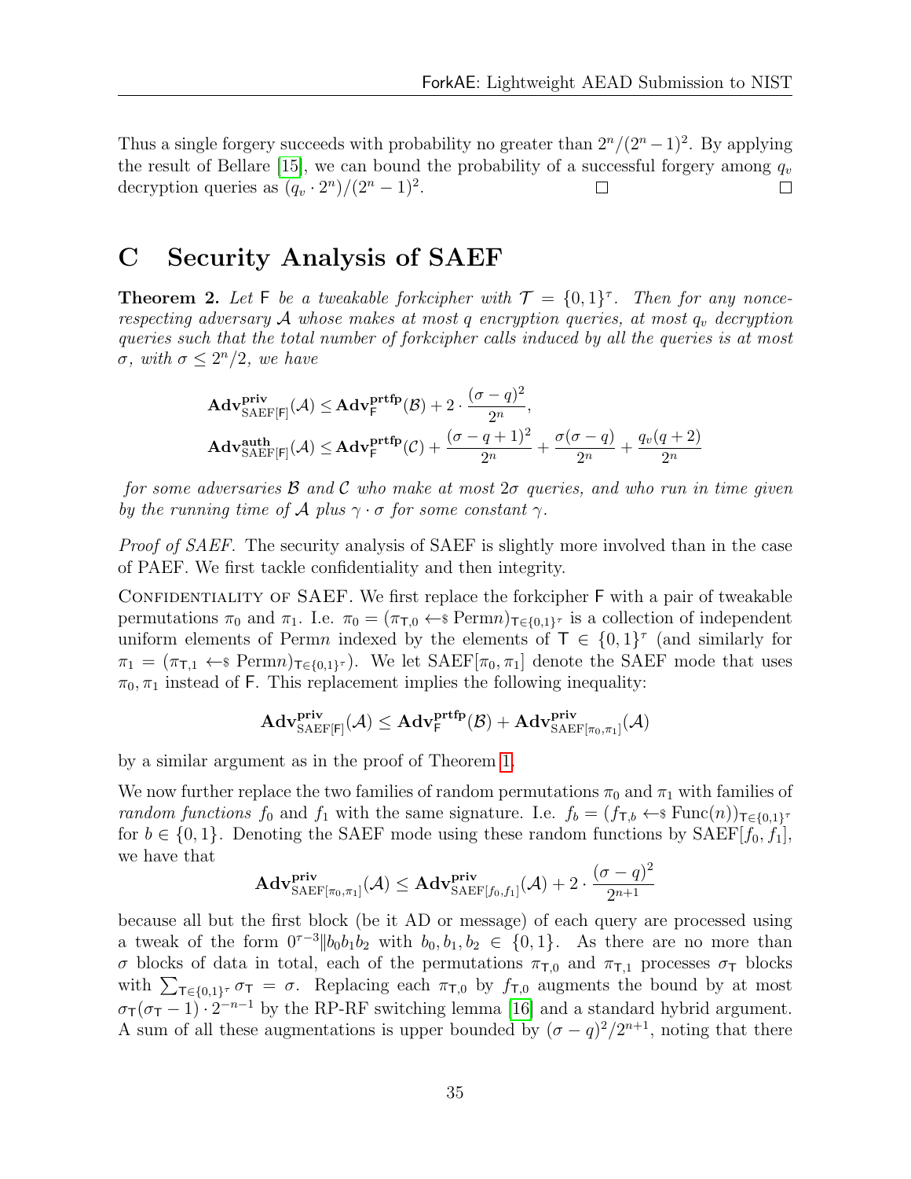Thus a single forgery succeeds with probability no greater than $2^n/(2^n-1)^2$. By applying the result of Bellare [15], we can bound the probability of a successful forgery among $q_v$ decryption queries as $(q_v \cdot 2^n)/(2^n-1)^2$. □ □

# C Security Analysis of SAEF

**Theorem 2.** *Let* $\mathsf{F}$ *be a tweakable forkcipher with* $\mathcal{T} = \{0,1\}^\tau$. *Then for any nonce-respecting adversary* $\mathcal{A}$ *whose makes at most* $q$ *encryption queries, at most* $q_v$ *decryption queries such that the total number of forkcipher calls induced by all the queries is at most* $\sigma$, *with* $\sigma \le 2^n/2$, *we have*

$$\mathbf{Adv}^{\mathbf{priv}}_{\mathrm{SAEF}[\mathsf{F}]}(\mathcal{A}) \le \mathbf{Adv}^{\mathbf{prtfp}}_{\mathsf{F}}(\mathcal{B}) + 2 \cdot \frac{(\sigma - q)^2}{2^n},$$

$$\mathbf{Adv}^{\mathbf{auth}}_{\mathrm{SAEF}[\mathsf{F}]}(\mathcal{A}) \le \mathbf{Adv}^{\mathbf{prtfp}}_{\mathsf{F}}(\mathcal{C}) + \frac{(\sigma - q + 1)^2}{2^n} + \frac{\sigma(\sigma - q)}{2^n} + \frac{q_v(q+2)}{2^n}$$

*for some adversaries* $\mathcal{B}$ *and* $\mathcal{C}$ *who make at most* $2\sigma$ *queries, and who run in time given by the running time of* $\mathcal{A}$ *plus* $\gamma \cdot \sigma$ *for some constant* $\gamma$.

*Proof of SAEF.* The security analysis of SAEF is slightly more involved than in the case of PAEF. We first tackle confidentiality and then integrity.

Confidentiality of SAEF. We first replace the forkcipher $\mathsf{F}$ with a pair of tweakable permutations $\pi_0$ and $\pi_1$. I.e. $\pi_0 = (\pi_{\mathsf{T},0} \leftarrow_\$ \mathrm{Perm}n)_{\mathsf{T}\in\{0,1\}^\tau}$ is a collection of independent uniform elements of Perm$n$ indexed by the elements of $\mathsf{T} \in \{0,1\}^\tau$ (and similarly for $\pi_1 = (\pi_{\mathsf{T},1} \leftarrow_\$ \mathrm{Perm}n)_{\mathsf{T}\in\{0,1\}^\tau}$). We let SAEF$[\pi_0,\pi_1]$ denote the SAEF mode that uses $\pi_0, \pi_1$ instead of $\mathsf{F}$. This replacement implies the following inequality:

$$\mathbf{Adv}^{\mathbf{priv}}_{\mathrm{SAEF}[\mathsf{F}]}(\mathcal{A}) \le \mathbf{Adv}^{\mathbf{prtfp}}_{\mathsf{F}}(\mathcal{B}) + \mathbf{Adv}^{\mathbf{priv}}_{\mathrm{SAEF}[\pi_0,\pi_1]}(\mathcal{A})$$

by a similar argument as in the proof of Theorem 1.

We now further replace the two families of random permutations $\pi_0$ and $\pi_1$ with families of *random functions* $f_0$ and $f_1$ with the same signature. I.e. $f_b = (f_{\mathsf{T},b} \leftarrow_\$ \mathrm{Func}(n))_{\mathsf{T}\in\{0,1\}^\tau}$ for $b \in \{0,1\}$. Denoting the SAEF mode using these random functions by SAEF$[f_0, f_1]$, we have that

$$\mathbf{Adv}^{\mathbf{priv}}_{\mathrm{SAEF}[\pi_0,\pi_1]}(\mathcal{A}) \le \mathbf{Adv}^{\mathbf{priv}}_{\mathrm{SAEF}[f_0,f_1]}(\mathcal{A}) + 2 \cdot \frac{(\sigma - q)^2}{2^{n+1}}$$

because all but the first block (be it AD or message) of each query are processed using a tweak of the form $0^{\tau-3}\|b_0b_1b_2$ with $b_0, b_1, b_2 \in \{0,1\}$. As there are no more than $\sigma$ blocks of data in total, each of the permutations $\pi_{\mathsf{T},0}$ and $\pi_{\mathsf{T},1}$ processes $\sigma_\mathsf{T}$ blocks with $\sum_{\mathsf{T}\in\{0,1\}^\tau} \sigma_\mathsf{T} = \sigma$. Replacing each $\pi_{\mathsf{T},0}$ by $f_{\mathsf{T},0}$ augments the bound by at most $\sigma_\mathsf{T}(\sigma_\mathsf{T} - 1) \cdot 2^{-n-1}$ by the RP-RF switching lemma [16] and a standard hybrid argument. A sum of all these augmentations is upper bounded by $(\sigma - q)^2/2^{n+1}$, noting that there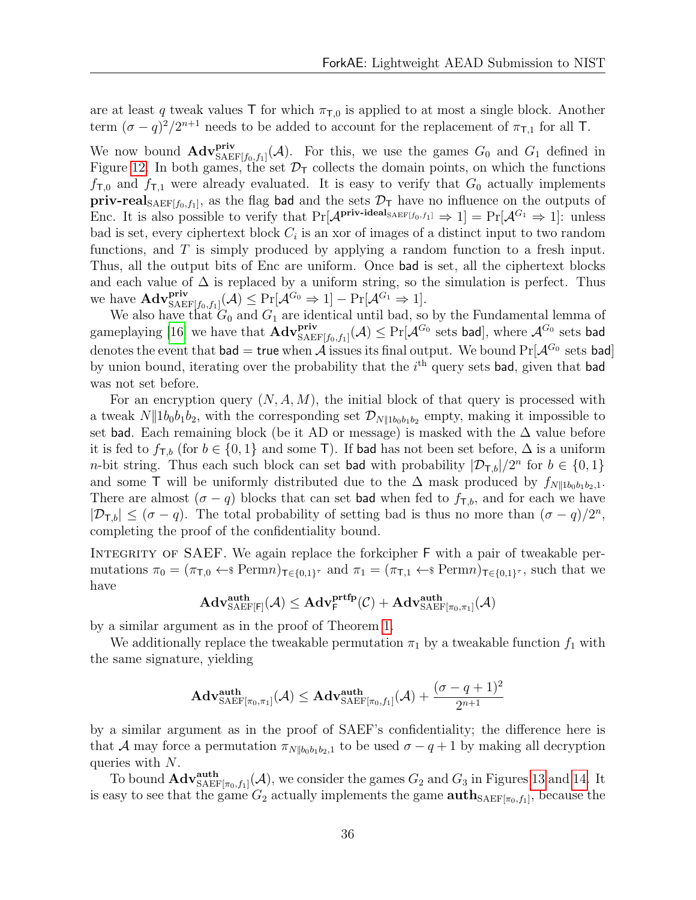are at least $q$ tweak values $\mathsf{T}$ for which $\pi_{\mathsf{T},0}$ is applied to at most a single block. Another term $(\sigma - q)^2/2^{n+1}$ needs to be added to account for the replacement of $\pi_{\mathsf{T},1}$ for all $\mathsf{T}$.

We now bound $\mathbf{Adv}^{\mathbf{priv}}_{\mathrm{SAEF}[f_0,f_1]}(\mathcal{A})$. For this, we use the games $G_0$ and $G_1$ defined in Figure 12. In both games, the set $\mathcal{D}_{\mathsf{T}}$ collects the domain points, on which the functions $f_{\mathsf{T},0}$ and $f_{\mathsf{T},1}$ were already evaluated. It is easy to verify that $G_0$ actually implements $\mathbf{priv\text{-}real}_{\mathrm{SAEF}[f_0,f_1]}$, as the flag bad and the sets $\mathcal{D}_{\mathsf{T}}$ have no influence on the outputs of Enc. It is also possible to verify that $\Pr[\mathcal{A}^{\mathbf{priv\text{-}ideal}_{\mathrm{SAEF}[f_0,f_1]}} \Rightarrow 1] = \Pr[\mathcal{A}^{G_1} \Rightarrow 1]$: unless bad is set, every ciphertext block $C_i$ is an xor of images of a distinct input to two random functions, and $T$ is simply produced by applying a random function to a fresh input. Thus, all the output bits of Enc are uniform. Once bad is set, all the ciphertext blocks and each value of $\Delta$ is replaced by a uniform string, so the simulation is perfect. Thus we have $\mathbf{Adv}^{\mathbf{priv}}_{\mathrm{SAEF}[f_0,f_1]}(\mathcal{A}) \leq \Pr[\mathcal{A}^{G_0} \Rightarrow 1] - \Pr[\mathcal{A}^{G_1} \Rightarrow 1]$.

We also have that $G_0$ and $G_1$ are identical until bad, so by the Fundamental lemma of gameplaying [16] we have that $\mathbf{Adv}^{\mathbf{priv}}_{\mathrm{SAEF}[f_0,f_1]}(\mathcal{A}) \leq \Pr[\mathcal{A}^{G_0} \text{ sets bad}]$, where $\mathcal{A}^{G_0}$ sets bad denotes the event that bad $=$ true when $\mathcal{A}$ issues its final output. We bound $\Pr[\mathcal{A}^{G_0} \text{ sets bad}]$ by union bound, iterating over the probability that the $i^{\text{th}}$ query sets bad, given that bad was not set before.

For an encryption query $(N, A, M)$, the initial block of that query is processed with a tweak $N \| 1b_0b_1b_2$, with the corresponding set $\mathcal{D}_{N\|1b_0b_1b_2}$ empty, making it impossible to set bad. Each remaining block (be it AD or message) is masked with the $\Delta$ value before it is fed to $f_{\mathsf{T},b}$ (for $b \in \{0,1\}$ and some $\mathsf{T}$). If bad has not been set before, $\Delta$ is a uniform $n$-bit string. Thus each such block can set bad with probability $|\mathcal{D}_{\mathsf{T},b}|/2^n$ for $b \in \{0,1\}$ and some $\mathsf{T}$ will be uniformly distributed due to the $\Delta$ mask produced by $f_{N\|1b_0b_1b_2,1}$. There are almost $(\sigma - q)$ blocks that can set bad when fed to $f_{\mathsf{T},b}$, and for each we have $|\mathcal{D}_{\mathsf{T},b}| \leq (\sigma - q)$. The total probability of setting bad is thus no more than $(\sigma - q)/2^n$, completing the proof of the confidentiality bound.

Integrity of SAEF. We again replace the forkcipher $\mathsf{F}$ with a pair of tweakable permutations $\pi_0 = (\pi_{\mathsf{T},0} \leftarrow\!\!\$\ \mathrm{Perm} n)_{\mathsf{T} \in \{0,1\}^\tau}$ and $\pi_1 = (\pi_{\mathsf{T},1} \leftarrow\!\!\$\ \mathrm{Perm} n)_{\mathsf{T} \in \{0,1\}^\tau}$, such that we have

$$\mathbf{Adv}^{\mathbf{auth}}_{\mathrm{SAEF}[\mathsf{F}]}(\mathcal{A}) \leq \mathbf{Adv}^{\mathbf{prtfp}}_{\mathsf{F}}(\mathcal{C}) + \mathbf{Adv}^{\mathbf{auth}}_{\mathrm{SAEF}[\pi_0,\pi_1]}(\mathcal{A})$$

by a similar argument as in the proof of Theorem 1.

We additionally replace the tweakable permutation $\pi_1$ by a tweakable function $f_1$ with the same signature, yielding

$$\mathbf{Adv}^{\mathbf{auth}}_{\mathrm{SAEF}[\pi_0,\pi_1]}(\mathcal{A}) \leq \mathbf{Adv}^{\mathbf{auth}}_{\mathrm{SAEF}[\pi_0,f_1]}(\mathcal{A}) + \frac{(\sigma - q + 1)^2}{2^{n+1}}$$

by a similar argument as in the proof of SAEF's confidentiality; the difference here is that $\mathcal{A}$ may force a permutation $\pi_{N\|b_0b_1b_2,1}$ to be used $\sigma - q + 1$ by making all decryption queries with $N$.

To bound $\mathbf{Adv}^{\mathbf{auth}}_{\mathrm{SAEF}[\pi_0,f_1]}(\mathcal{A})$, we consider the games $G_2$ and $G_3$ in Figures 13 and 14. It is easy to see that the game $G_2$ actually implements the game $\mathbf{auth}_{\mathrm{SAEF}[\pi_0,f_1]}$, because the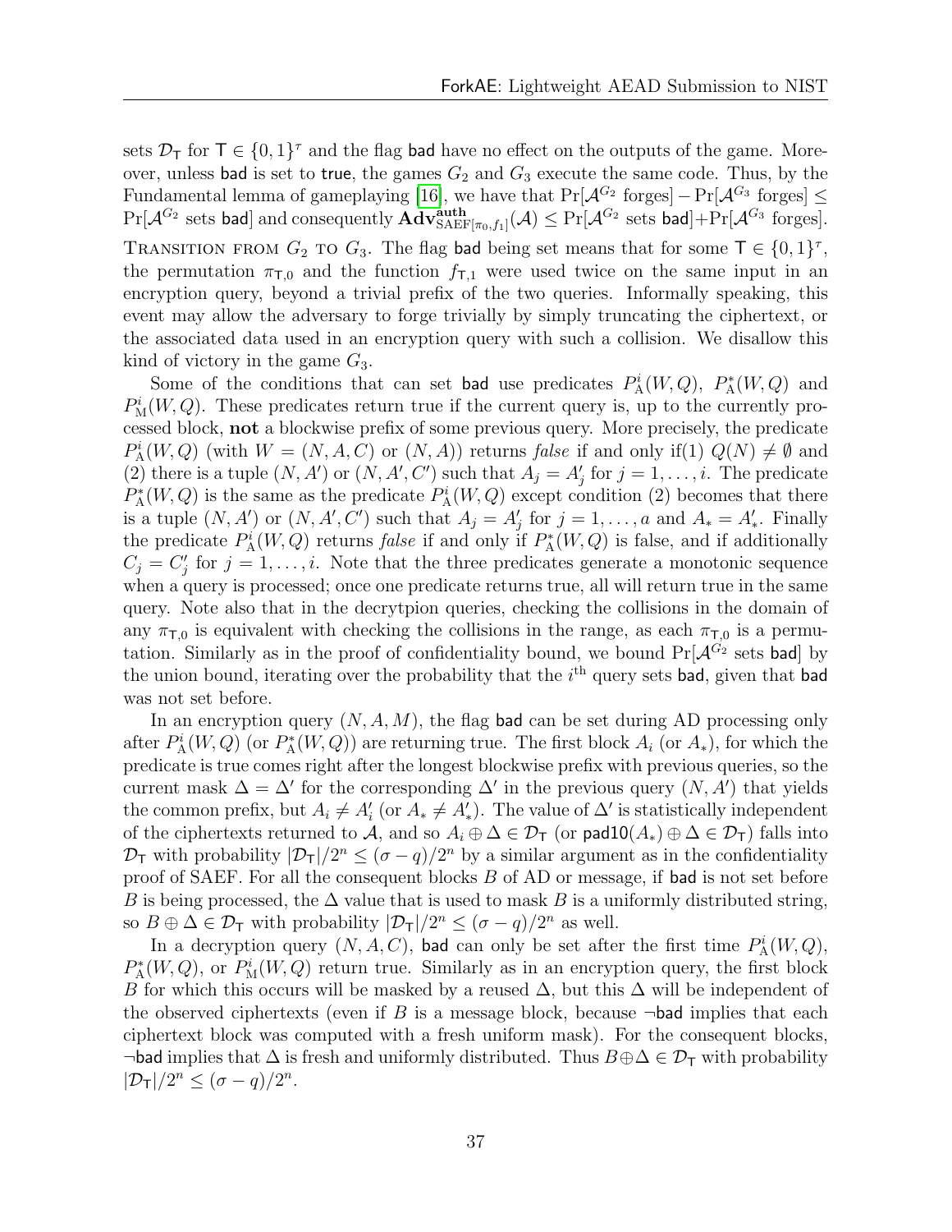sets $\mathcal{D}_\mathsf{T}$ for $\mathsf{T} \in \{0,1\}^\tau$ and the flag $\mathsf{bad}$ have no effect on the outputs of the game. Moreover, unless $\mathsf{bad}$ is set to $\mathsf{true}$, the games $G_2$ and $G_3$ execute the same code. Thus, by the Fundamental lemma of gameplaying [16], we have that $\Pr[\mathcal{A}^{G_2} \text{ forges}] - \Pr[\mathcal{A}^{G_3} \text{ forges}] \leq \Pr[\mathcal{A}^{G_2} \text{ sets } \mathsf{bad}]$ and consequently $\mathbf{Adv}^{\mathbf{auth}}_{\mathrm{SAEF}[\pi_0, f_1]}(\mathcal{A}) \leq \Pr[\mathcal{A}^{G_2} \text{ sets } \mathsf{bad}] + \Pr[\mathcal{A}^{G_3} \text{ forges}]$.

Transition from $G_2$ to $G_3$. The flag $\mathsf{bad}$ being set means that for some $\mathsf{T} \in \{0,1\}^\tau$, the permutation $\pi_{\mathsf{T},0}$ and the function $f_{\mathsf{T},1}$ were used twice on the same input in an encryption query, beyond a trivial prefix of the two queries. Informally speaking, this event may allow the adversary to forge trivially by simply truncating the ciphertext, or the associated data used in an encryption query with such a collision. We disallow this kind of victory in the game $G_3$.

Some of the conditions that can set $\mathsf{bad}$ use predicates $P^i_{\mathrm{A}}(W, Q)$, $P^*_{\mathrm{A}}(W, Q)$ and $P^i_{\mathrm{M}}(W, Q)$. These predicates return true if the current query is, up to the currently processed block, **not** a blockwise prefix of some previous query. More precisely, the predicate $P^i_{\mathrm{A}}(W, Q)$ (with $W = (N, A, C)$ or $(N, A)$) returns *false* if and only if(1) $Q(N) \neq \emptyset$ and (2) there is a tuple $(N, A')$ or $(N, A', C')$ such that $A_j = A'_j$ for $j = 1, \ldots, i$. The predicate $P^*_{\mathrm{A}}(W, Q)$ is the same as the predicate $P^i_{\mathrm{A}}(W, Q)$ except condition (2) becomes that there is a tuple $(N, A')$ or $(N, A', C')$ such that $A_j = A'_j$ for $j = 1, \ldots, a$ and $A_* = A'_*$. Finally the predicate $P^i_{\mathrm{A}}(W, Q)$ returns *false* if and only if $P^*_{\mathrm{A}}(W, Q)$ is false, and if additionally $C_j = C'_j$ for $j = 1, \ldots, i$. Note that the three predicates generate a monotonic sequence when a query is processed; once one predicate returns true, all will return true in the same query. Note also that in the decrytpion queries, checking the collisions in the domain of any $\pi_{\mathsf{T},0}$ is equivalent with checking the collisions in the range, as each $\pi_{\mathsf{T},0}$ is a permutation. Similarly as in the proof of confidentiality bound, we bound $\Pr[\mathcal{A}^{G_2} \text{ sets } \mathsf{bad}]$ by the union bound, iterating over the probability that the $i^{\text{th}}$ query sets $\mathsf{bad}$, given that $\mathsf{bad}$ was not set before.

In an encryption query $(N, A, M)$, the flag $\mathsf{bad}$ can be set during AD processing only after $P^i_{\mathrm{A}}(W, Q)$ (or $P^*_{\mathrm{A}}(W, Q)$) are returning true. The first block $A_i$ (or $A_*$), for which the predicate is true comes right after the longest blockwise prefix with previous queries, so the current mask $\Delta = \Delta'$ for the corresponding $\Delta'$ in the previous query $(N, A')$ that yields the common prefix, but $A_i \neq A'_i$ (or $A_* \neq A'_*$). The value of $\Delta'$ is statistically independent of the ciphertexts returned to $\mathcal{A}$, and so $A_i \oplus \Delta \in \mathcal{D}_\mathsf{T}$ (or $\mathsf{pad10}(A_*) \oplus \Delta \in \mathcal{D}_\mathsf{T}$) falls into $\mathcal{D}_\mathsf{T}$ with probability $|\mathcal{D}_\mathsf{T}|/2^n \leq (\sigma - q)/2^n$ by a similar argument as in the confidentiality proof of SAEF. For all the consequent blocks $B$ of AD or message, if $\mathsf{bad}$ is not set before $B$ is being processed, the $\Delta$ value that is used to mask $B$ is a uniformly distributed string, so $B \oplus \Delta \in \mathcal{D}_\mathsf{T}$ with probability $|\mathcal{D}_\mathsf{T}|/2^n \leq (\sigma - q)/2^n$ as well.

In a decryption query $(N, A, C)$, $\mathsf{bad}$ can only be set after the first time $P^i_{\mathrm{A}}(W, Q)$, $P^*_{\mathrm{A}}(W, Q)$, or $P^i_{\mathrm{M}}(W, Q)$ return true. Similarly as in an encryption query, the first block $B$ for which this occurs will be masked by a reused $\Delta$, but this $\Delta$ will be independent of the observed ciphertexts (even if $B$ is a message block, because $\neg\mathsf{bad}$ implies that each ciphertext block was computed with a fresh uniform mask). For the consequent blocks, $\neg\mathsf{bad}$ implies that $\Delta$ is fresh and uniformly distributed. Thus $B \oplus \Delta \in \mathcal{D}_\mathsf{T}$ with probability $|\mathcal{D}_\mathsf{T}|/2^n \leq (\sigma - q)/2^n$.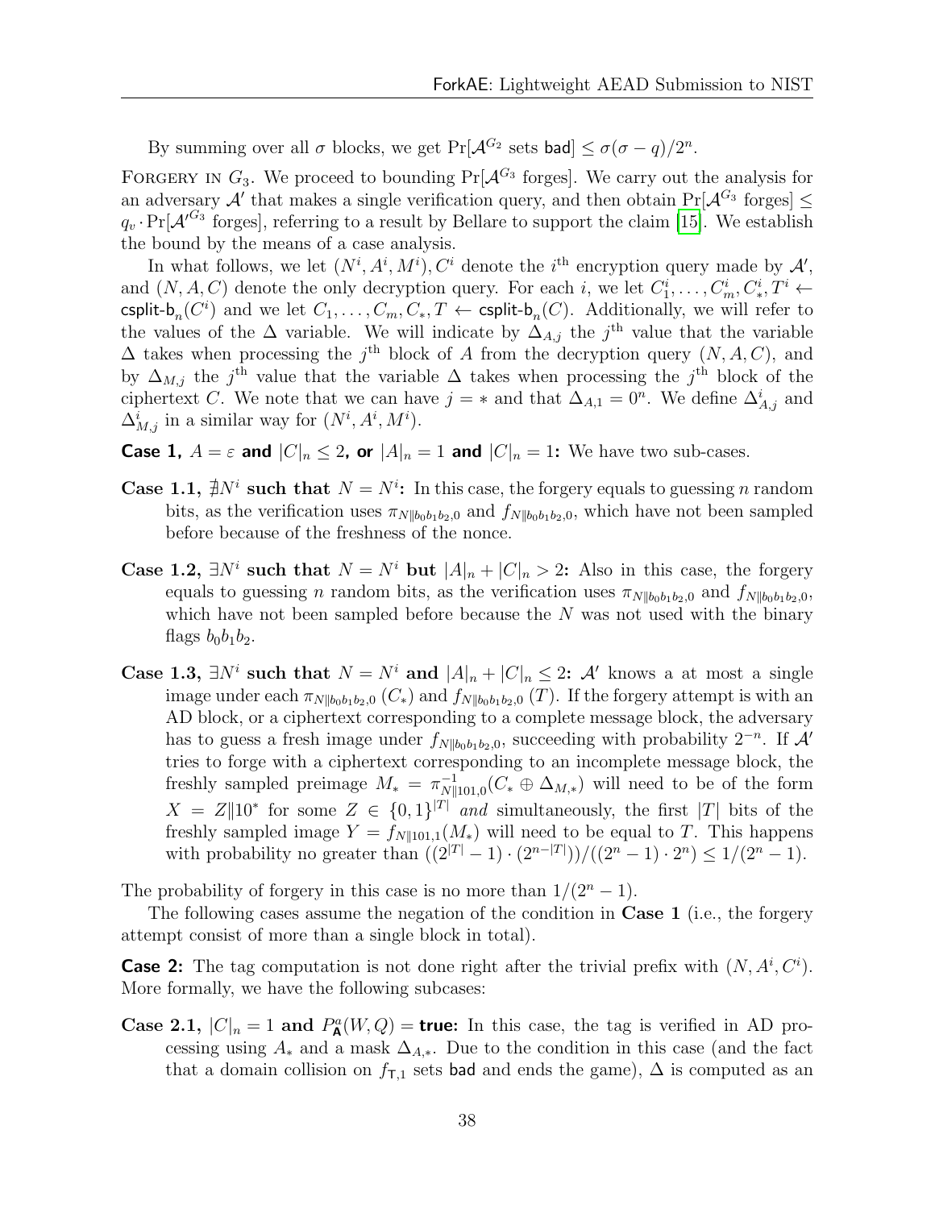By summing over all $\sigma$ blocks, we get $\Pr[\mathcal{A}^{G_2} \text{ sets } \mathsf{bad}] \leq \sigma(\sigma - q)/2^n$.

FORGERY IN $G_3$. We proceed to bounding $\Pr[\mathcal{A}^{G_3} \text{ forges}]$. We carry out the analysis for an adversary $\mathcal{A}'$ that makes a single verification query, and then obtain $\Pr[\mathcal{A}^{G_3} \text{ forges}] \leq q_v \cdot \Pr[\mathcal{A}'^{G_3} \text{ forges}]$, referring to a result by Bellare to support the claim [15]. We establish the bound by the means of a case analysis.

In what follows, we let $(N^i, A^i, M^i), C^i$ denote the $i^{\text{th}}$ encryption query made by $\mathcal{A}'$, and $(N, A, C)$ denote the only decryption query. For each $i$, we let $C_1^i, \ldots, C_m^i, C_*^i, T^i \leftarrow \mathsf{csplit\text{-}b}_n(C^i)$ and we let $C_1, \ldots, C_m, C_*, T \leftarrow \mathsf{csplit\text{-}b}_n(C)$. Additionally, we will refer to the values of the $\Delta$ variable. We will indicate by $\Delta_{A,j}$ the $j^{\text{th}}$ value that the variable $\Delta$ takes when processing the $j^{\text{th}}$ block of $A$ from the decryption query $(N, A, C)$, and by $\Delta_{M,j}$ the $j^{\text{th}}$ value that the variable $\Delta$ takes when processing the $j^{\text{th}}$ block of the ciphertext $C$. We note that we can have $j = *$ and that $\Delta_{A,1} = 0^n$. We define $\Delta_{A,j}^i$ and $\Delta_{M,j}^i$ in a similar way for $(N^i, A^i, M^i)$.

**Case 1, $A = \varepsilon$ and $|C|_n \leq 2$, or $|A|_n = 1$ and $|C|_n = 1$:** We have two sub-cases.

**Case 1.1, $\nexists N^i$ such that $N = N^i$:** In this case, the forgery equals to guessing $n$ random bits, as the verification uses $\pi_{N\|b_0b_1b_2,0}$ and $f_{N\|b_0b_1b_2,0}$, which have not been sampled before because of the freshness of the nonce.

**Case 1.2, $\exists N^i$ such that $N = N^i$ but $|A|_n + |C|_n > 2$:** Also in this case, the forgery equals to guessing $n$ random bits, as the verification uses $\pi_{N\|b_0b_1b_2,0}$ and $f_{N\|b_0b_1b_2,0}$, which have not been sampled before because the $N$ was not used with the binary flags $b_0b_1b_2$.

**Case 1.3, $\exists N^i$ such that $N = N^i$ and $|A|_n + |C|_n \leq 2$:** $\mathcal{A}'$ knows a at most a single image under each $\pi_{N\|b_0b_1b_2,0}$ $(C_*)$ and $f_{N\|b_0b_1b_2,0}$ $(T)$. If the forgery attempt is with an AD block, or a ciphertext corresponding to a complete message block, the adversary has to guess a fresh image under $f_{N\|b_0b_1b_2,0}$, succeeding with probability $2^{-n}$. If $\mathcal{A}'$ tries to forge with a ciphertext corresponding to an incomplete message block, the freshly sampled preimage $M_* = \pi_{N\|101,0}^{-1}(C_* \oplus \Delta_{M,*})$ will need to be of the form $X = Z\|10^*$ for some $Z \in \{0,1\}^{|T|}$ *and* simultaneously, the first $|T|$ bits of the freshly sampled image $Y = f_{N\|101,1}(M_*)$ will need to be equal to $T$. This happens with probability no greater than $((2^{|T|} - 1) \cdot (2^{n-|T|}))/((2^n - 1) \cdot 2^n) \leq 1/(2^n - 1)$.

The probability of forgery in this case is no more than $1/(2^n - 1)$.

The following cases assume the negation of the condition in **Case 1** (i.e., the forgery attempt consist of more than a single block in total).

**Case 2:** The tag computation is not done right after the trivial prefix with $(N, A^i, C^i)$. More formally, we have the following subcases:

**Case 2.1, $|C|_n = 1$ and $P_{\mathsf{A}}^a(W, Q) = \textbf{true}$:** In this case, the tag is verified in AD processing using $A_*$ and a mask $\Delta_{A,*}$. Due to the condition in this case (and the fact that a domain collision on $f_{\mathsf{T},1}$ sets $\mathsf{bad}$ and ends the game), $\Delta$ is computed as an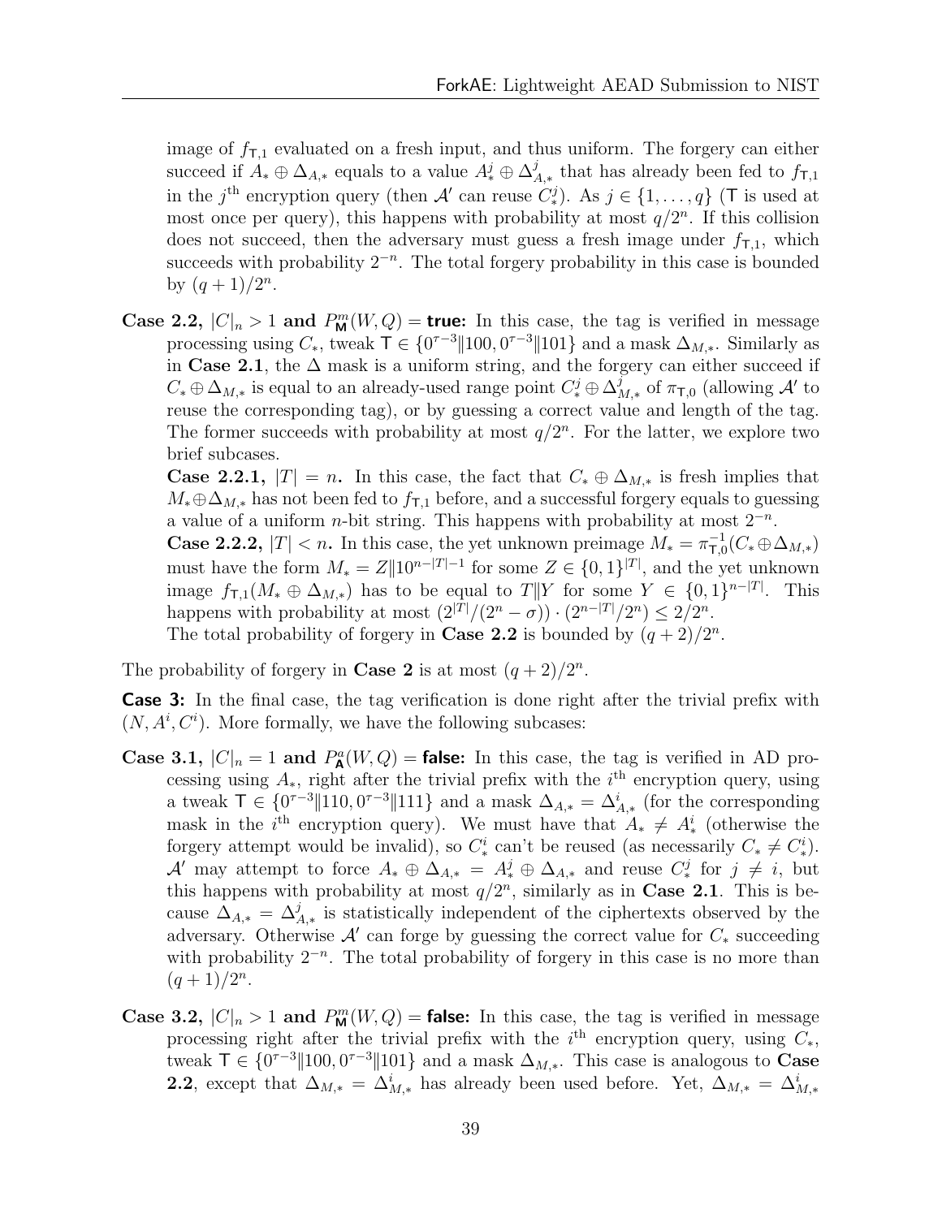image of $f_{\mathsf{T},1}$ evaluated on a fresh input, and thus uniform. The forgery can either succeed if $A_* \oplus \Delta_{A,*}$ equals to a value $A_*^j \oplus \Delta_{A,*}^j$ that has already been fed to $f_{\mathsf{T},1}$ in the $j^{\text{th}}$ encryption query (then $\mathcal{A}'$ can reuse $C_*^j$). As $j \in \{1, \ldots, q\}$ ($\mathsf{T}$ is used at most once per query), this happens with probability at most $q/2^n$. If this collision does not succeed, then the adversary must guess a fresh image under $f_{\mathsf{T},1}$, which succeeds with probability $2^{-n}$. The total forgery probability in this case is bounded by $(q+1)/2^n$.

**Case 2.2, $|C|_n > 1$ and $P_{\mathsf{M}}^m(W,Q) =$ true:** In this case, the tag is verified in message processing using $C_*$, tweak $\mathsf{T} \in \{0^{\tau-3}\|100, 0^{\tau-3}\|101\}$ and a mask $\Delta_{M,*}$. Similarly as in **Case 2.1**, the $\Delta$ mask is a uniform string, and the forgery can either succeed if $C_* \oplus \Delta_{M,*}$ is equal to an already-used range point $C_*^j \oplus \Delta_{M,*}^j$ of $\pi_{\mathsf{T},0}$ (allowing $\mathcal{A}'$ to reuse the corresponding tag), or by guessing a correct value and length of the tag. The former succeeds with probability at most $q/2^n$. For the latter, we explore two brief subcases.

**Case 2.2.1, $|T| = n$.** In this case, the fact that $C_* \oplus \Delta_{M,*}$ is fresh implies that $M_* \oplus \Delta_{M,*}$ has not been fed to $f_{\mathsf{T},1}$ before, and a successful forgery equals to guessing a value of a uniform $n$-bit string. This happens with probability at most $2^{-n}$.

**Case 2.2.2, $|T| < n$.** In this case, the yet unknown preimage $M_* = \pi_{\mathsf{T},0}^{-1}(C_* \oplus \Delta_{M,*})$ must have the form $M_* = Z\|10^{n-|T|-1}$ for some $Z \in \{0,1\}^{|T|}$, and the yet unknown image $f_{\mathsf{T},1}(M_* \oplus \Delta_{M,*})$ has to be equal to $T\|Y$ for some $Y \in \{0,1\}^{n-|T|}$. This happens with probability at most $(2^{|T|}/(2^n - \sigma)) \cdot (2^{n-|T|}/2^n) \le 2/2^n$.

The total probability of forgery in **Case 2.2** is bounded by $(q+2)/2^n$.

The probability of forgery in **Case 2** is at most $(q+2)/2^n$.

**Case 3:** In the final case, the tag verification is done right after the trivial prefix with $(N, A^i, C^i)$. More formally, we have the following subcases:

**Case 3.1, $|C|_n = 1$ and $P_{\mathsf{A}}^a(W,Q) =$ false:** In this case, the tag is verified in AD processing using $A_*$, right after the trivial prefix with the $i^{\text{th}}$ encryption query, using a tweak $\mathsf{T} \in \{0^{\tau-3}\|110, 0^{\tau-3}\|111\}$ and a mask $\Delta_{A,*} = \Delta_{A,*}^i$ (for the corresponding mask in the $i^{\text{th}}$ encryption query). We must have that $A_* \neq A_*^i$ (otherwise the forgery attempt would be invalid), so $C_*^i$ can't be reused (as necessarily $C_* \neq C_*^i$). $\mathcal{A}'$ may attempt to force $A_* \oplus \Delta_{A,*} = A_*^j \oplus \Delta_{A,*}$ and reuse $C_*^j$ for $j \neq i$, but this happens with probability at most $q/2^n$, similarly as in **Case 2.1**. This is because $\Delta_{A,*} = \Delta_{A,*}^j$ is statistically independent of the ciphertexts observed by the adversary. Otherwise $\mathcal{A}'$ can forge by guessing the correct value for $C_*$ succeeding with probability $2^{-n}$. The total probability of forgery in this case is no more than $(q+1)/2^n$.

**Case 3.2, $|C|_n > 1$ and $P_{\mathsf{M}}^m(W,Q) =$ false:** In this case, the tag is verified in message processing right after the trivial prefix with the $i^{\text{th}}$ encryption query, using $C_*$, tweak $\mathsf{T} \in \{0^{\tau-3}\|100, 0^{\tau-3}\|101\}$ and a mask $\Delta_{M,*}$. This case is analogous to **Case 2.2**, except that $\Delta_{M,*} = \Delta_{M,*}^i$ has already been used before. Yet, $\Delta_{M,*} = \Delta_{M,*}^i$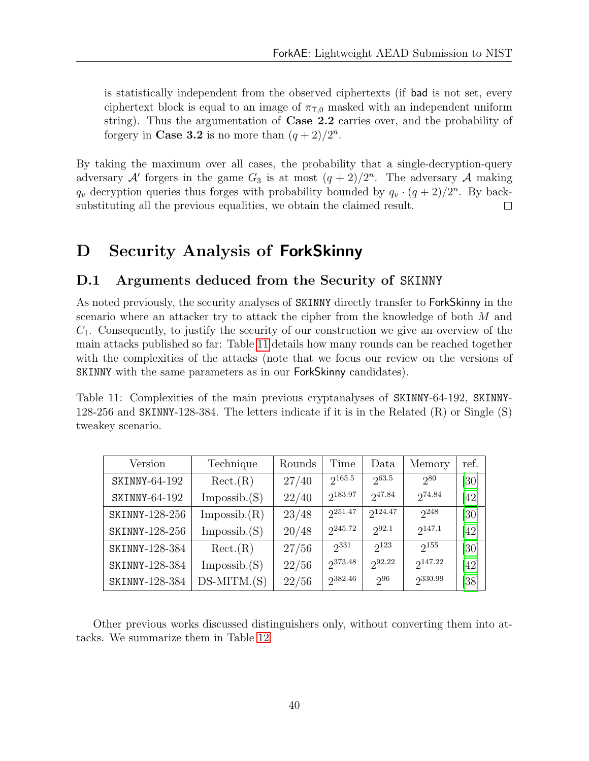is statistically independent from the observed ciphertexts (if bad is not set, every ciphertext block is equal to an image of $\pi_{\mathsf{T},0}$ masked with an independent uniform string). Thus the argumentation of **Case 2.2** carries over, and the probability of forgery in **Case 3.2** is no more than $(q + 2)/2^n$.

By taking the maximum over all cases, the probability that a single-decryption-query adversary $\mathcal{A}'$ forgers in the game $G_3$ is at most $(q + 2)/2^n$. The adversary $\mathcal{A}$ making $q_v$ decryption queries thus forges with probability bounded by $q_v \cdot (q + 2)/2^n$. By back-substituting all the previous equalities, we obtain the claimed result. □

# D Security Analysis of ForkSkinny

## D.1 Arguments deduced from the Security of SKINNY

As noted previously, the security analyses of SKINNY directly transfer to ForkSkinny in the scenario where an attacker try to attack the cipher from the knowledge of both $M$ and $C_1$. Consequently, to justify the security of our construction we give an overview of the main attacks published so far: Table 11 details how many rounds can be reached together with the complexities of the attacks (note that we focus our review on the versions of SKINNY with the same parameters as in our ForkSkinny candidates).

Table 11: Complexities of the main previous cryptanalyses of SKINNY-64-192, SKINNY-128-256 and SKINNY-128-384. The letters indicate if it is in the Related (R) or Single (S) tweakey scenario.

| Version | Technique | Rounds | Time | Data | Memory | ref. |
|---|---|---|---|---|---|---|
| SKINNY-64-192 | Rect.(R) | 27/40 | $2^{165.5}$ | $2^{63.5}$ | $2^{80}$ | [30] |
| SKINNY-64-192 | Impossib.(S) | 22/40 | $2^{183.97}$ | $2^{47.84}$ | $2^{74.84}$ | [42] |
| SKINNY-128-256 | Impossib.(R) | 23/48 | $2^{251.47}$ | $2^{124.47}$ | $2^{248}$ | [30] |
| SKINNY-128-256 | Impossib.(S) | 20/48 | $2^{245.72}$ | $2^{92.1}$ | $2^{147.1}$ | [42] |
| SKINNY-128-384 | Rect.(R) | 27/56 | $2^{331}$ | $2^{123}$ | $2^{155}$ | [30] |
| SKINNY-128-384 | Impossib.(S) | 22/56 | $2^{373.48}$ | $2^{92.22}$ | $2^{147.22}$ | [42] |
| SKINNY-128-384 | DS-MITM.(S) | 22/56 | $2^{382.46}$ | $2^{96}$ | $2^{330.99}$ | [38] |

Other previous works discussed distinguishers only, without converting them into attacks. We summarize them in Table 12.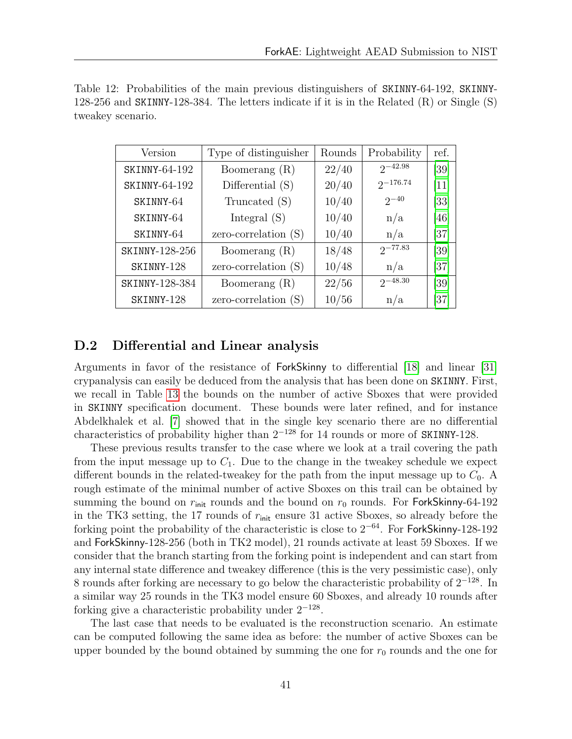Table 12: Probabilities of the main previous distinguishers of SKINNY-64-192, SKINNY-128-256 and SKINNY-128-384. The letters indicate if it is in the Related (R) or Single (S) tweakey scenario.

| Version | Type of distinguisher | Rounds | Probability | ref. |
|---|---|---|---|---|
| SKINNY-64-192 | Boomerang (R) | 22/40 | $2^{-42.98}$ | [39] |
| SKINNY-64-192 | Differential (S) | 20/40 | $2^{-176.74}$ | [11] |
| SKINNY-64 | Truncated (S) | 10/40 | $2^{-40}$ | [33] |
| SKINNY-64 | Integral (S) | 10/40 | n/a | [46] |
| SKINNY-64 | zero-correlation (S) | 10/40 | n/a | [37] |
| SKINNY-128-256 | Boomerang (R) | 18/48 | $2^{-77.83}$ | [39] |
| SKINNY-128 | zero-correlation (S) | 10/48 | n/a | [37] |
| SKINNY-128-384 | Boomerang (R) | 22/56 | $2^{-48.30}$ | [39] |
| SKINNY-128 | zero-correlation (S) | 10/56 | n/a | [37] |

## D.2 Differential and Linear analysis

Arguments in favor of the resistance of ForkSkinny to differential [18] and linear [31] crypanalysis can easily be deduced from the analysis that has been done on SKINNY. First, we recall in Table 13 the bounds on the number of active Sboxes that were provided in SKINNY specification document. These bounds were later refined, and for instance Abdelkhalek et al. [7] showed that in the single key scenario there are no differential characteristics of probability higher than $2^{-128}$ for 14 rounds or more of SKINNY-128.

These previous results transfer to the case where we look at a trail covering the path from the input message up to $C_1$. Due to the change in the tweakey schedule we expect different bounds in the related-tweakey for the path from the input message up to $C_0$. A rough estimate of the minimal number of active Sboxes on this trail can be obtained by summing the bound on $r_{\mathsf{init}}$ rounds and the bound on $r_0$ rounds. For ForkSkinny-64-192 in the TK3 setting, the 17 rounds of $r_{\mathsf{init}}$ ensure 31 active Sboxes, so already before the forking point the probability of the characteristic is close to $2^{-64}$. For ForkSkinny-128-192 and ForkSkinny-128-256 (both in TK2 model), 21 rounds activate at least 59 Sboxes. If we consider that the branch starting from the forking point is independent and can start from any internal state difference and tweakey difference (this is the very pessimistic case), only 8 rounds after forking are necessary to go below the characteristic probability of $2^{-128}$. In a similar way 25 rounds in the TK3 model ensure 60 Sboxes, and already 10 rounds after forking give a characteristic probability under $2^{-128}$.

The last case that needs to be evaluated is the reconstruction scenario. An estimate can be computed following the same idea as before: the number of active Sboxes can be upper bounded by the bound obtained by summing the one for $r_0$ rounds and the one for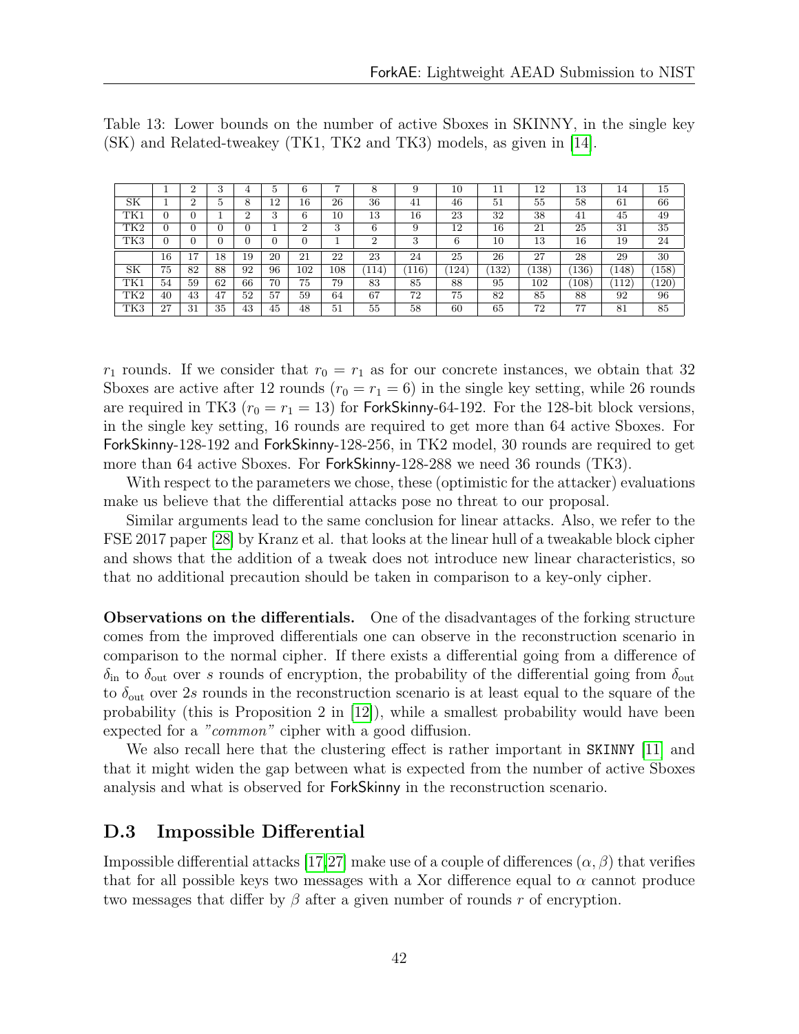Table 13: Lower bounds on the number of active Sboxes in SKINNY, in the single key (SK) and Related-tweakey (TK1, TK2 and TK3) models, as given in [14].

| | 1 | 2 | 3 | 4 | 5 | 6 | 7 | 8 | 9 | 10 | 11 | 12 | 13 | 14 | 15 |
|---|---|---|---|---|---|---|---|---|---|---|---|---|---|---|---|
| SK | 1 | 2 | 5 | 8 | 12 | 16 | 26 | 36 | 41 | 46 | 51 | 55 | 58 | 61 | 66 |
| TK1 | 0 | 0 | 1 | 2 | 3 | 6 | 10 | 13 | 16 | 23 | 32 | 38 | 41 | 45 | 49 |
| TK2 | 0 | 0 | 0 | 0 | 1 | 2 | 3 | 6 | 9 | 12 | 16 | 21 | 25 | 31 | 35 |
| TK3 | 0 | 0 | 0 | 0 | 0 | 0 | 1 | 2 | 3 | 6 | 10 | 13 | 16 | 19 | 24 |
| | 16 | 17 | 18 | 19 | 20 | 21 | 22 | 23 | 24 | 25 | 26 | 27 | 28 | 29 | 30 |
| SK | 75 | 82 | 88 | 92 | 96 | 102 | 108 | (114) | (116) | (124) | (132) | (138) | (136) | (148) | (158) |
| TK1 | 54 | 59 | 62 | 66 | 70 | 75 | 79 | 83 | 85 | 88 | 95 | 102 | (108) | (112) | (120) |
| TK2 | 40 | 43 | 47 | 52 | 57 | 59 | 64 | 67 | 72 | 75 | 82 | 85 | 88 | 92 | 96 |
| TK3 | 27 | 31 | 35 | 43 | 45 | 48 | 51 | 55 | 58 | 60 | 65 | 72 | 77 | 81 | 85 |

$r_1$ rounds. If we consider that $r_0 = r_1$ as for our concrete instances, we obtain that 32 Sboxes are active after 12 rounds ($r_0 = r_1 = 6$) in the single key setting, while 26 rounds are required in TK3 ($r_0 = r_1 = 13$) for ForkSkinny-64-192. For the 128-bit block versions, in the single key setting, 16 rounds are required to get more than 64 active Sboxes. For ForkSkinny-128-192 and ForkSkinny-128-256, in TK2 model, 30 rounds are required to get more than 64 active Sboxes. For ForkSkinny-128-288 we need 36 rounds (TK3).

With respect to the parameters we chose, these (optimistic for the attacker) evaluations make us believe that the differential attacks pose no threat to our proposal.

Similar arguments lead to the same conclusion for linear attacks. Also, we refer to the FSE 2017 paper [28] by Kranz et al. that looks at the linear hull of a tweakable block cipher and shows that the addition of a tweak does not introduce new linear characteristics, so that no additional precaution should be taken in comparison to a key-only cipher.

**Observations on the differentials.** One of the disadvantages of the forking structure comes from the improved differentials one can observe in the reconstruction scenario in comparison to the normal cipher. If there exists a differential going from a difference of $\delta_{\text{in}}$ to $\delta_{\text{out}}$ over $s$ rounds of encryption, the probability of the differential going from $\delta_{\text{out}}$ to $\delta_{\text{out}}$ over $2s$ rounds in the reconstruction scenario is at least equal to the square of the probability (this is Proposition 2 in [12]), while a smallest probability would have been expected for a *"common"* cipher with a good diffusion.

We also recall here that the clustering effect is rather important in SKINNY [11] and that it might widen the gap between what is expected from the number of active Sboxes analysis and what is observed for ForkSkinny in the reconstruction scenario.

## D.3 Impossible Differential

Impossible differential attacks [17,27] make use of a couple of differences $(\alpha, \beta)$ that verifies that for all possible keys two messages with a Xor difference equal to $\alpha$ cannot produce two messages that differ by $\beta$ after a given number of rounds $r$ of encryption.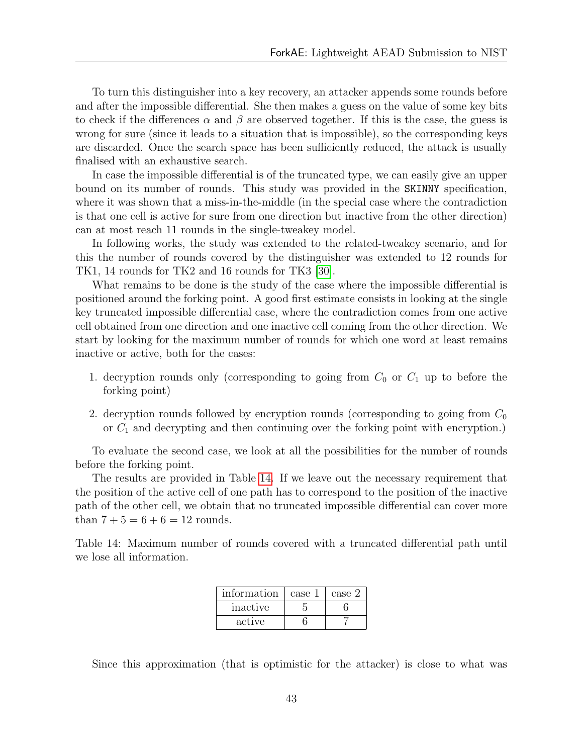To turn this distinguisher into a key recovery, an attacker appends some rounds before and after the impossible differential. She then makes a guess on the value of some key bits to check if the differences $\alpha$ and $\beta$ are observed together. If this is the case, the guess is wrong for sure (since it leads to a situation that is impossible), so the corresponding keys are discarded. Once the search space has been sufficiently reduced, the attack is usually finalised with an exhaustive search.

In case the impossible differential is of the truncated type, we can easily give an upper bound on its number of rounds. This study was provided in the SKINNY specification, where it was shown that a miss-in-the-middle (in the special case where the contradiction is that one cell is active for sure from one direction but inactive from the other direction) can at most reach 11 rounds in the single-tweakey model.

In following works, the study was extended to the related-tweakey scenario, and for this the number of rounds covered by the distinguisher was extended to 12 rounds for TK1, 14 rounds for TK2 and 16 rounds for TK3 [30].

What remains to be done is the study of the case where the impossible differential is positioned around the forking point. A good first estimate consists in looking at the single key truncated impossible differential case, where the contradiction comes from one active cell obtained from one direction and one inactive cell coming from the other direction. We start by looking for the maximum number of rounds for which one word at least remains inactive or active, both for the cases:

1. decryption rounds only (corresponding to going from $C_0$ or $C_1$ up to before the forking point)
2. decryption rounds followed by encryption rounds (corresponding to going from $C_0$ or $C_1$ and decrypting and then continuing over the forking point with encryption.)

To evaluate the second case, we look at all the possibilities for the number of rounds before the forking point.

The results are provided in Table 14. If we leave out the necessary requirement that the position of the active cell of one path has to correspond to the position of the inactive path of the other cell, we obtain that no truncated impossible differential can cover more than $7 + 5 = 6 + 6 = 12$ rounds.

Table 14: Maximum number of rounds covered with a truncated differential path until we lose all information.

| information | case 1 | case 2 |
|---|---|---|
| inactive | 5 | 6 |
| active | 6 | 7 |

Since this approximation (that is optimistic for the attacker) is close to what was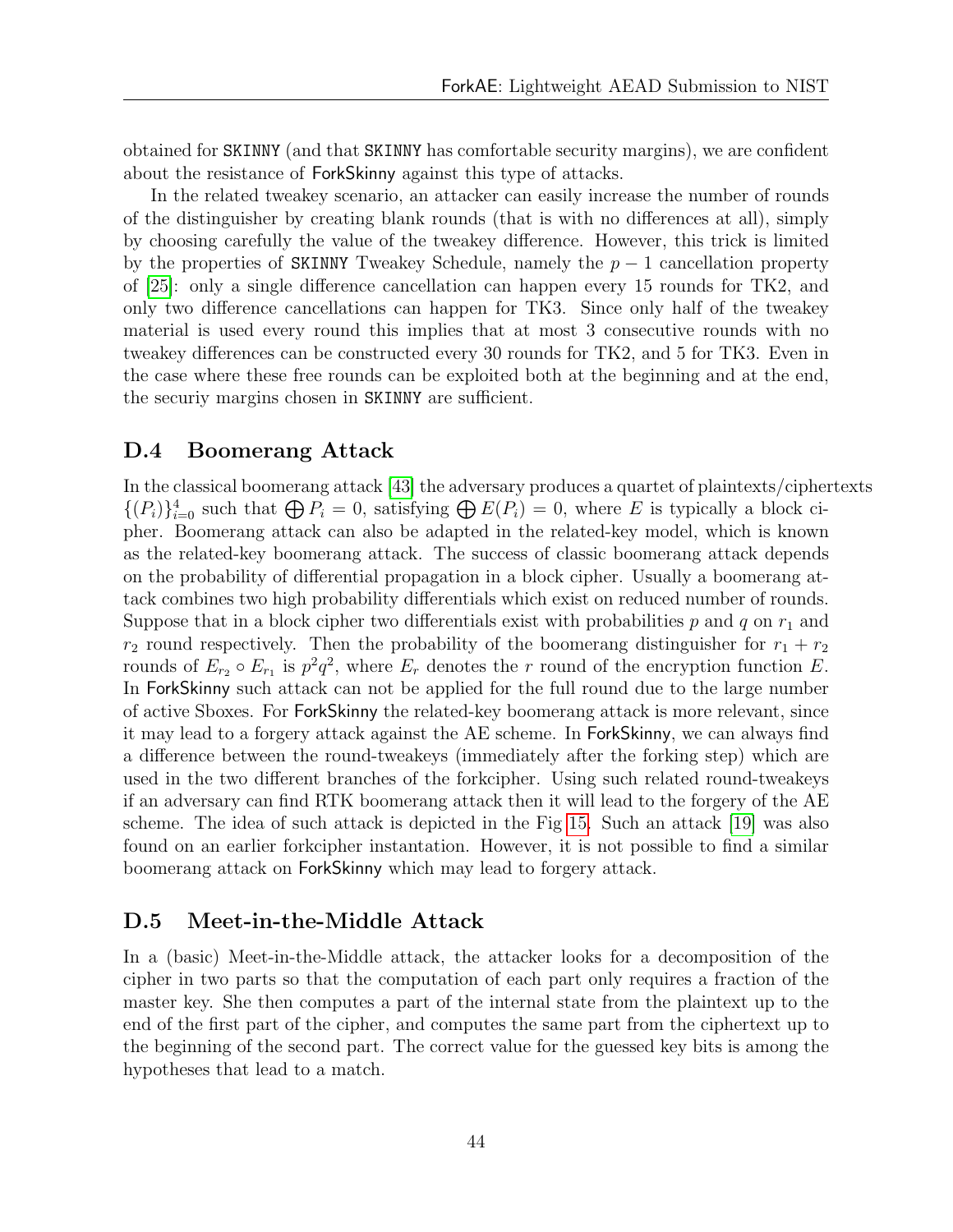obtained for SKINNY (and that SKINNY has comfortable security margins), we are confident about the resistance of ForkSkinny against this type of attacks.

In the related tweakey scenario, an attacker can easily increase the number of rounds of the distinguisher by creating blank rounds (that is with no differences at all), simply by choosing carefully the value of the tweakey difference. However, this trick is limited by the properties of SKINNY Tweakey Schedule, namely the $p-1$ cancellation property of [25]: only a single difference cancellation can happen every 15 rounds for TK2, and only two difference cancellations can happen for TK3. Since only half of the tweakey material is used every round this implies that at most 3 consecutive rounds with no tweakey differences can be constructed every 30 rounds for TK2, and 5 for TK3. Even in the case where these free rounds can be exploited both at the beginning and at the end, the securiy margins chosen in SKINNY are sufficient.

## D.4 Boomerang Attack

In the classical boomerang attack [43] the adversary produces a quartet of plaintexts/ciphertexts $\{(P_i)\}_{i=0}^{4}$ such that $\bigoplus P_i = 0$, satisfying $\bigoplus E(P_i) = 0$, where $E$ is typically a block cipher. Boomerang attack can also be adapted in the related-key model, which is known as the related-key boomerang attack. The success of classic boomerang attack depends on the probability of differential propagation in a block cipher. Usually a boomerang attack combines two high probability differentials which exist on reduced number of rounds. Suppose that in a block cipher two differentials exist with probabilities $p$ and $q$ on $r_1$ and $r_2$ round respectively. Then the probability of the boomerang distinguisher for $r_1 + r_2$ rounds of $E_{r_2} \circ E_{r_1}$ is $p^2q^2$, where $E_r$ denotes the $r$ round of the encryption function $E$. In ForkSkinny such attack can not be applied for the full round due to the large number of active Sboxes. For ForkSkinny the related-key boomerang attack is more relevant, since it may lead to a forgery attack against the AE scheme. In ForkSkinny, we can always find a difference between the round-tweakeys (immediately after the forking step) which are used in the two different branches of the forkcipher. Using such related round-tweakeys if an adversary can find RTK boomerang attack then it will lead to the forgery of the AE scheme. The idea of such attack is depicted in the Fig 15. Such an attack [19] was also found on an earlier forkcipher instantation. However, it is not possible to find a similar boomerang attack on ForkSkinny which may lead to forgery attack.

## D.5 Meet-in-the-Middle Attack

In a (basic) Meet-in-the-Middle attack, the attacker looks for a decomposition of the cipher in two parts so that the computation of each part only requires a fraction of the master key. She then computes a part of the internal state from the plaintext up to the end of the first part of the cipher, and computes the same part from the ciphertext up to the beginning of the second part. The correct value for the guessed key bits is among the hypotheses that lead to a match.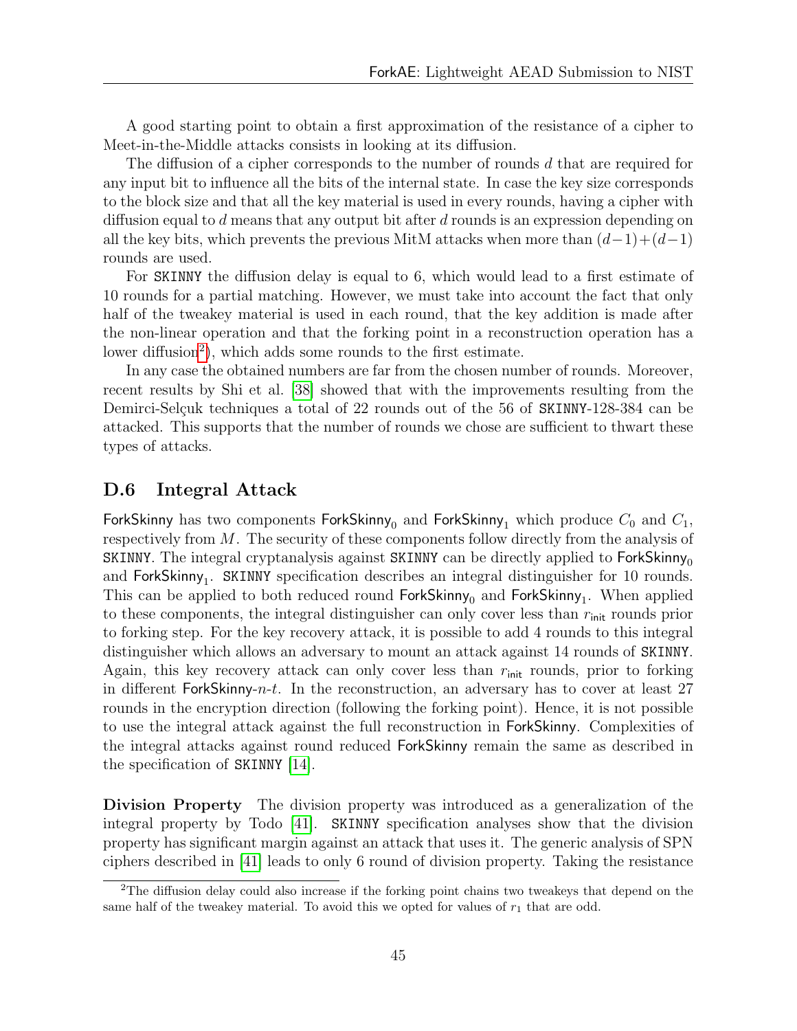A good starting point to obtain a first approximation of the resistance of a cipher to Meet-in-the-Middle attacks consists in looking at its diffusion.

The diffusion of a cipher corresponds to the number of rounds $d$ that are required for any input bit to influence all the bits of the internal state. In case the key size corresponds to the block size and that all the key material is used in every rounds, having a cipher with diffusion equal to $d$ means that any output bit after $d$ rounds is an expression depending on all the key bits, which prevents the previous MitM attacks when more than $(d-1)+(d-1)$ rounds are used.

For SKINNY the diffusion delay is equal to 6, which would lead to a first estimate of 10 rounds for a partial matching. However, we must take into account the fact that only half of the tweakey material is used in each round, that the key addition is made after the non-linear operation and that the forking point in a reconstruction operation has a lower diffusion[2]), which adds some rounds to the first estimate.

In any case the obtained numbers are far from the chosen number of rounds. Moreover, recent results by Shi et al. [38] showed that with the improvements resulting from the Demirci-Selçuk techniques a total of 22 rounds out of the 56 of SKINNY-128-384 can be attacked. This supports that the number of rounds we chose are sufficient to thwart these types of attacks.

## D.6 Integral Attack

ForkSkinny has two components $\mathsf{ForkSkinny}_0$ and $\mathsf{ForkSkinny}_1$ which produce $C_0$ and $C_1$, respectively from $M$. The security of these components follow directly from the analysis of SKINNY. The integral cryptanalysis against SKINNY can be directly applied to $\mathsf{ForkSkinny}_0$ and $\mathsf{ForkSkinny}_1$. SKINNY specification describes an integral distinguisher for 10 rounds. This can be applied to both reduced round $\mathsf{ForkSkinny}_0$ and $\mathsf{ForkSkinny}_1$. When applied to these components, the integral distinguisher can only cover less than $r_{\mathsf{init}}$ rounds prior to forking step. For the key recovery attack, it is possible to add 4 rounds to this integral distinguisher which allows an adversary to mount an attack against 14 rounds of SKINNY. Again, this key recovery attack can only cover less than $r_{\mathsf{init}}$ rounds, prior to forking in different ForkSkinny-$n$-$t$. In the reconstruction, an adversary has to cover at least 27 rounds in the encryption direction (following the forking point). Hence, it is not possible to use the integral attack against the full reconstruction in ForkSkinny. Complexities of the integral attacks against round reduced ForkSkinny remain the same as described in the specification of SKINNY [14].

**Division Property** The division property was introduced as a generalization of the integral property by Todo [41]. SKINNY specification analyses show that the division property has significant margin against an attack that uses it. The generic analysis of SPN ciphers described in [41] leads to only 6 round of division property. Taking the resistance

[2] The diffusion delay could also increase if the forking point chains two tweakeys that depend on the same half of the tweakey material. To avoid this we opted for values of $r_1$ that are odd.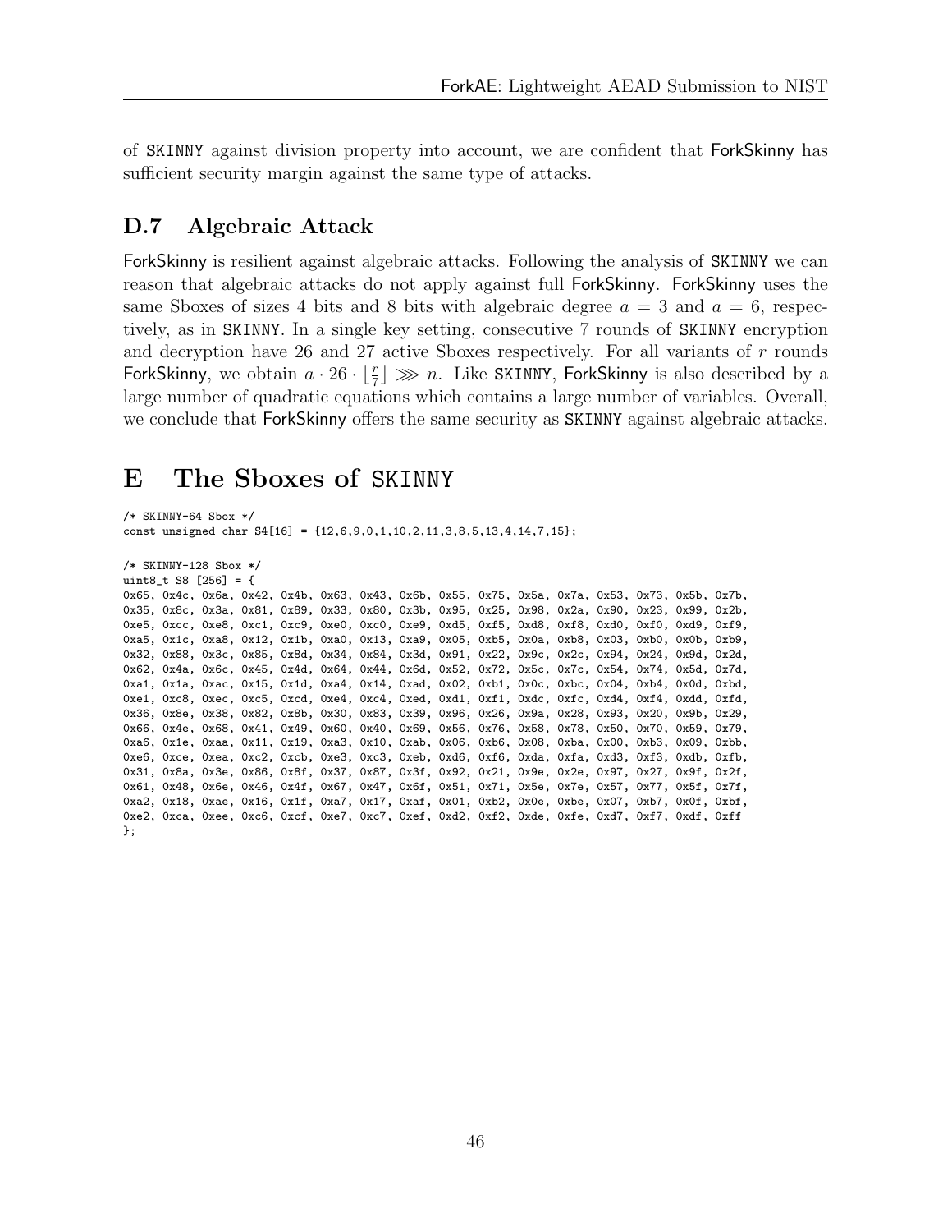of SKINNY against division property into account, we are confident that ForkSkinny has sufficient security margin against the same type of attacks.

## D.7 Algebraic Attack

ForkSkinny is resilient against algebraic attacks. Following the analysis of SKINNY we can reason that algebraic attacks do not apply against full ForkSkinny. ForkSkinny uses the same Sboxes of sizes 4 bits and 8 bits with algebraic degree $a = 3$ and $a = 6$, respectively, as in SKINNY. In a single key setting, consecutive 7 rounds of SKINNY encryption and decryption have 26 and 27 active Sboxes respectively. For all variants of $r$ rounds ForkSkinny, we obtain $a \cdot 26 \cdot \lfloor \frac{r}{7} \rfloor \ggg n$. Like SKINNY, ForkSkinny is also described by a large number of quadratic equations which contains a large number of variables. Overall, we conclude that ForkSkinny offers the same security as SKINNY against algebraic attacks.

# E The Sboxes of SKINNY

```
/* SKINNY-64 Sbox */
const unsigned char S4[16] = {12,6,9,0,1,10,2,11,3,8,5,13,4,14,7,15};

/* SKINNY-128 Sbox */
uint8_t S8 [256] = {
0x65, 0x4c, 0x6a, 0x42, 0x4b, 0x63, 0x43, 0x6b, 0x55, 0x75, 0x5a, 0x7a, 0x53, 0x73, 0x5b, 0x7b,
0x35, 0x8c, 0x3a, 0x81, 0x89, 0x33, 0x80, 0x3b, 0x95, 0x25, 0x98, 0x2a, 0x90, 0x23, 0x99, 0x2b,
0xe5, 0xcc, 0xe8, 0xc1, 0xc9, 0xe0, 0xc0, 0xe9, 0xd5, 0xf5, 0xd8, 0xf8, 0xd0, 0xf0, 0xd9, 0xf9,
0xa5, 0x1c, 0xa8, 0x12, 0x1b, 0xa0, 0x13, 0xa9, 0x05, 0xb5, 0x0a, 0xb8, 0x03, 0xb0, 0x0b, 0xb9,
0x32, 0x88, 0x3c, 0x85, 0x8d, 0x34, 0x84, 0x3d, 0x91, 0x22, 0x9c, 0x2c, 0x94, 0x24, 0x9d, 0x2d,
0x62, 0x4a, 0x6c, 0x45, 0x4d, 0x64, 0x44, 0x6d, 0x52, 0x72, 0x5c, 0x7c, 0x54, 0x74, 0x5d, 0x7d,
0xa1, 0x1a, 0xac, 0x15, 0x1d, 0xa4, 0x14, 0xad, 0x02, 0xb1, 0x0c, 0xbc, 0x04, 0xb4, 0x0d, 0xbd,
0xe1, 0xc8, 0xec, 0xc5, 0xcd, 0xe4, 0xc4, 0xed, 0xd1, 0xf1, 0xdc, 0xfc, 0xd4, 0xf4, 0xdd, 0xfd,
0x36, 0x8e, 0x38, 0x82, 0x8b, 0x30, 0x83, 0x39, 0x96, 0x26, 0x9a, 0x28, 0x93, 0x20, 0x9b, 0x29,
0x66, 0x4e, 0x68, 0x41, 0x49, 0x60, 0x40, 0x69, 0x56, 0x76, 0x58, 0x78, 0x50, 0x70, 0x59, 0x79,
0xa6, 0x1e, 0xaa, 0x11, 0x19, 0xa3, 0x10, 0xab, 0x06, 0xb6, 0x08, 0xba, 0x00, 0xb3, 0x09, 0xbb,
0xe6, 0xce, 0xea, 0xc2, 0xcb, 0xe3, 0xc3, 0xeb, 0xd6, 0xf6, 0xda, 0xfa, 0xd3, 0xf3, 0xdb, 0xfb,
0x31, 0x8a, 0x3e, 0x86, 0x8f, 0x37, 0x87, 0x3f, 0x92, 0x21, 0x9e, 0x2e, 0x97, 0x27, 0x9f, 0x2f,
0x61, 0x48, 0x6e, 0x46, 0x4f, 0x67, 0x47, 0x6f, 0x51, 0x71, 0x5e, 0x7e, 0x57, 0x77, 0x5f, 0x7f,
0xa2, 0x18, 0xae, 0x16, 0x1f, 0xa7, 0x17, 0xaf, 0x01, 0xb2, 0x0e, 0xbe, 0x07, 0xb7, 0x0f, 0xbf,
0xe2, 0xca, 0xee, 0xc6, 0xcf, 0xe7, 0xc7, 0xef, 0xd2, 0xf2, 0xde, 0xfe, 0xd7, 0xf7, 0xdf, 0xff
};
```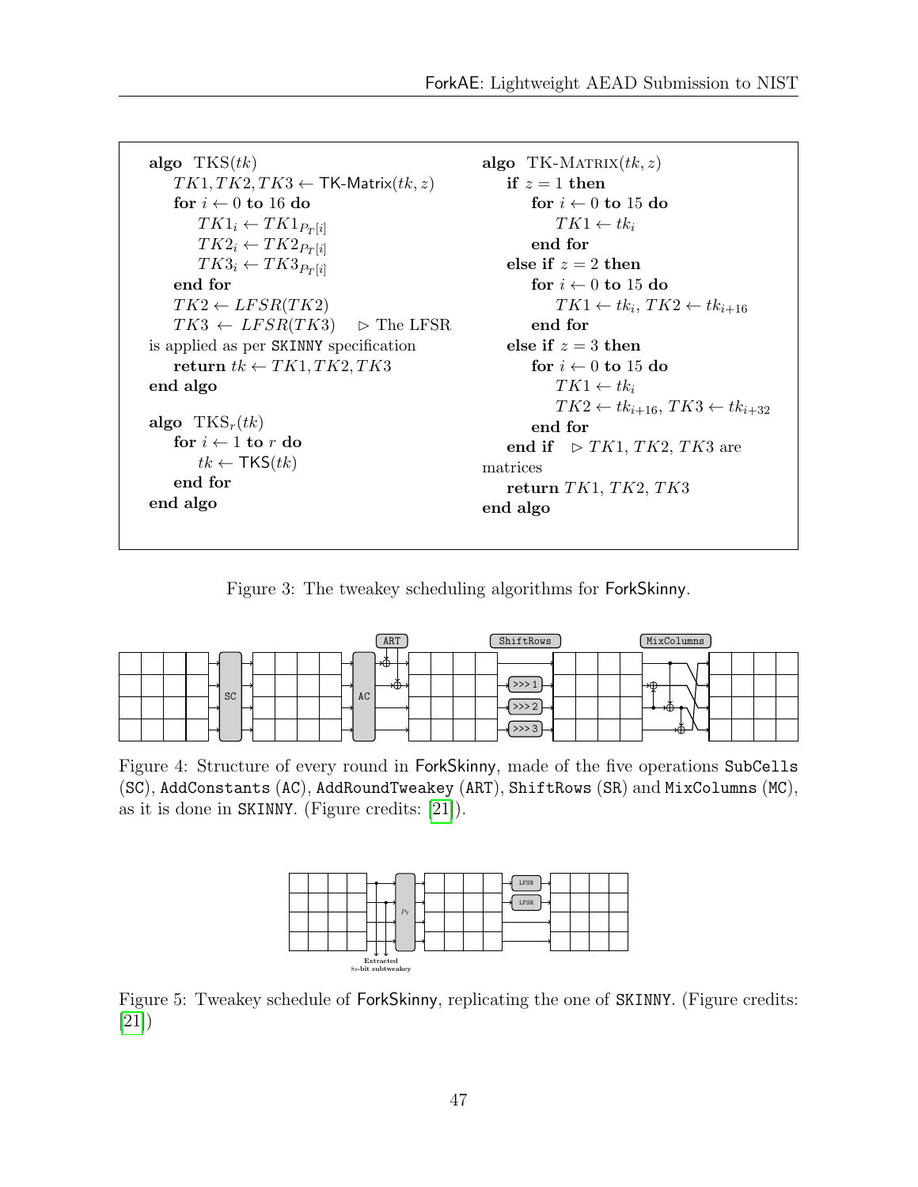```
algo TKS(tk)
    TK1, TK2, TK3 ← TK-Matrix(tk, z)
    for i ← 0 to 16 do
        TK1_i ← TK1_{P_T[i]}
        TK2_i ← TK2_{P_T[i]}
        TK3_i ← TK3_{P_T[i]}
    end for
    TK2 ← LFSR(TK2)
    TK3 ← LFSR(TK3)    ▷ The LFSR is applied as per SKINNY specification
    return tk ← TK1, TK2, TK3
end algo

algo TKS_r(tk)
    for i ← 1 to r do
        tk ← TKS(tk)
    end for
end algo

algo TK-MATRIX(tk, z)
    if z = 1 then
        for i ← 0 to 15 do
            TK1 ← tk_i
        end for
    else if z = 2 then
        for i ← 0 to 15 do
            TK1 ← tk_i, TK2 ← tk_{i+16}
        end for
    else if z = 3 then
        for i ← 0 to 15 do
            TK1 ← tk_i
            TK2 ← tk_{i+16}, TK3 ← tk_{i+32}
        end for
    end if    ▷ TK1, TK2, TK3 are matrices
    return TK1, TK2, TK3
end algo
```

Figure 3: The tweakey scheduling algorithms for ForkSkinny.

Figure 4: Structure of every round in ForkSkinny, made of the five operations SubCells (SC), AddConstants (AC), AddRoundTweakey (ART), ShiftRows (SR) and MixColumns (MC), as it is done in SKINNY. (Figure credits: [21]).

Figure 5: Tweakey schedule of ForkSkinny, replicating the one of SKINNY. (Figure credits: [21])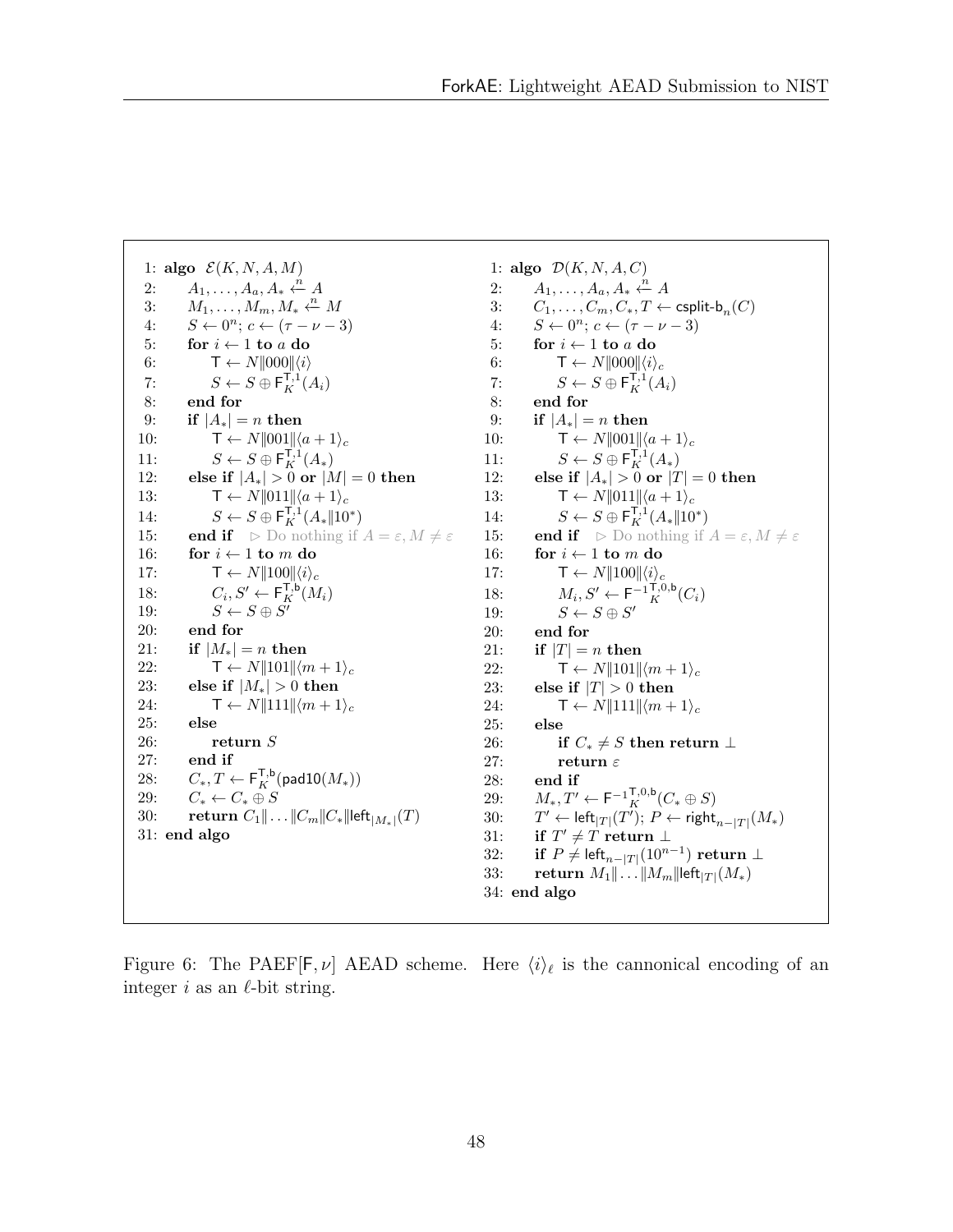```
1: algo E(K, N, A, M)
2:     A_1, ..., A_a, A_* ←n− A
3:     M_1, ..., M_m, M_* ←n− M
4:     S ← 0^n; c ← (τ − ν − 3)
5:     for i ← 1 to a do
6:         T ← N‖000‖⟨i⟩
7:         S ← S ⊕ F_K^{T,1}(A_i)
8:     end for
9:     if |A_*| = n then
10:        T ← N‖001‖⟨a + 1⟩_c
11:        S ← S ⊕ F_K^{T,1}(A_*)
12:    else if |A_*| > 0 or |M| = 0 then
13:        T ← N‖011‖⟨a + 1⟩_c
14:        S ← S ⊕ F_K^{T,1}(A_*‖10^*)
15:    end if    ▷ Do nothing if A = ε, M ≠ ε
16:    for i ← 1 to m do
17:        T ← N‖100‖⟨i⟩_c
18:        C_i, S' ← F_K^{T,b}(M_i)
19:        S ← S ⊕ S'
20:    end for
21:    if |M_*| = n then
22:        T ← N‖101‖⟨m + 1⟩_c
23:    else if |M_*| > 0 then
24:        T ← N‖111‖⟨m + 1⟩_c
25:    else
26:        return S
27:    end if
28:    C_*, T ← F_K^{T,b}(pad10(M_*))
29:    C_* ← C_* ⊕ S
30:    return C_1‖...‖C_m‖C_*‖left_{|M_*|}(T)
31: end algo
```

```
1: algo D(K, N, A, C)
2:     A_1, ..., A_a, A_* ←n− A
3:     C_1, ..., C_m, C_*, T ← csplit-b_n(C)
4:     S ← 0^n; c ← (τ − ν − 3)
5:     for i ← 1 to a do
6:         T ← N‖000‖⟨i⟩_c
7:         S ← S ⊕ F_K^{T,1}(A_i)
8:     end for
9:     if |A_*| = n then
10:        T ← N‖001‖⟨a + 1⟩_c
11:        S ← S ⊕ F_K^{T,1}(A_*)
12:    else if |A_*| > 0 or |T| = 0 then
13:        T ← N‖011‖⟨a + 1⟩_c
14:        S ← S ⊕ F_K^{T,1}(A_*‖10^*)
15:    end if    ▷ Do nothing if A = ε, M ≠ ε
16:    for i ← 1 to m do
17:        T ← N‖100‖⟨i⟩_c
18:        M_i, S' ← F^{-1}_K^{T,0,b}(C_i)
19:        S ← S ⊕ S'
20:    end for
21:    if |T| = n then
22:        T ← N‖101‖⟨m + 1⟩_c
23:    else if |T| > 0 then
24:        T ← N‖111‖⟨m + 1⟩_c
25:    else
26:        if C_* ≠ S then return ⊥
27:        return ε
28:    end if
29:    M_*, T' ← F^{-1}_K^{T,0,b}(C_* ⊕ S)
30:    T' ← left_{|T|}(T'); P ← right_{n−|T|}(M_*)
31:    if T' ≠ T return ⊥
32:    if P ≠ left_{n−|T|}(10^{n−1}) return ⊥
33:    return M_1‖...‖M_m‖left_{|T|}(M_*)
34: end algo
```

Figure 6: The PAEF[F, $\nu$] AEAD scheme. Here $\langle i \rangle_\ell$ is the cannonical encoding of an integer $i$ as an $\ell$-bit string.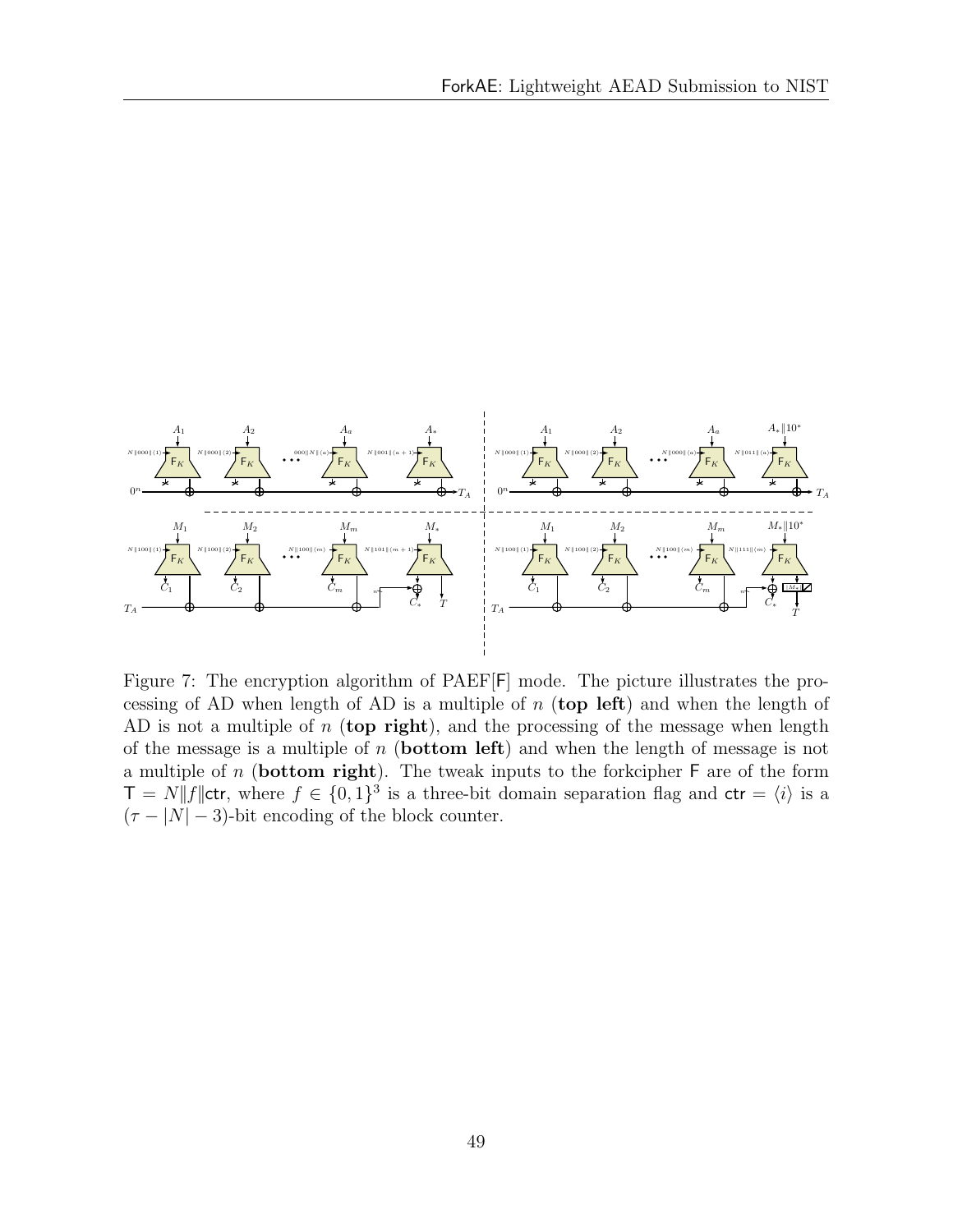Figure 7: The encryption algorithm of PAEF[F] mode. The picture illustrates the processing of AD when length of AD is a multiple of $n$ (**top left**) and when the length of AD is not a multiple of $n$ (**top right**), and the processing of the message when length of the message is a multiple of $n$ (**bottom left**) and when the length of message is not a multiple of $n$ (**bottom right**). The tweak inputs to the forkcipher F are of the form $\mathsf{T} = N \| f \| \mathsf{ctr}$, where $f \in \{0,1\}^3$ is a three-bit domain separation flag and $\mathsf{ctr} = \langle i \rangle$ is a $(\tau - |N| - 3)$-bit encoding of the block counter.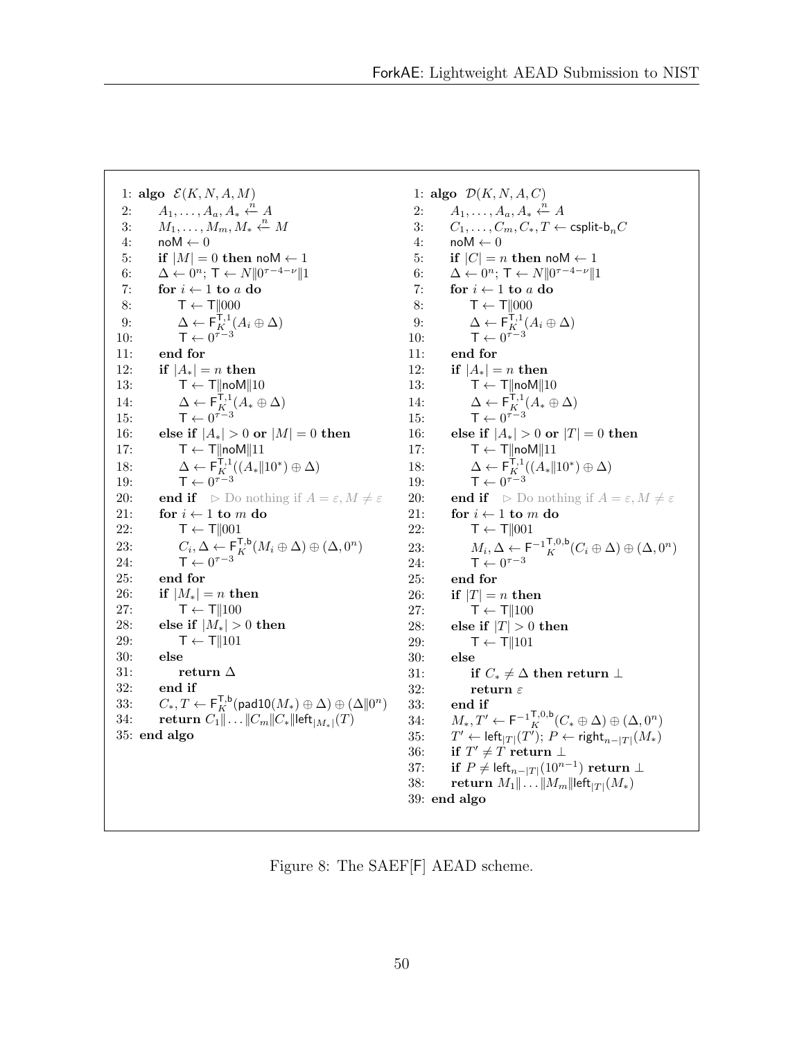```
 1: algo E(K, N, A, M)
 2:     A_1, ..., A_a, A_* ←^n A
 3:     M_1, ..., M_m, M_* ←^n M
 4:     noM ← 0
 5:     if |M| = 0 then noM ← 1
 6:     Δ ← 0^n; T ← N‖0^{τ−4−ν}‖1
 7:     for i ← 1 to a do
 8:         T ← T‖000
 9:         Δ ← F_K^{T,1}(A_i ⊕ Δ)
10:         T ← 0^{τ−3}
11:     end for
12:     if |A_*| = n then
13:         T ← T‖noM‖10
14:         Δ ← F_K^{T,1}(A_* ⊕ Δ)
15:         T ← 0^{τ−3}
16:     else if |A_*| > 0 or |M| = 0 then
17:         T ← T‖noM‖11
18:         Δ ← F_K^{T,1}((A_*‖10^*) ⊕ Δ)
19:         T ← 0^{τ−3}
20:     end if    ▷ Do nothing if A = ε, M ≠ ε
21:     for i ← 1 to m do
22:         T ← T‖001
23:         C_i, Δ ← F_K^{T,b}(M_i ⊕ Δ) ⊕ (Δ, 0^n)
24:         T ← 0^{τ−3}
25:     end for
26:     if |M_*| = n then
27:         T ← T‖100
28:     else if |M_*| > 0 then
29:         T ← T‖101
30:     else
31:         return Δ
32:     end if
33:     C_*, T ← F_K^{T,b}(pad10(M_*) ⊕ Δ) ⊕ (Δ‖0^n)
34:     return C_1‖...‖C_m‖C_*‖left_{|M_*|}(T)
35: end algo
```

```
 1: algo D(K, N, A, C)
 2:     A_1, ..., A_a, A_* ←^n A
 3:     C_1, ..., C_m, C_*, T ← csplit-b_n C
 4:     noM ← 0
 5:     if |C| = n then noM ← 1
 6:     Δ ← 0^n; T ← N‖0^{τ−4−ν}‖1
 7:     for i ← 1 to a do
 8:         T ← T‖000
 9:         Δ ← F_K^{T,1}(A_i ⊕ Δ)
10:         T ← 0^{τ−3}
11:     end for
12:     if |A_*| = n then
13:         T ← T‖noM‖10
14:         Δ ← F_K^{T,1}(A_* ⊕ Δ)
15:         T ← 0^{τ−3}
16:     else if |A_*| > 0 or |T| = 0 then
17:         T ← T‖noM‖11
18:         Δ ← F_K^{T,1}((A_*‖10^*) ⊕ Δ)
19:         T ← 0^{τ−3}
20:     end if    ▷ Do nothing if A = ε, M ≠ ε
21:     for i ← 1 to m do
22:         T ← T‖001
23:         M_i, Δ ← F^{-1}_K^{T,0,b}(C_i ⊕ Δ) ⊕ (Δ, 0^n)
24:         T ← 0^{τ−3}
25:     end for
26:     if |T| = n then
27:         T ← T‖100
28:     else if |T| > 0 then
29:         T ← T‖101
30:     else
31:         if C_* ≠ Δ then return ⊥
32:         return ε
33:     end if
34:     M_*, T' ← F^{-1}_K^{T,0,b}(C_* ⊕ Δ) ⊕ (Δ, 0^n)
35:     T' ← left_{|T|}(T'); P ← right_{n−|T|}(M_*)
36:     if T' ≠ T return ⊥
37:     if P ≠ left_{n−|T|}(10^{n−1}) return ⊥
38:     return M_1‖...‖M_m‖left_{|T|}(M_*)
39: end algo
```

Figure 8: The SAEF[F] AEAD scheme.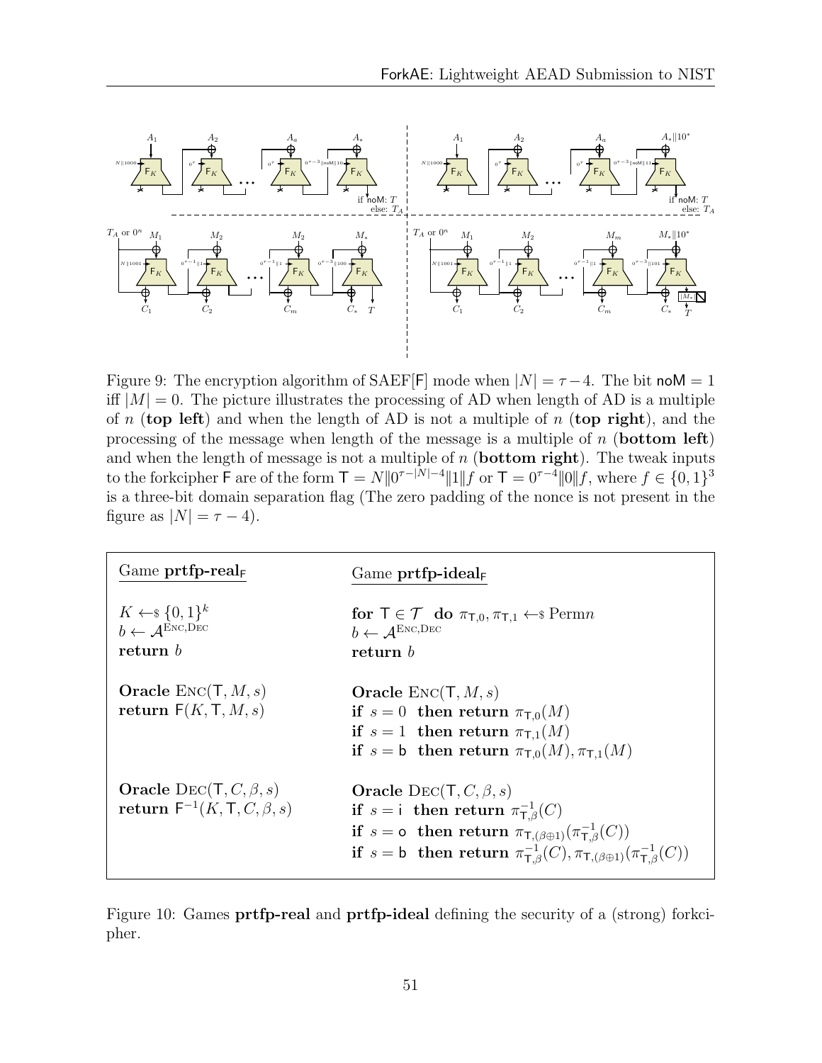Figure 9: The encryption algorithm of SAEF[F] mode when $|N| = \tau - 4$. The bit $\mathsf{noM} = 1$ iff $|M| = 0$. The picture illustrates the processing of AD when length of AD is a multiple of $n$ (**top left**) and when the length of AD is not a multiple of $n$ (**top right**), and the processing of the message when length of the message is a multiple of $n$ (**bottom left**) and when the length of message is not a multiple of $n$ (**bottom right**). The tweak inputs to the forkcipher $\mathsf{F}$ are of the form $\mathsf{T} = N \| 0^{\tau - |N| - 4} \| 1 \| f$ or $\mathsf{T} = 0^{\tau - 4} \| 0 \| f$, where $f \in \{0,1\}^3$ is a three-bit domain separation flag (The zero padding of the nonce is not present in the figure as $|N| = \tau - 4$).

| Game $\mathbf{prtfp\text{-}real}_{\mathsf{F}}$ | Game $\mathbf{prtfp\text{-}ideal}_{\mathsf{F}}$ |
|---|---|
| $K \leftarrow_{\$} \{0,1\}^k$ <br> $b \leftarrow \mathcal{A}^{\text{Enc},\text{Dec}}$ <br> **return** $b$ | **for** $\mathsf{T} \in \mathcal{T}$ **do** $\pi_{\mathsf{T},0}, \pi_{\mathsf{T},1} \leftarrow_{\$} \text{Perm}n$ <br> $b \leftarrow \mathcal{A}^{\text{Enc},\text{Dec}}$ <br> **return** $b$ |
| **Oracle** $\text{Enc}(\mathsf{T}, M, s)$ <br> **return** $\mathsf{F}(K, \mathsf{T}, M, s)$ | **Oracle** $\text{Enc}(\mathsf{T}, M, s)$ <br> **if** $s = 0$ **then return** $\pi_{\mathsf{T},0}(M)$ <br> **if** $s = 1$ **then return** $\pi_{\mathsf{T},1}(M)$ <br> **if** $s = \mathsf{b}$ **then return** $\pi_{\mathsf{T},0}(M), \pi_{\mathsf{T},1}(M)$ |
| **Oracle** $\text{Dec}(\mathsf{T}, C, \beta, s)$ <br> **return** $\mathsf{F}^{-1}(K, \mathsf{T}, C, \beta, s)$ | **Oracle** $\text{Dec}(\mathsf{T}, C, \beta, s)$ <br> **if** $s = \mathsf{i}$ **then return** $\pi^{-1}_{\mathsf{T},\beta}(C)$ <br> **if** $s = \mathsf{o}$ **then return** $\pi_{\mathsf{T},(\beta \oplus 1)}(\pi^{-1}_{\mathsf{T},\beta}(C))$ <br> **if** $s = \mathsf{b}$ **then return** $\pi^{-1}_{\mathsf{T},\beta}(C), \pi_{\mathsf{T},(\beta \oplus 1)}(\pi^{-1}_{\mathsf{T},\beta}(C))$ |

Figure 10: Games **prtfp-real** and **prtfp-ideal** defining the security of a (strong) forkcipher.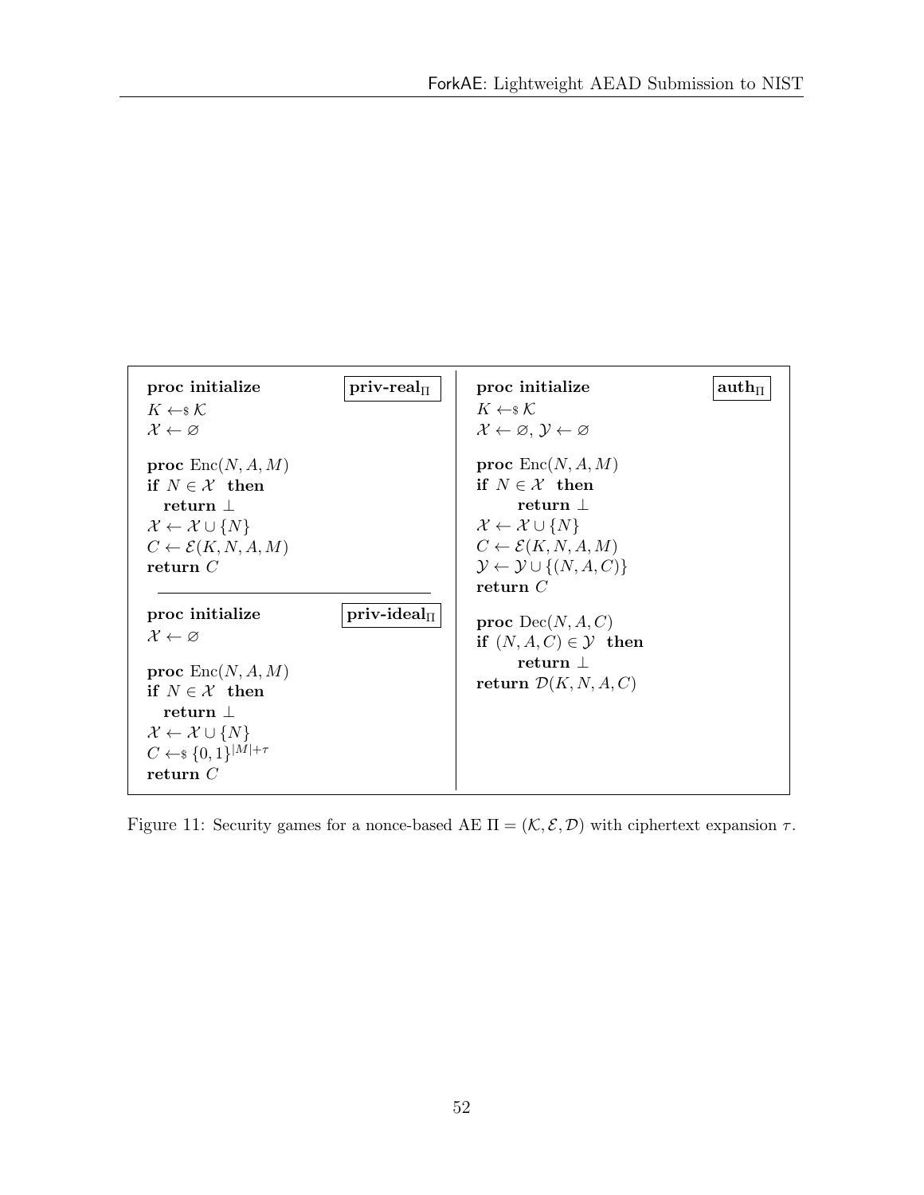```
proc initialize                         priv-real_Π
K ←$ 𝒦
𝒳 ← ∅

proc Enc(N, A, M)
if N ∈ 𝒳 then
    return ⊥
𝒳 ← 𝒳 ∪ {N}
C ← ℰ(K, N, A, M)
return C
```

```
proc initialize                         priv-ideal_Π
𝒳 ← ∅

proc Enc(N, A, M)
if N ∈ 𝒳 then
    return ⊥
𝒳 ← 𝒳 ∪ {N}
C ←$ {0,1}^{|M|+τ}
return C
```

```
proc initialize                         auth_Π
K ←$ 𝒦
𝒳 ← ∅, 𝒴 ← ∅

proc Enc(N, A, M)
if N ∈ 𝒳 then
        return ⊥
𝒳 ← 𝒳 ∪ {N}
C ← ℰ(K, N, A, M)
𝒴 ← 𝒴 ∪ {(N, A, C)}
return C

proc Dec(N, A, C)
if (N, A, C) ∈ 𝒴 then
        return ⊥
return 𝒟(K, N, A, C)
```

Figure 11: Security games for a nonce-based AE $\Pi = (\mathcal{K}, \mathcal{E}, \mathcal{D})$ with ciphertext expansion $\tau$.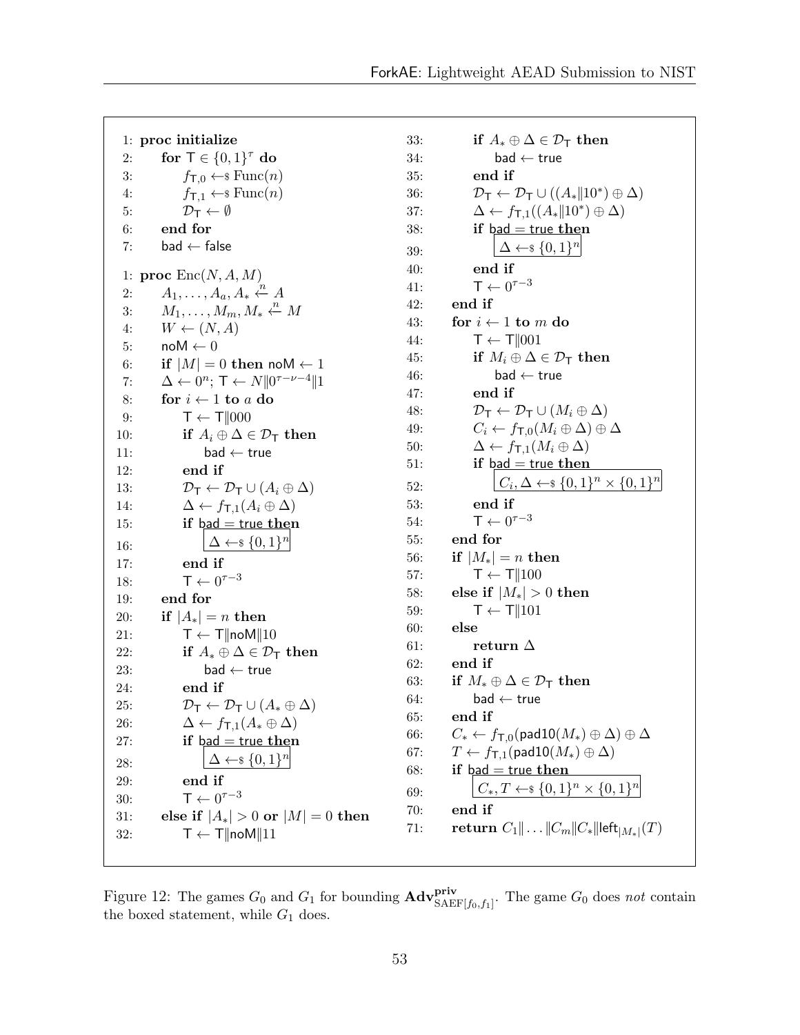```
1:  proc initialize
2:      for T ∈ {0,1}^τ do
3:          f_{T,0} ←$ Func(n)
4:          f_{T,1} ←$ Func(n)
5:          D_T ← ∅
6:      end for
7:      bad ← false

1:  proc Enc(N, A, M)
2:      A_1, ..., A_a, A_* ←n− A
3:      M_1, ..., M_m, M_* ←n− M
4:      W ← (N, A)
5:      noM ← 0
6:      if |M| = 0 then noM ← 1
7:      Δ ← 0^n; T ← N‖0^{τ−ν−4}‖1
8:      for i ← 1 to a do
9:          T ← T‖000
10:         if A_i ⊕ Δ ∈ D_T then
11:             bad ← true
12:         end if
13:         D_T ← D_T ∪ (A_i ⊕ Δ)
14:         Δ ← f_{T,1}(A_i ⊕ Δ)
15:         if bad = true then
16:             [ Δ ←$ {0,1}^n ]
17:         end if
18:         T ← 0^{τ−3}
19:     end for
20:     if |A_*| = n then
21:         T ← T‖noM‖10
22:         if A_* ⊕ Δ ∈ D_T then
23:             bad ← true
24:         end if
25:         D_T ← D_T ∪ (A_* ⊕ Δ)
26:         Δ ← f_{T,1}(A_* ⊕ Δ)
27:         if bad = true then
28:             [ Δ ←$ {0,1}^n ]
29:         end if
30:         T ← 0^{τ−3}
31:     else if |A_*| > 0 or |M| = 0 then
32:         T ← T‖noM‖11
33:         if A_* ⊕ Δ ∈ D_T then
34:             bad ← true
35:         end if
36:         D_T ← D_T ∪ ((A_*‖10^*) ⊕ Δ)
37:         Δ ← f_{T,1}((A_*‖10^*) ⊕ Δ)
38:         if bad = true then
39:             [ Δ ←$ {0,1}^n ]
40:         end if
41:         T ← 0^{τ−3}
42:     end if
43:     for i ← 1 to m do
44:         T ← T‖001
45:         if M_i ⊕ Δ ∈ D_T then
46:             bad ← true
47:         end if
48:         D_T ← D_T ∪ (M_i ⊕ Δ)
49:         C_i ← f_{T,0}(M_i ⊕ Δ) ⊕ Δ
50:         Δ ← f_{T,1}(M_i ⊕ Δ)
51:         if bad = true then
52:             [ C_i, Δ ←$ {0,1}^n × {0,1}^n ]
53:         end if
54:         T ← 0^{τ−3}
55:     end for
56:     if |M_*| = n then
57:         T ← T‖100
58:     else if |M_*| > 0 then
59:         T ← T‖101
60:     else
61:         return Δ
62:     end if
63:     if M_* ⊕ Δ ∈ D_T then
64:         bad ← true
65:     end if
66:     C_* ← f_{T,0}(pad10(M_*) ⊕ Δ) ⊕ Δ
67:     T ← f_{T,1}(pad10(M_*) ⊕ Δ)
68:     if bad = true then
69:         [ C_*, T ←$ {0,1}^n × {0,1}^n ]
70:     end if
71:     return C_1‖...‖C_m‖C_*‖left_{|M_*|}(T)
```

Figure 12: The games $G_0$ and $G_1$ for bounding $\mathbf{Adv}^{\mathbf{priv}}_{\mathrm{SAEF}[f_0,f_1]}$. The game $G_0$ does *not* contain the boxed statement, while $G_1$ does.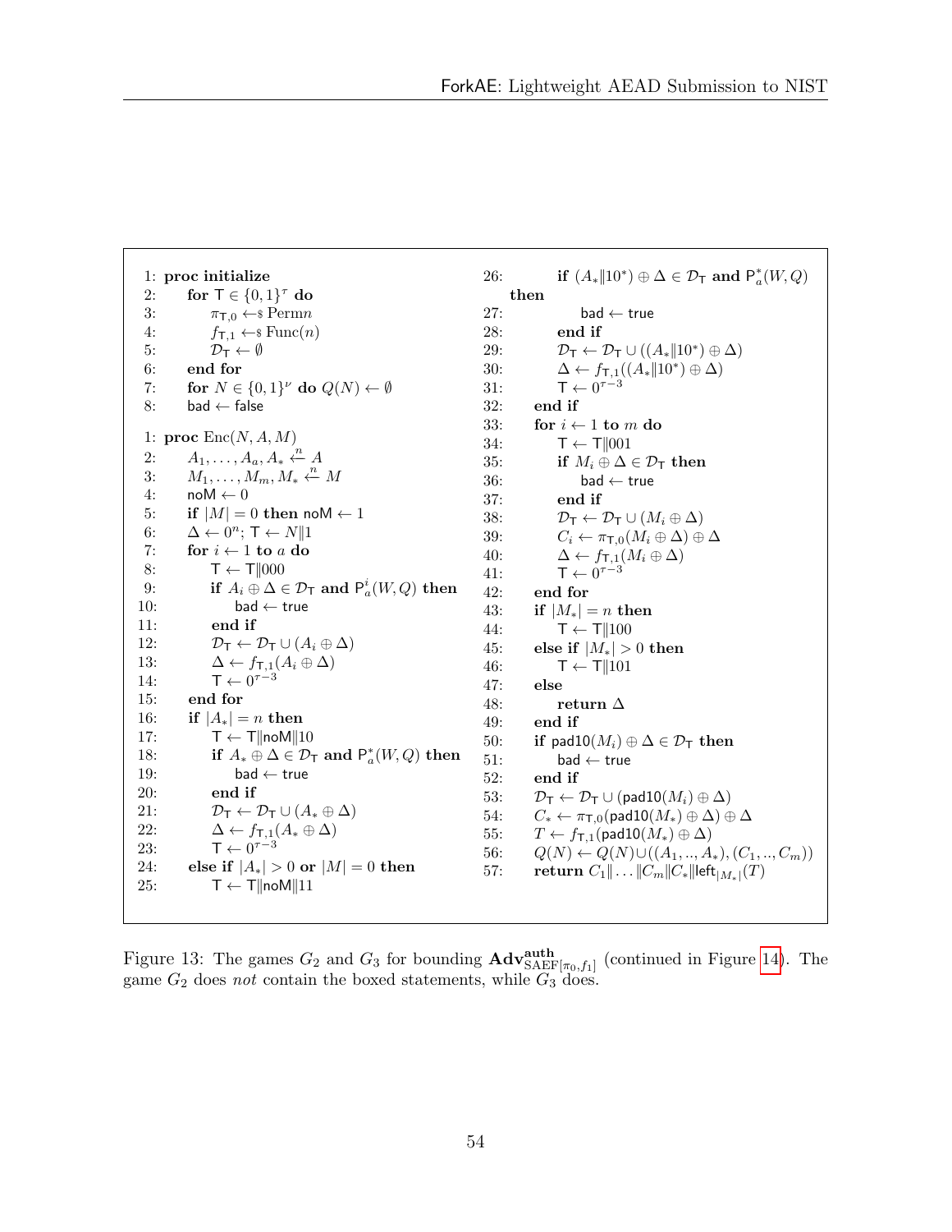```
1: proc initialize
2:     for T ∈ {0,1}^τ do
3:         π_{T,0} ←$ Perm n
4:         f_{T,1} ←$ Func(n)
5:         D_T ← ∅
6:     end for
7:     for N ∈ {0,1}^ν do Q(N) ← ∅
8:     bad ← false

1: proc Enc(N, A, M)
2:     A_1, ..., A_a, A_* ←n− A
3:     M_1, ..., M_m, M_* ←n− M
4:     noM ← 0
5:     if |M| = 0 then noM ← 1
6:     Δ ← 0^n; T ← N‖1
7:     for i ← 1 to a do
8:         T ← T‖000
9:         if A_i ⊕ Δ ∈ D_T and P_a^i(W, Q) then
10:            bad ← true
11:        end if
12:        D_T ← D_T ∪ (A_i ⊕ Δ)
13:        Δ ← f_{T,1}(A_i ⊕ Δ)
14:        T ← 0^{τ−3}
15:    end for
16:    if |A_*| = n then
17:        T ← T‖noM‖10
18:        if A_* ⊕ Δ ∈ D_T and P_a^*(W, Q) then
19:            bad ← true
20:        end if
21:        D_T ← D_T ∪ (A_* ⊕ Δ)
22:        Δ ← f_{T,1}(A_* ⊕ Δ)
23:        T ← 0^{τ−3}
24:    else if |A_*| > 0 or |M| = 0 then
25:        T ← T‖noM‖11
26:        if (A_*‖10^*) ⊕ Δ ∈ D_T and P_a^*(W, Q) then
27:            bad ← true
28:        end if
29:        D_T ← D_T ∪ ((A_*‖10^*) ⊕ Δ)
30:        Δ ← f_{T,1}((A_*‖10^*) ⊕ Δ)
31:        T ← 0^{τ−3}
32:    end if
33:    for i ← 1 to m do
34:        T ← T‖001
35:        if M_i ⊕ Δ ∈ D_T then
36:            bad ← true
37:        end if
38:        D_T ← D_T ∪ (M_i ⊕ Δ)
39:        C_i ← π_{T,0}(M_i ⊕ Δ) ⊕ Δ
40:        Δ ← f_{T,1}(M_i ⊕ Δ)
41:        T ← 0^{τ−3}
42:    end for
43:    if |M_*| = n then
44:        T ← T‖100
45:    else if |M_*| > 0 then
46:        T ← T‖101
47:    else
48:        return Δ
49:    end if
50:    if pad10(M_i) ⊕ Δ ∈ D_T then
51:        bad ← true
52:    end if
53:    D_T ← D_T ∪ (pad10(M_i) ⊕ Δ)
54:    C_* ← π_{T,0}(pad10(M_*) ⊕ Δ) ⊕ Δ
55:    T ← f_{T,1}(pad10(M_*) ⊕ Δ)
56:    Q(N) ← Q(N) ∪ ((A_1, .., A_*), (C_1, .., C_m))
57:    return C_1‖ ... ‖C_m‖C_*‖left_{|M_*|}(T)
```

Figure 13: The games $G_2$ and $G_3$ for bounding $\mathbf{Adv}^{\mathbf{auth}}_{\mathrm{SAEF}[\pi_0, f_1]}$ (continued in Figure 14). The game $G_2$ does *not* contain the boxed statements, while $G_3$ does.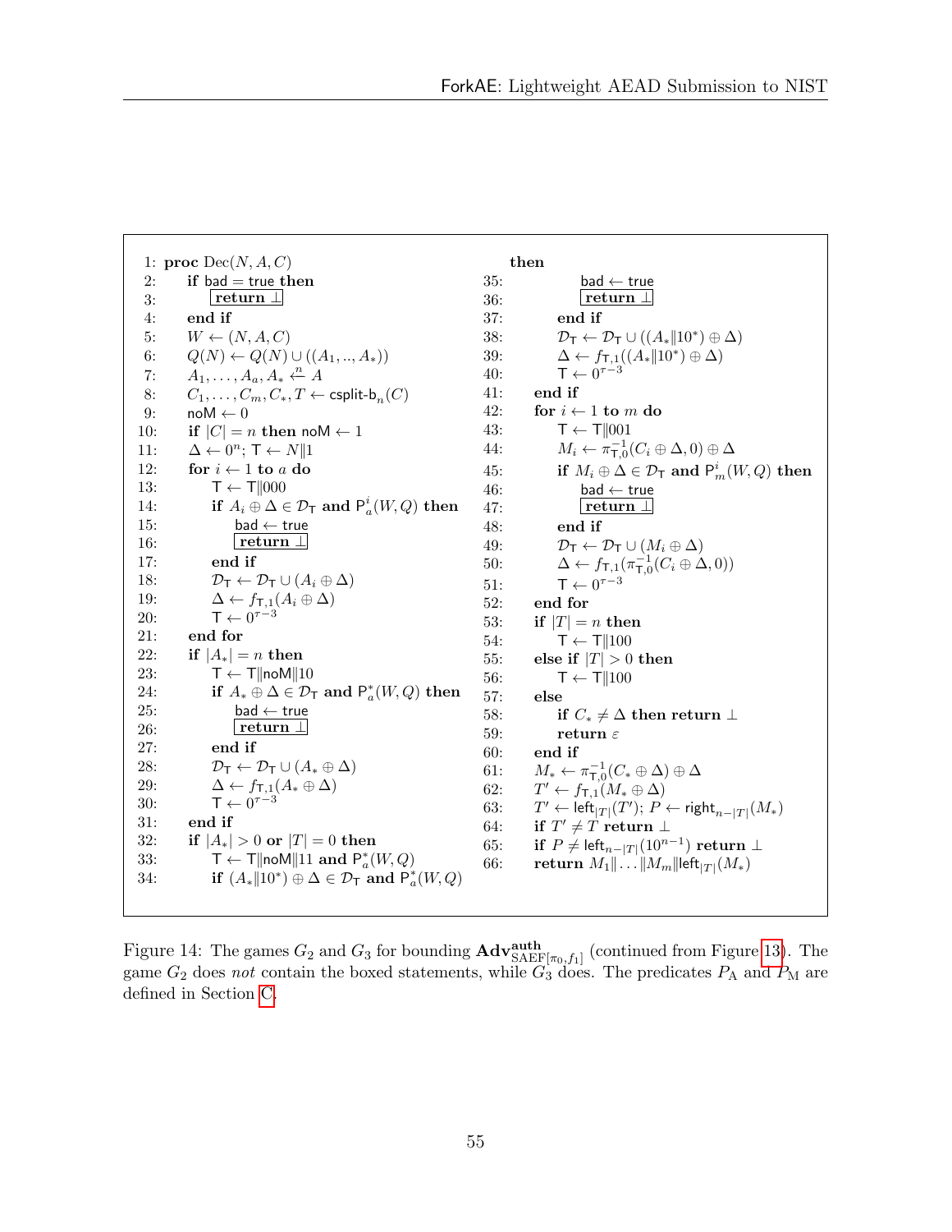```
1:  proc Dec(N, A, C)
2:      if bad = true then
3:          [return ⊥]
4:      end if
5:      W ← (N, A, C)
6:      Q(N) ← Q(N) ∪ ((A_1, .., A_*))
7:      A_1, ..., A_a, A_* ←n− A
8:      C_1, ..., C_m, C_*, T ← csplit-b_n(C)
9:      noM ← 0
10:     if |C| = n then noM ← 1
11:     Δ ← 0^n; T ← N‖1
12:     for i ← 1 to a do
13:         T ← T‖000
14:         if A_i ⊕ Δ ∈ D_T and P^i_a(W, Q) then
15:             bad ← true
16:             [return ⊥]
17:         end if
18:         D_T ← D_T ∪ (A_i ⊕ Δ)
19:         Δ ← f_{T,1}(A_i ⊕ Δ)
20:         T ← 0^{τ−3}
21:     end for
22:     if |A_*| = n then
23:         T ← T‖noM‖10
24:         if A_* ⊕ Δ ∈ D_T and P^*_a(W, Q) then
25:             bad ← true
26:             [return ⊥]
27:         end if
28:         D_T ← D_T ∪ (A_* ⊕ Δ)
29:         Δ ← f_{T,1}(A_* ⊕ Δ)
30:         T ← 0^{τ−3}
31:     end if
32:     if |A_*| > 0 or |T| = 0 then
33:         T ← T‖noM‖11 and P^*_a(W, Q)
34:         if (A_*‖10^*) ⊕ Δ ∈ D_T and P^*_a(W, Q)
        then
35:             bad ← true
36:             [return ⊥]
37:         end if
38:         D_T ← D_T ∪ ((A_*‖10^*) ⊕ Δ)
39:         Δ ← f_{T,1}((A_*‖10^*) ⊕ Δ)
40:         T ← 0^{τ−3}
41:     end if
42:     for i ← 1 to m do
43:         T ← T‖001
44:         M_i ← π^{−1}_{T,0}(C_i ⊕ Δ, 0) ⊕ Δ
45:         if M_i ⊕ Δ ∈ D_T and P^i_m(W, Q) then
46:             bad ← true
47:             [return ⊥]
48:         end if
49:         D_T ← D_T ∪ (M_i ⊕ Δ)
50:         Δ ← f_{T,1}(π^{−1}_{T,0}(C_i ⊕ Δ, 0))
51:         T ← 0^{τ−3}
52:     end for
53:     if |T| = n then
54:         T ← T‖100
55:     else if |T| > 0 then
56:         T ← T‖100
57:     else
58:         if C_* ≠ Δ then return ⊥
59:         return ε
60:     end if
61:     M_* ← π^{−1}_{T,0}(C_* ⊕ Δ) ⊕ Δ
62:     T' ← f_{T,1}(M_* ⊕ Δ)
63:     T' ← left_{|T|}(T'); P ← right_{n−|T|}(M_*)
64:     if T' ≠ T return ⊥
65:     if P ≠ left_{n−|T|}(10^{n−1}) return ⊥
66:     return M_1‖...‖M_m‖left_{|T|}(M_*)
```

Figure 14: The games $G_2$ and $G_3$ for bounding $\mathbf{Adv}^{\mathbf{auth}}_{\mathrm{SAEF}[\pi_0,f_1]}$ (continued from Figure 13). The game $G_2$ does *not* contain the boxed statements, while $G_3$ does. The predicates $P_{\mathrm{A}}$ and $P_{\mathrm{M}}$ are defined in Section C.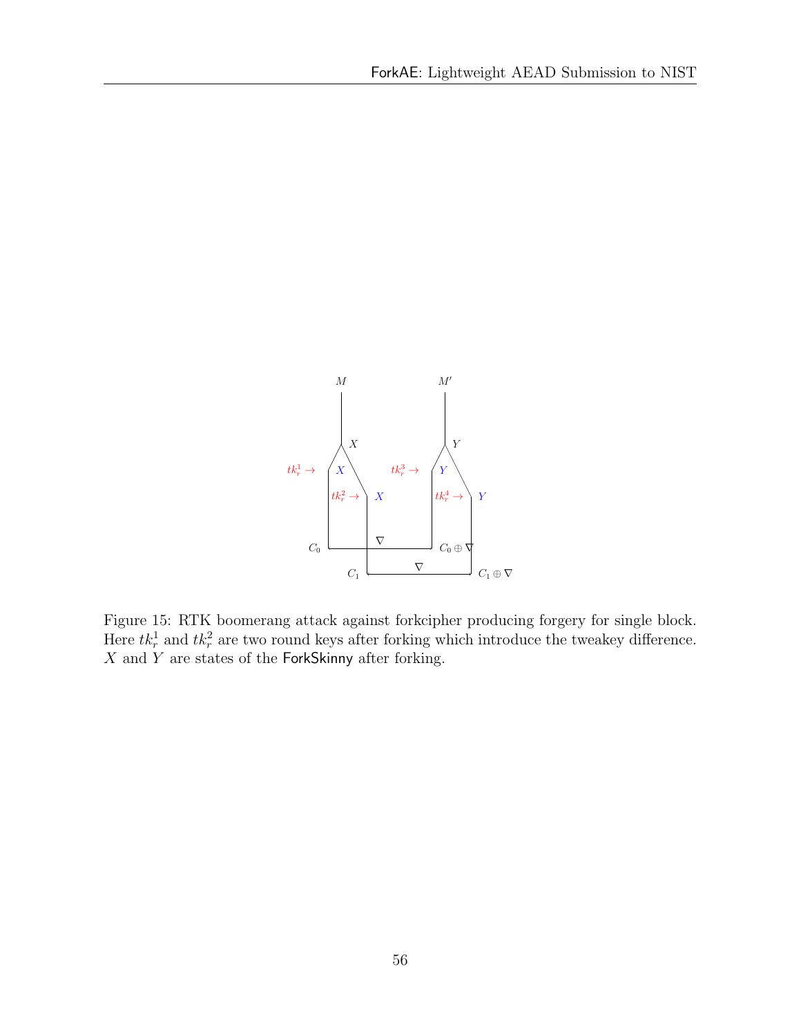$M$

$M'$

$X$

$Y$

$tk_r^1 \rightarrow$ $X$

$tk_r^2 \rightarrow$ $X$

$tk_r^3 \rightarrow$ $Y$

$tk_r^4 \rightarrow$ $Y$

$\nabla$

$C_0$

$C_0 \oplus \nabla$

$\nabla$

$C_1$

$C_1 \oplus \nabla$

Figure 15: RTK boomerang attack against forkcipher producing forgery for single block. Here $tk_r^1$ and $tk_r^2$ are two round keys after forking which introduce the tweakey difference. $X$ and $Y$ are states of the ForkSkinny after forking.